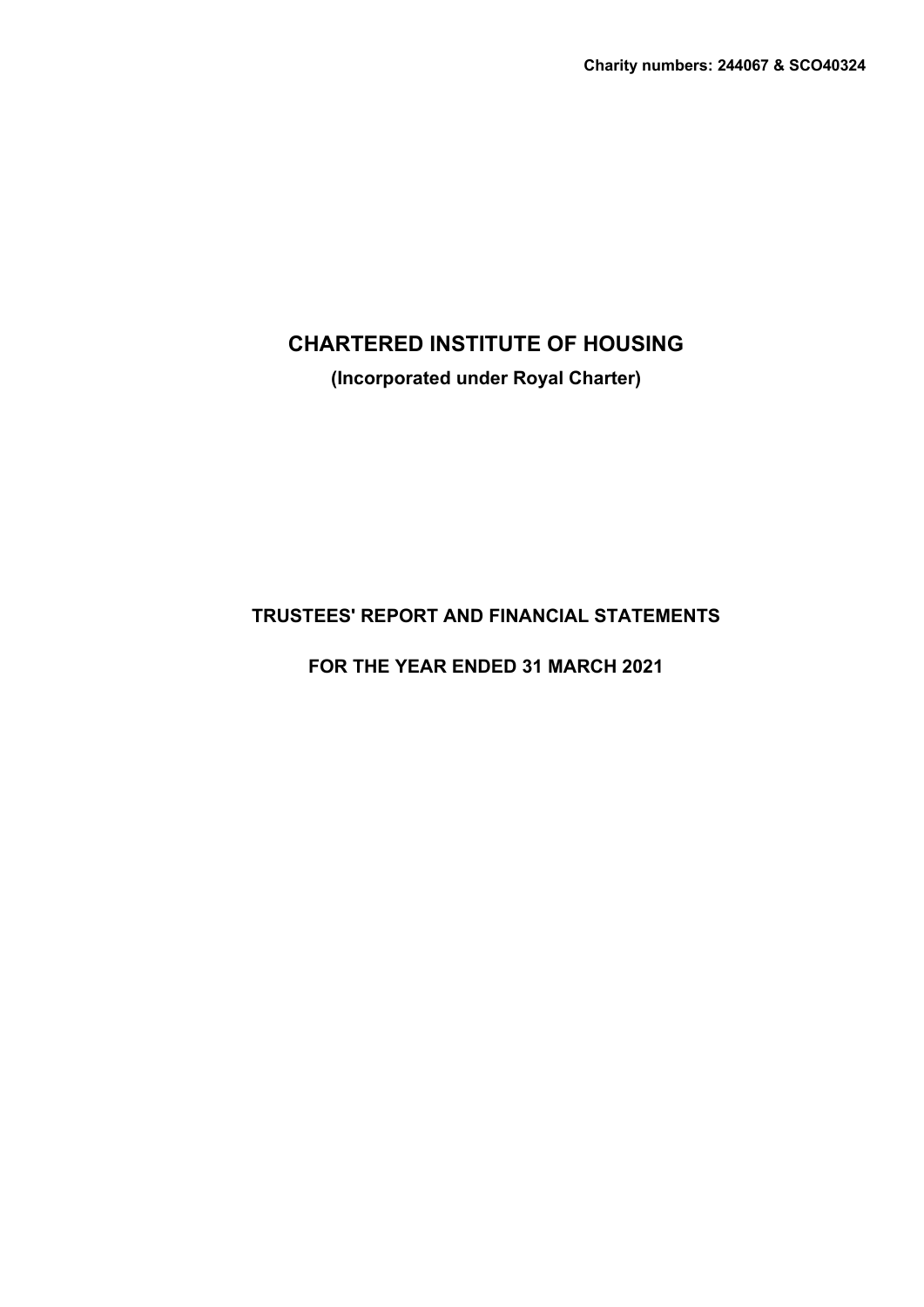Charity numbers: 244067 & SCO40324

# CHARTERED INSTITUTE OF HOUSING

**(Incorporated under Royal Charter)**

## TRUSTEES' REPORT AND FINANCIAL STATEMENTS

## FOR THE YEAR ENDED 31 MARCH 2021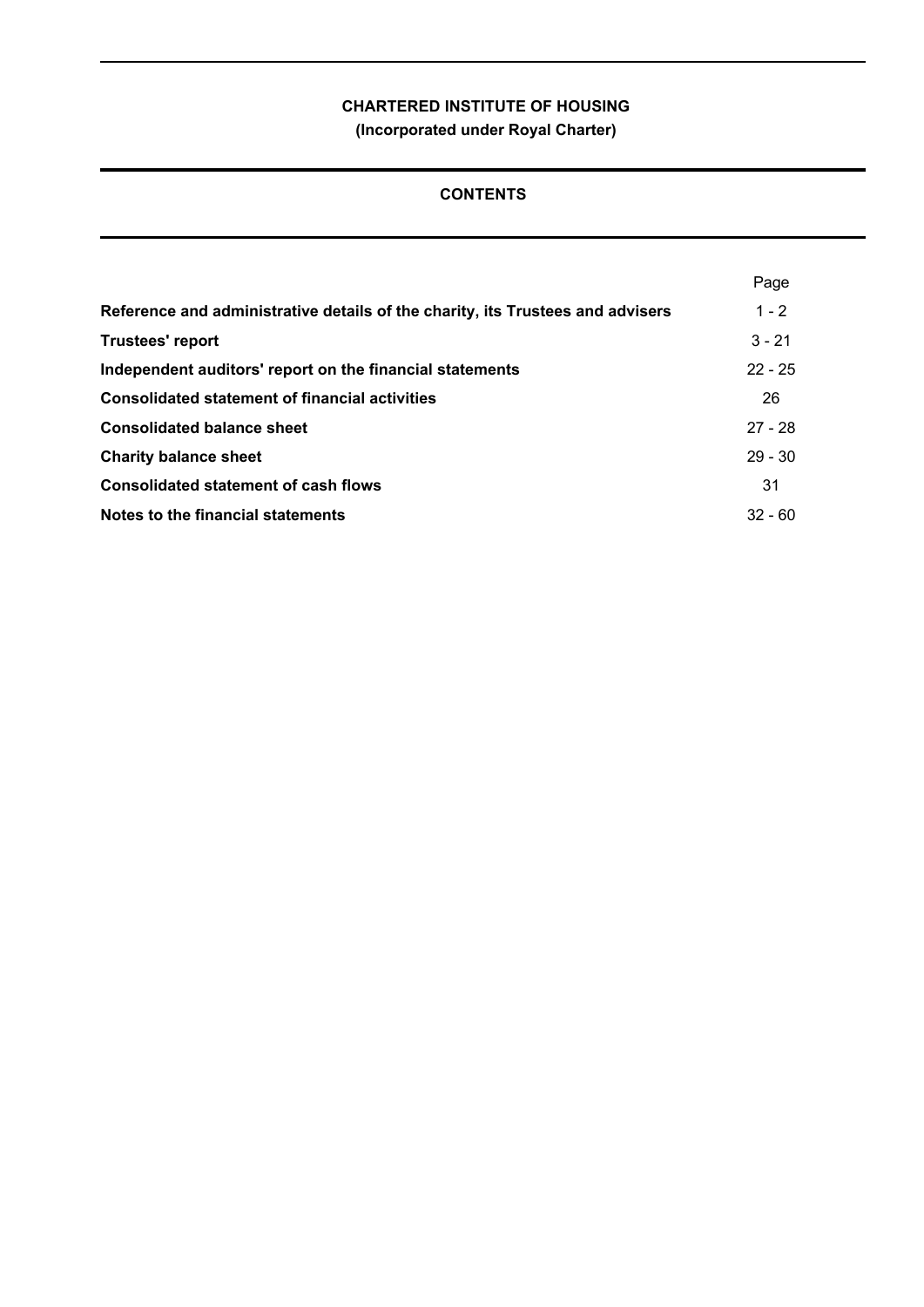**CHARTERED INSTITUTE OF HOUSING**

**(Incorporated under Royal Charter)**

## CONTENTS

| | Page |
|---|---|
| **Reference and administrative details of the charity, its Trustees and advisers** | 1 - 2 |
| **Trustees' report** | 3 - 21 |
| **Independent auditors' report on the financial statements** | 22 - 25 |
| **Consolidated statement of financial activities** | 26 |
| **Consolidated balance sheet** | 27 - 28 |
| **Charity balance sheet** | 29 - 30 |
| **Consolidated statement of cash flows** | 31 |
| **Notes to the financial statements** | 32 - 60 |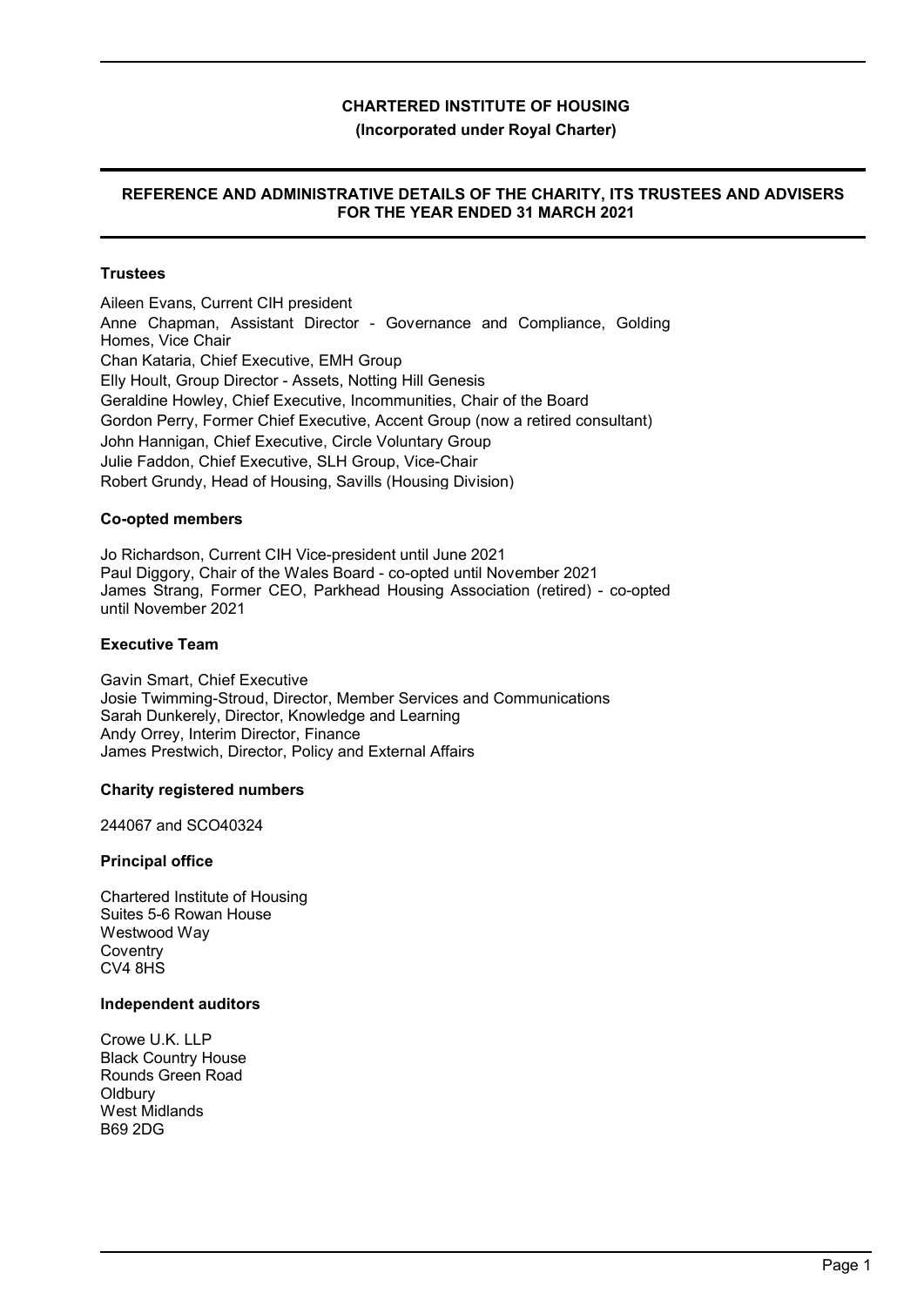# CHARTERED INSTITUTE OF HOUSING

**(Incorporated under Royal Charter)**

## REFERENCE AND ADMINISTRATIVE DETAILS OF THE CHARITY, ITS TRUSTEES AND ADVISERS FOR THE YEAR ENDED 31 MARCH 2021

### Trustees

Aileen Evans, Current CIH president
Anne Chapman, Assistant Director - Governance and Compliance, Golding Homes, Vice Chair
Chan Kataria, Chief Executive, EMH Group
Elly Hoult, Group Director - Assets, Notting Hill Genesis
Geraldine Howley, Chief Executive, Incommunities, Chair of the Board
Gordon Perry, Former Chief Executive, Accent Group (now a retired consultant)
John Hannigan, Chief Executive, Circle Voluntary Group
Julie Faddon, Chief Executive, SLH Group, Vice-Chair
Robert Grundy, Head of Housing, Savills (Housing Division)

### Co-opted members

Jo Richardson, Current CIH Vice-president until June 2021
Paul Diggory, Chair of the Wales Board - co-opted until November 2021
James Strang, Former CEO, Parkhead Housing Association (retired) - co-opted until November 2021

### Executive Team

Gavin Smart, Chief Executive
Josie Twimming-Stroud, Director, Member Services and Communications
Sarah Dunkerely, Director, Knowledge and Learning
Andy Orrey, Interim Director, Finance
James Prestwich, Director, Policy and External Affairs

### Charity registered numbers

244067 and SCO40324

### Principal office

Chartered Institute of Housing
Suites 5-6 Rowan House
Westwood Way
Coventry
CV4 8HS

### Independent auditors

Crowe U.K. LLP
Black Country House
Rounds Green Road
Oldbury
West Midlands
B69 2DG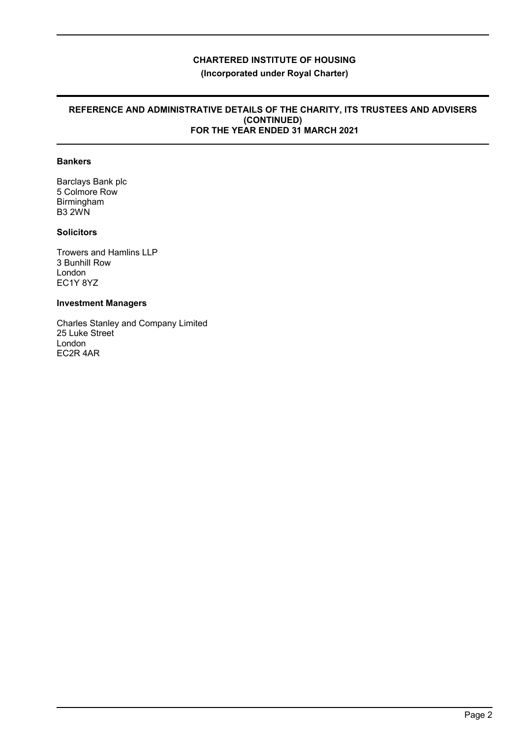# CHARTERED INSTITUTE OF HOUSING

**(Incorporated under Royal Charter)**

## REFERENCE AND ADMINISTRATIVE DETAILS OF THE CHARITY, ITS TRUSTEES AND ADVISERS (CONTINUED) FOR THE YEAR ENDED 31 MARCH 2021

### Bankers

Barclays Bank plc
5 Colmore Row
Birmingham
B3 2WN

### Solicitors

Trowers and Hamlins LLP
3 Bunhill Row
London
EC1Y 8YZ

### Investment Managers

Charles Stanley and Company Limited
25 Luke Street
London
EC2R 4AR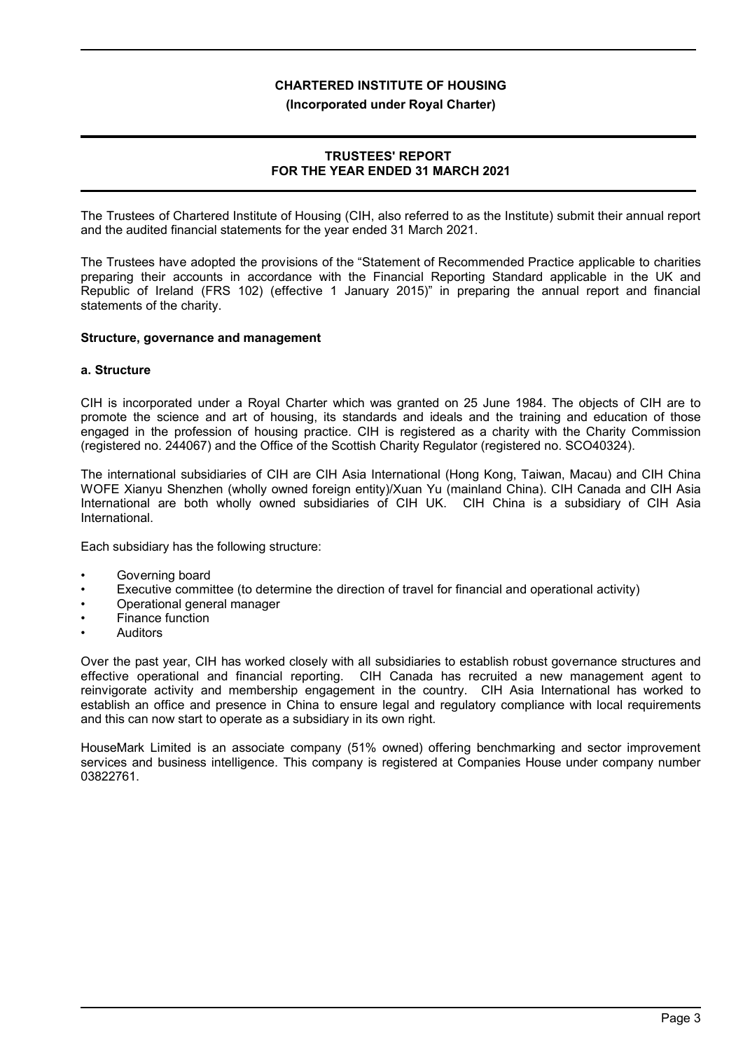# CHARTERED INSTITUTE OF HOUSING

**(Incorporated under Royal Charter)**

## TRUSTEES' REPORT FOR THE YEAR ENDED 31 MARCH 2021

The Trustees of Chartered Institute of Housing (CIH, also referred to as the Institute) submit their annual report and the audited financial statements for the year ended 31 March 2021.

The Trustees have adopted the provisions of the "Statement of Recommended Practice applicable to charities preparing their accounts in accordance with the Financial Reporting Standard applicable in the UK and Republic of Ireland (FRS 102) (effective 1 January 2015)" in preparing the annual report and financial statements of the charity.

### Structure, governance and management

#### a. Structure

CIH is incorporated under a Royal Charter which was granted on 25 June 1984. The objects of CIH are to promote the science and art of housing, its standards and ideals and the training and education of those engaged in the profession of housing practice. CIH is registered as a charity with the Charity Commission (registered no. 244067) and the Office of the Scottish Charity Regulator (registered no. SCO40324).

The international subsidiaries of CIH are CIH Asia International (Hong Kong, Taiwan, Macau) and CIH China WOFE Xianyu Shenzhen (wholly owned foreign entity)/Xuan Yu (mainland China). CIH Canada and CIH Asia International are both wholly owned subsidiaries of CIH UK. CIH China is a subsidiary of CIH Asia International.

Each subsidiary has the following structure:

- Governing board
- Executive committee (to determine the direction of travel for financial and operational activity)
- Operational general manager
- Finance function
- Auditors

Over the past year, CIH has worked closely with all subsidiaries to establish robust governance structures and effective operational and financial reporting. CIH Canada has recruited a new management agent to reinvigorate activity and membership engagement in the country. CIH Asia International has worked to establish an office and presence in China to ensure legal and regulatory compliance with local requirements and this can now start to operate as a subsidiary in its own right.

HouseMark Limited is an associate company (51% owned) offering benchmarking and sector improvement services and business intelligence. This company is registered at Companies House under company number 03822761.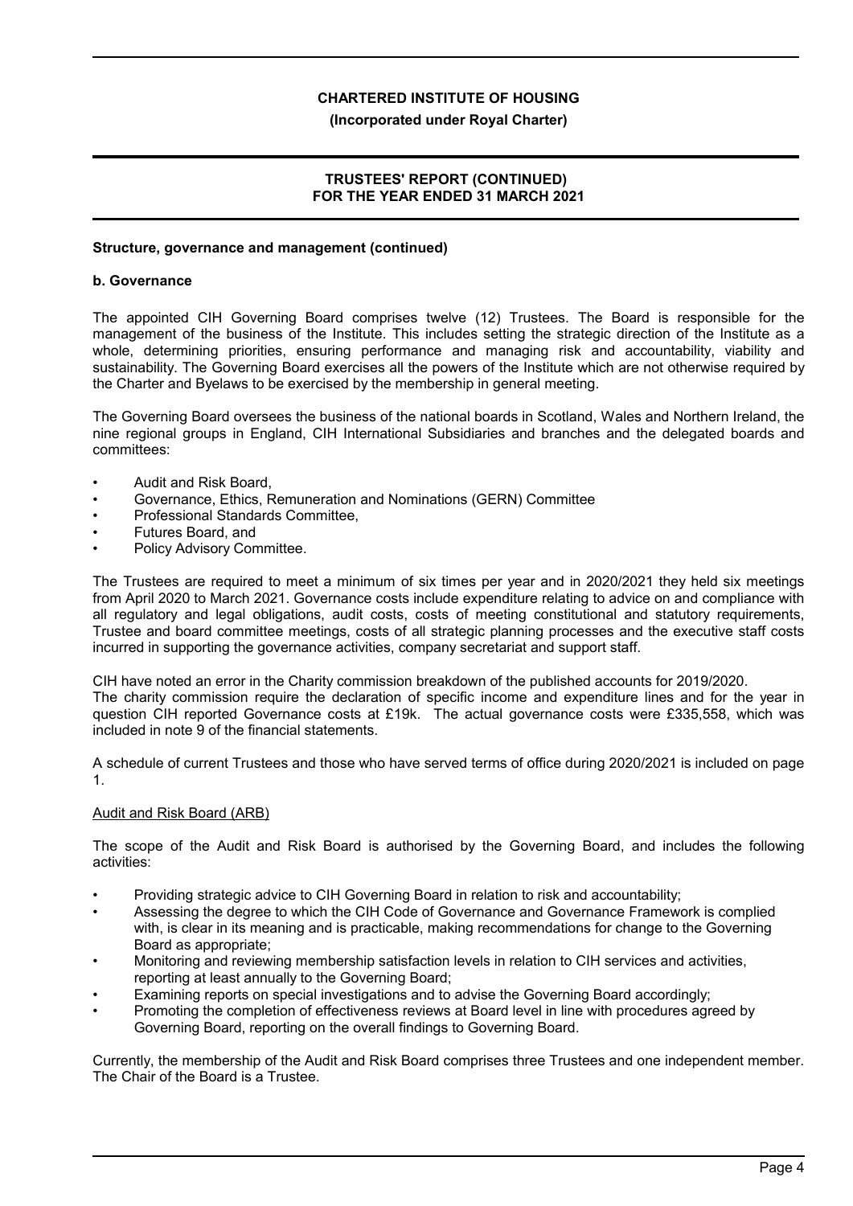## Structure, governance and management (continued)

### b. Governance

The appointed CIH Governing Board comprises twelve (12) Trustees. The Board is responsible for the management of the business of the Institute. This includes setting the strategic direction of the Institute as a whole, determining priorities, ensuring performance and managing risk and accountability, viability and sustainability. The Governing Board exercises all the powers of the Institute which are not otherwise required by the Charter and Byelaws to be exercised by the membership in general meeting.

The Governing Board oversees the business of the national boards in Scotland, Wales and Northern Ireland, the nine regional groups in England, CIH International Subsidiaries and branches and the delegated boards and committees:

- Audit and Risk Board,
- Governance, Ethics, Remuneration and Nominations (GERN) Committee
- Professional Standards Committee,
- Futures Board, and
- Policy Advisory Committee.

The Trustees are required to meet a minimum of six times per year and in 2020/2021 they held six meetings from April 2020 to March 2021. Governance costs include expenditure relating to advice on and compliance with all regulatory and legal obligations, audit costs, costs of meeting constitutional and statutory requirements, Trustee and board committee meetings, costs of all strategic planning processes and the executive staff costs incurred in supporting the governance activities, company secretariat and support staff.

CIH have noted an error in the Charity commission breakdown of the published accounts for 2019/2020.
The charity commission require the declaration of specific income and expenditure lines and for the year in question CIH reported Governance costs at £19k. The actual governance costs were £335,558, which was included in note 9 of the financial statements.

A schedule of current Trustees and those who have served terms of office during 2020/2021 is included on page 1.

Audit and Risk Board (ARB)

The scope of the Audit and Risk Board is authorised by the Governing Board, and includes the following activities:

- Providing strategic advice to CIH Governing Board in relation to risk and accountability;
- Assessing the degree to which the CIH Code of Governance and Governance Framework is complied with, is clear in its meaning and is practicable, making recommendations for change to the Governing Board as appropriate;
- Monitoring and reviewing membership satisfaction levels in relation to CIH services and activities, reporting at least annually to the Governing Board;
- Examining reports on special investigations and to advise the Governing Board accordingly;
- Promoting the completion of effectiveness reviews at Board level in line with procedures agreed by Governing Board, reporting on the overall findings to Governing Board.

Currently, the membership of the Audit and Risk Board comprises three Trustees and one independent member. The Chair of the Board is a Trustee.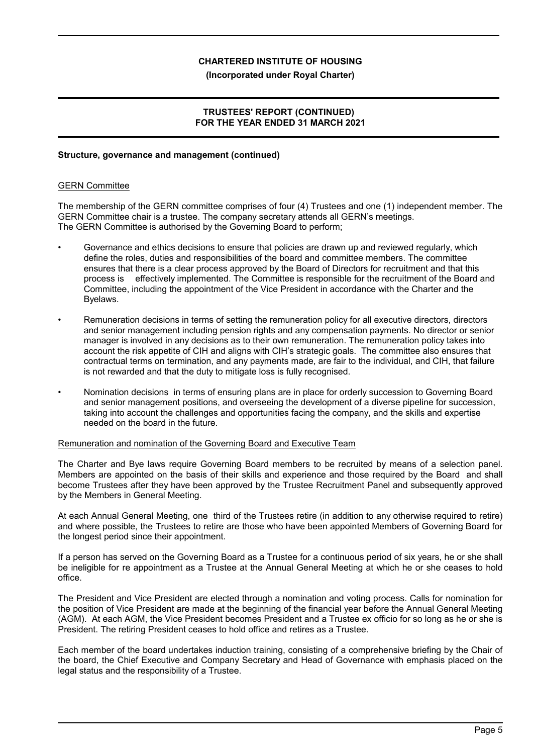## Structure, governance and management (continued)

GERN Committee

The membership of the GERN committee comprises of four (4) Trustees and one (1) independent member. The GERN Committee chair is a trustee. The company secretary attends all GERN's meetings.
The GERN Committee is authorised by the Governing Board to perform;

- Governance and ethics decisions to ensure that policies are drawn up and reviewed regularly, which define the roles, duties and responsibilities of the board and committee members. The committee ensures that there is a clear process approved by the Board of Directors for recruitment and that this process is effectively implemented. The Committee is responsible for the recruitment of the Board and Committee, including the appointment of the Vice President in accordance with the Charter and the Byelaws.
- Remuneration decisions in terms of setting the remuneration policy for all executive directors, directors and senior management including pension rights and any compensation payments. No director or senior manager is involved in any decisions as to their own remuneration. The remuneration policy takes into account the risk appetite of CIH and aligns with CIH's strategic goals. The committee also ensures that contractual terms on termination, and any payments made, are fair to the individual, and CIH, that failure is not rewarded and that the duty to mitigate loss is fully recognised.
- Nomination decisions in terms of ensuring plans are in place for orderly succession to Governing Board and senior management positions, and overseeing the development of a diverse pipeline for succession, taking into account the challenges and opportunities facing the company, and the skills and expertise needed on the board in the future.

Remuneration and nomination of the Governing Board and Executive Team

The Charter and Bye laws require Governing Board members to be recruited by means of a selection panel. Members are appointed on the basis of their skills and experience and those required by the Board and shall become Trustees after they have been approved by the Trustee Recruitment Panel and subsequently approved by the Members in General Meeting.

At each Annual General Meeting, one third of the Trustees retire (in addition to any otherwise required to retire) and where possible, the Trustees to retire are those who have been appointed Members of Governing Board for the longest period since their appointment.

If a person has served on the Governing Board as a Trustee for a continuous period of six years, he or she shall be ineligible for re appointment as a Trustee at the Annual General Meeting at which he or she ceases to hold office.

The President and Vice President are elected through a nomination and voting process. Calls for nomination for the position of Vice President are made at the beginning of the financial year before the Annual General Meeting (AGM). At each AGM, the Vice President becomes President and a Trustee ex officio for so long as he or she is President. The retiring President ceases to hold office and retires as a Trustee.

Each member of the board undertakes induction training, consisting of a comprehensive briefing by the Chair of the board, the Chief Executive and Company Secretary and Head of Governance with emphasis placed on the legal status and the responsibility of a Trustee.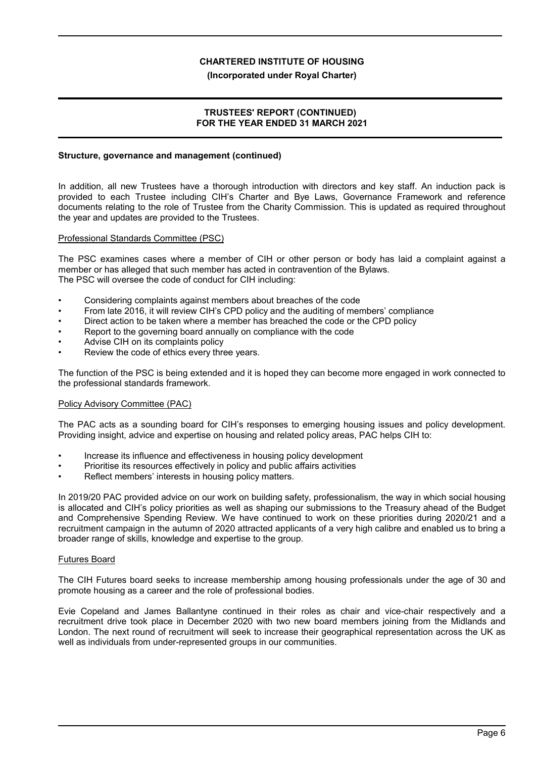### Structure, governance and management (continued)

In addition, all new Trustees have a thorough introduction with directors and key staff. An induction pack is provided to each Trustee including CIH's Charter and Bye Laws, Governance Framework and reference documents relating to the role of Trustee from the Charity Commission. This is updated as required throughout the year and updates are provided to the Trustees.

#### Professional Standards Committee (PSC)

The PSC examines cases where a member of CIH or other person or body has laid a complaint against a member or has alleged that such member has acted in contravention of the Bylaws.
The PSC will oversee the code of conduct for CIH including:

- Considering complaints against members about breaches of the code
- From late 2016, it will review CIH's CPD policy and the auditing of members' compliance
- Direct action to be taken where a member has breached the code or the CPD policy
- Report to the governing board annually on compliance with the code
- Advise CIH on its complaints policy
- Review the code of ethics every three years.

The function of the PSC is being extended and it is hoped they can become more engaged in work connected to the professional standards framework.

#### Policy Advisory Committee (PAC)

The PAC acts as a sounding board for CIH's responses to emerging housing issues and policy development. Providing insight, advice and expertise on housing and related policy areas, PAC helps CIH to:

- Increase its influence and effectiveness in housing policy development
- Prioritise its resources effectively in policy and public affairs activities
- Reflect members' interests in housing policy matters.

In 2019/20 PAC provided advice on our work on building safety, professionalism, the way in which social housing is allocated and CIH's policy priorities as well as shaping our submissions to the Treasury ahead of the Budget and Comprehensive Spending Review. We have continued to work on these priorities during 2020/21 and a recruitment campaign in the autumn of 2020 attracted applicants of a very high calibre and enabled us to bring a broader range of skills, knowledge and expertise to the group.

#### Futures Board

The CIH Futures board seeks to increase membership among housing professionals under the age of 30 and promote housing as a career and the role of professional bodies.

Evie Copeland and James Ballantyne continued in their roles as chair and vice-chair respectively and a recruitment drive took place in December 2020 with two new board members joining from the Midlands and London. The next round of recruitment will seek to increase their geographical representation across the UK as well as individuals from under-represented groups in our communities.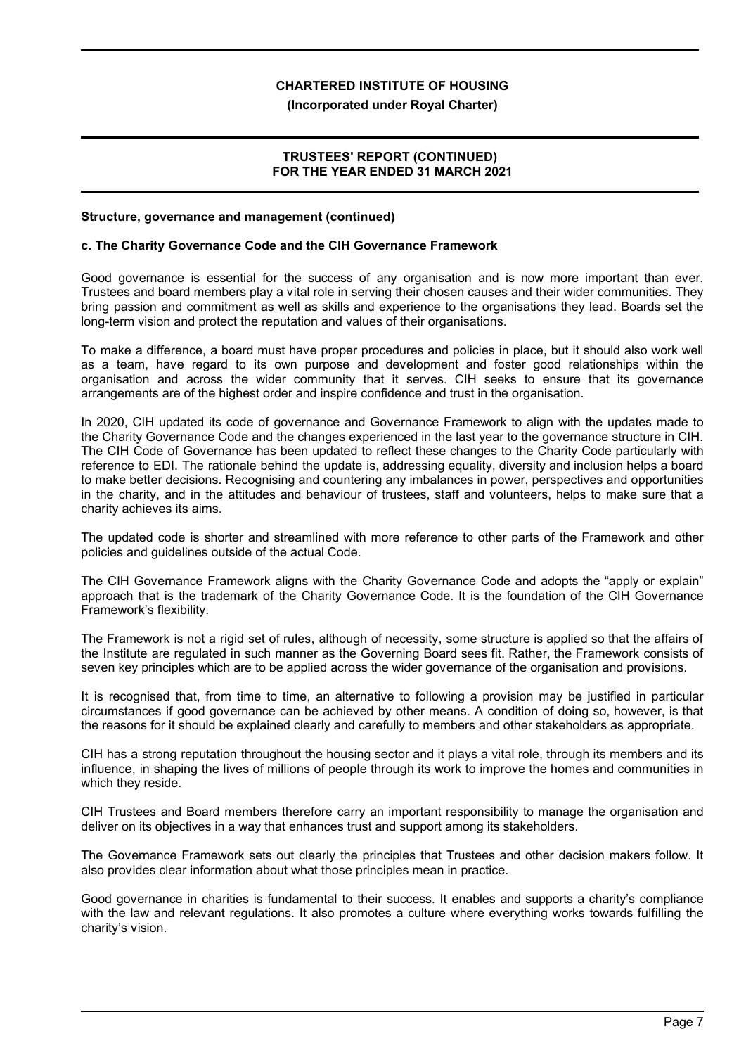**Structure, governance and management (continued)**

**c. The Charity Governance Code and the CIH Governance Framework**

Good governance is essential for the success of any organisation and is now more important than ever. Trustees and board members play a vital role in serving their chosen causes and their wider communities. They bring passion and commitment as well as skills and experience to the organisations they lead. Boards set the long-term vision and protect the reputation and values of their organisations.

To make a difference, a board must have proper procedures and policies in place, but it should also work well as a team, have regard to its own purpose and development and foster good relationships within the organisation and across the wider community that it serves. CIH seeks to ensure that its governance arrangements are of the highest order and inspire confidence and trust in the organisation.

In 2020, CIH updated its code of governance and Governance Framework to align with the updates made to the Charity Governance Code and the changes experienced in the last year to the governance structure in CIH. The CIH Code of Governance has been updated to reflect these changes to the Charity Code particularly with reference to EDI. The rationale behind the update is, addressing equality, diversity and inclusion helps a board to make better decisions. Recognising and countering any imbalances in power, perspectives and opportunities in the charity, and in the attitudes and behaviour of trustees, staff and volunteers, helps to make sure that a charity achieves its aims.

The updated code is shorter and streamlined with more reference to other parts of the Framework and other policies and guidelines outside of the actual Code.

The CIH Governance Framework aligns with the Charity Governance Code and adopts the "apply or explain" approach that is the trademark of the Charity Governance Code. It is the foundation of the CIH Governance Framework's flexibility.

The Framework is not a rigid set of rules, although of necessity, some structure is applied so that the affairs of the Institute are regulated in such manner as the Governing Board sees fit. Rather, the Framework consists of seven key principles which are to be applied across the wider governance of the organisation and provisions.

It is recognised that, from time to time, an alternative to following a provision may be justified in particular circumstances if good governance can be achieved by other means. A condition of doing so, however, is that the reasons for it should be explained clearly and carefully to members and other stakeholders as appropriate.

CIH has a strong reputation throughout the housing sector and it plays a vital role, through its members and its influence, in shaping the lives of millions of people through its work to improve the homes and communities in which they reside.

CIH Trustees and Board members therefore carry an important responsibility to manage the organisation and deliver on its objectives in a way that enhances trust and support among its stakeholders.

The Governance Framework sets out clearly the principles that Trustees and other decision makers follow. It also provides clear information about what those principles mean in practice.

Good governance in charities is fundamental to their success. It enables and supports a charity's compliance with the law and relevant regulations. It also promotes a culture where everything works towards fulfilling the charity's vision.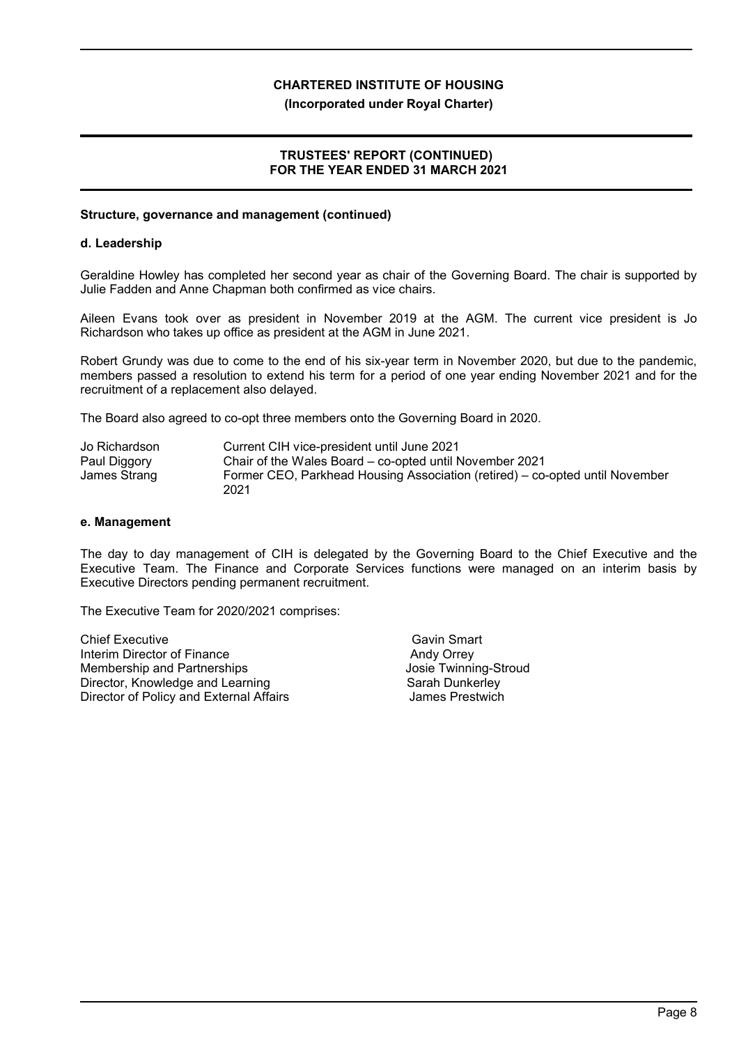**Structure, governance and management (continued)**

**d. Leadership**

Geraldine Howley has completed her second year as chair of the Governing Board. The chair is supported by Julie Fadden and Anne Chapman both confirmed as vice chairs.

Aileen Evans took over as president in November 2019 at the AGM. The current vice president is Jo Richardson who takes up office as president at the AGM in June 2021.

Robert Grundy was due to come to the end of his six-year term in November 2020, but due to the pandemic, members passed a resolution to extend his term for a period of one year ending November 2021 and for the recruitment of a replacement also delayed.

The Board also agreed to co-opt three members onto the Governing Board in 2020.

| | |
|---|---|
| Jo Richardson | Current CIH vice-president until June 2021 |
| Paul Diggory | Chair of the Wales Board – co-opted until November 2021 |
| James Strang | Former CEO, Parkhead Housing Association (retired) – co-opted until November 2021 |

**e. Management**

The day to day management of CIH is delegated by the Governing Board to the Chief Executive and the Executive Team. The Finance and Corporate Services functions were managed on an interim basis by Executive Directors pending permanent recruitment.

The Executive Team for 2020/2021 comprises:

| | |
|---|---|
| Chief Executive | Gavin Smart |
| Interim Director of Finance | Andy Orrey |
| Membership and Partnerships | Josie Twinning-Stroud |
| Director, Knowledge and Learning | Sarah Dunkerley |
| Director of Policy and External Affairs | James Prestwich |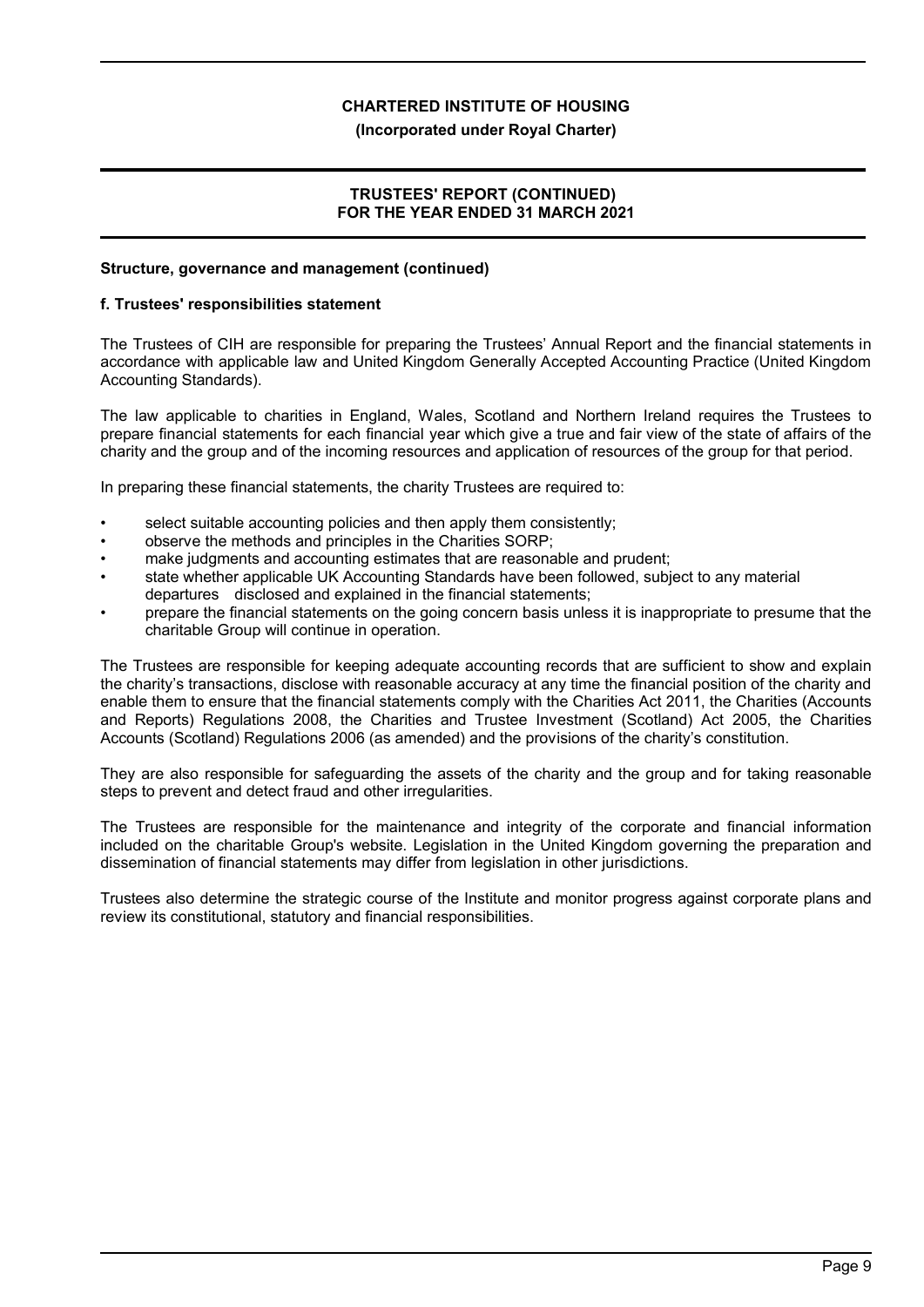### Structure, governance and management (continued)

#### f. Trustees' responsibilities statement

The Trustees of CIH are responsible for preparing the Trustees' Annual Report and the financial statements in accordance with applicable law and United Kingdom Generally Accepted Accounting Practice (United Kingdom Accounting Standards).

The law applicable to charities in England, Wales, Scotland and Northern Ireland requires the Trustees to prepare financial statements for each financial year which give a true and fair view of the state of affairs of the charity and the group and of the incoming resources and application of resources of the group for that period.

In preparing these financial statements, the charity Trustees are required to:

- select suitable accounting policies and then apply them consistently;
- observe the methods and principles in the Charities SORP;
- make judgments and accounting estimates that are reasonable and prudent;
- state whether applicable UK Accounting Standards have been followed, subject to any material departures disclosed and explained in the financial statements;
- prepare the financial statements on the going concern basis unless it is inappropriate to presume that the charitable Group will continue in operation.

The Trustees are responsible for keeping adequate accounting records that are sufficient to show and explain the charity's transactions, disclose with reasonable accuracy at any time the financial position of the charity and enable them to ensure that the financial statements comply with the Charities Act 2011, the Charities (Accounts and Reports) Regulations 2008, the Charities and Trustee Investment (Scotland) Act 2005, the Charities Accounts (Scotland) Regulations 2006 (as amended) and the provisions of the charity's constitution.

They are also responsible for safeguarding the assets of the charity and the group and for taking reasonable steps to prevent and detect fraud and other irregularities.

The Trustees are responsible for the maintenance and integrity of the corporate and financial information included on the charitable Group's website. Legislation in the United Kingdom governing the preparation and dissemination of financial statements may differ from legislation in other jurisdictions.

Trustees also determine the strategic course of the Institute and monitor progress against corporate plans and review its constitutional, statutory and financial responsibilities.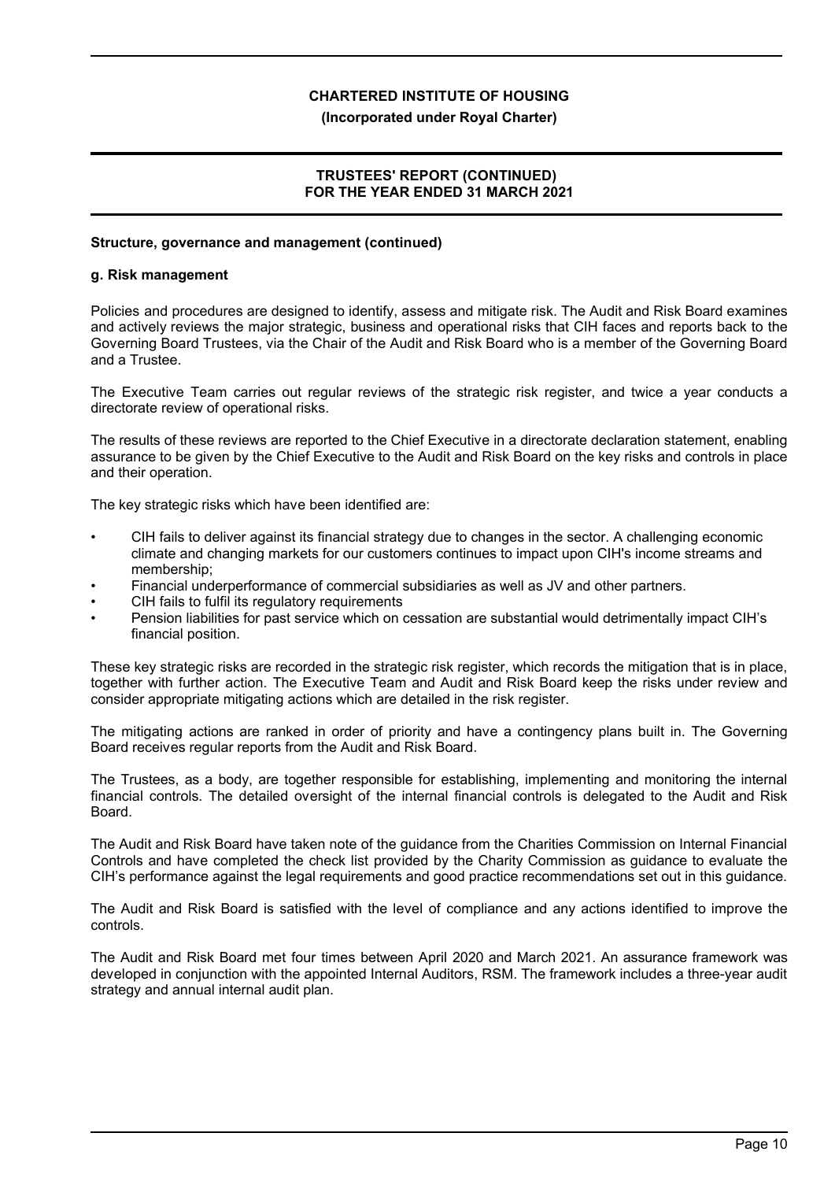**Structure, governance and management (continued)**

**g. Risk management**

Policies and procedures are designed to identify, assess and mitigate risk. The Audit and Risk Board examines and actively reviews the major strategic, business and operational risks that CIH faces and reports back to the Governing Board Trustees, via the Chair of the Audit and Risk Board who is a member of the Governing Board and a Trustee.

The Executive Team carries out regular reviews of the strategic risk register, and twice a year conducts a directorate review of operational risks.

The results of these reviews are reported to the Chief Executive in a directorate declaration statement, enabling assurance to be given by the Chief Executive to the Audit and Risk Board on the key risks and controls in place and their operation.

The key strategic risks which have been identified are:

- CIH fails to deliver against its financial strategy due to changes in the sector. A challenging economic climate and changing markets for our customers continues to impact upon CIH's income streams and membership;
- Financial underperformance of commercial subsidiaries as well as JV and other partners.
- CIH fails to fulfil its regulatory requirements
- Pension liabilities for past service which on cessation are substantial would detrimentally impact CIH's financial position.

These key strategic risks are recorded in the strategic risk register, which records the mitigation that is in place, together with further action. The Executive Team and Audit and Risk Board keep the risks under review and consider appropriate mitigating actions which are detailed in the risk register.

The mitigating actions are ranked in order of priority and have a contingency plans built in. The Governing Board receives regular reports from the Audit and Risk Board.

The Trustees, as a body, are together responsible for establishing, implementing and monitoring the internal financial controls. The detailed oversight of the internal financial controls is delegated to the Audit and Risk Board.

The Audit and Risk Board have taken note of the guidance from the Charities Commission on Internal Financial Controls and have completed the check list provided by the Charity Commission as guidance to evaluate the CIH's performance against the legal requirements and good practice recommendations set out in this guidance.

The Audit and Risk Board is satisfied with the level of compliance and any actions identified to improve the controls.

The Audit and Risk Board met four times between April 2020 and March 2021. An assurance framework was developed in conjunction with the appointed Internal Auditors, RSM. The framework includes a three-year audit strategy and annual internal audit plan.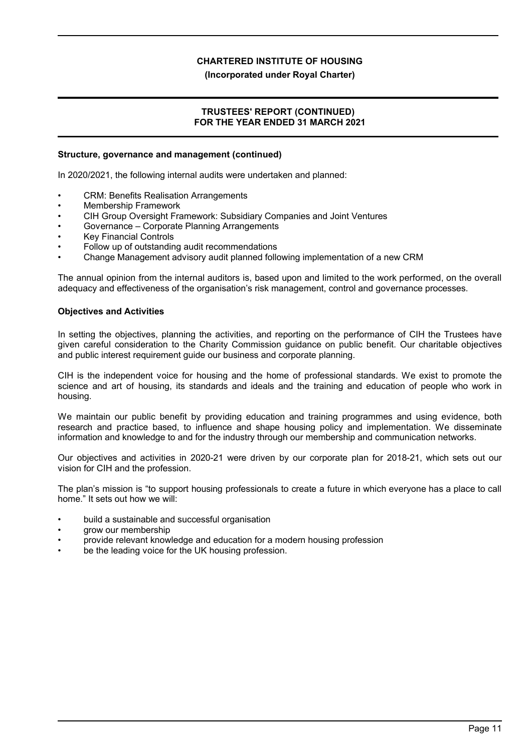**Structure, governance and management (continued)**

In 2020/2021, the following internal audits were undertaken and planned:

- CRM: Benefits Realisation Arrangements
- Membership Framework
- CIH Group Oversight Framework: Subsidiary Companies and Joint Ventures
- Governance – Corporate Planning Arrangements
- Key Financial Controls
- Follow up of outstanding audit recommendations
- Change Management advisory audit planned following implementation of a new CRM

The annual opinion from the internal auditors is, based upon and limited to the work performed, on the overall adequacy and effectiveness of the organisation's risk management, control and governance processes.

**Objectives and Activities**

In setting the objectives, planning the activities, and reporting on the performance of CIH the Trustees have given careful consideration to the Charity Commission guidance on public benefit. Our charitable objectives and public interest requirement guide our business and corporate planning.

CIH is the independent voice for housing and the home of professional standards. We exist to promote the science and art of housing, its standards and ideals and the training and education of people who work in housing.

We maintain our public benefit by providing education and training programmes and using evidence, both research and practice based, to influence and shape housing policy and implementation. We disseminate information and knowledge to and for the industry through our membership and communication networks.

Our objectives and activities in 2020-21 were driven by our corporate plan for 2018-21, which sets out our vision for CIH and the profession.

The plan's mission is "to support housing professionals to create a future in which everyone has a place to call home." It sets out how we will:

- build a sustainable and successful organisation
- grow our membership
- provide relevant knowledge and education for a modern housing profession
- be the leading voice for the UK housing profession.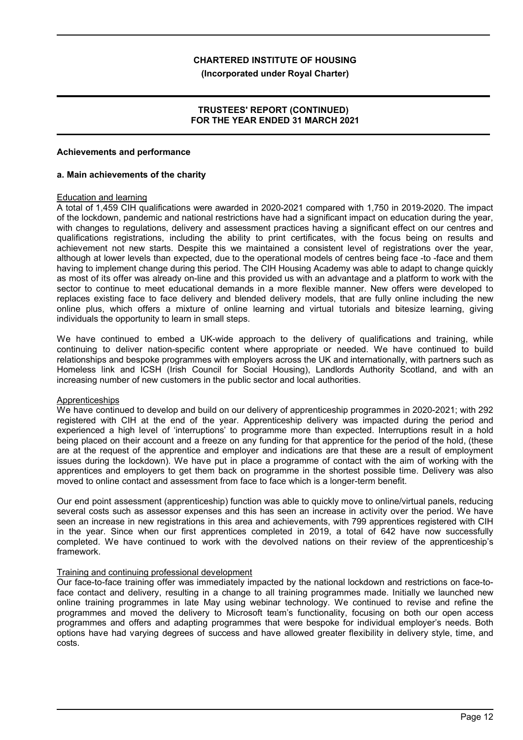**CHARTERED INSTITUTE OF HOUSING**

**(Incorporated under Royal Charter)**

**TRUSTEES' REPORT (CONTINUED)
FOR THE YEAR ENDED 31 MARCH 2021**

## Achievements and performance

### a. Main achievements of the charity

Education and learning

A total of 1,459 CIH qualifications were awarded in 2020-2021 compared with 1,750 in 2019-2020. The impact of the lockdown, pandemic and national restrictions have had a significant impact on education during the year, with changes to regulations, delivery and assessment practices having a significant effect on our centres and qualifications registrations, including the ability to print certificates, with the focus being on results and achievement not new starts. Despite this we maintained a consistent level of registrations over the year, although at lower levels than expected, due to the operational models of centres being face -to -face and them having to implement change during this period. The CIH Housing Academy was able to adapt to change quickly as most of its offer was already on-line and this provided us with an advantage and a platform to work with the sector to continue to meet educational demands in a more flexible manner. New offers were developed to replaces existing face to face delivery and blended delivery models, that are fully online including the new online plus, which offers a mixture of online learning and virtual tutorials and bitesize learning, giving individuals the opportunity to learn in small steps.

We have continued to embed a UK-wide approach to the delivery of qualifications and training, while continuing to deliver nation-specific content where appropriate or needed. We have continued to build relationships and bespoke programmes with employers across the UK and internationally, with partners such as Homeless link and ICSH (Irish Council for Social Housing), Landlords Authority Scotland, and with an increasing number of new customers in the public sector and local authorities.

Apprenticeships

We have continued to develop and build on our delivery of apprenticeship programmes in 2020-2021; with 292 registered with CIH at the end of the year. Apprenticeship delivery was impacted during the period and experienced a high level of 'interruptions' to programme more than expected. Interruptions result in a hold being placed on their account and a freeze on any funding for that apprentice for the period of the hold, (these are at the request of the apprentice and employer and indications are that these are a result of employment issues during the lockdown). We have put in place a programme of contact with the aim of working with the apprentices and employers to get them back on programme in the shortest possible time. Delivery was also moved to online contact and assessment from face to face which is a longer-term benefit.

Our end point assessment (apprenticeship) function was able to quickly move to online/virtual panels, reducing several costs such as assessor expenses and this has seen an increase in activity over the period. We have seen an increase in new registrations in this area and achievements, with 799 apprentices registered with CIH in the year. Since when our first apprentices completed in 2019, a total of 642 have now successfully completed. We have continued to work with the devolved nations on their review of the apprenticeship's framework.

Training and continuing professional development

Our face-to-face training offer was immediately impacted by the national lockdown and restrictions on face-to-face contact and delivery, resulting in a change to all training programmes made. Initially we launched new online training programmes in late May using webinar technology. We continued to revise and refine the programmes and moved the delivery to Microsoft team's functionality, focusing on both our open access programmes and offers and adapting programmes that were bespoke for individual employer's needs. Both options have had varying degrees of success and have allowed greater flexibility in delivery style, time, and costs.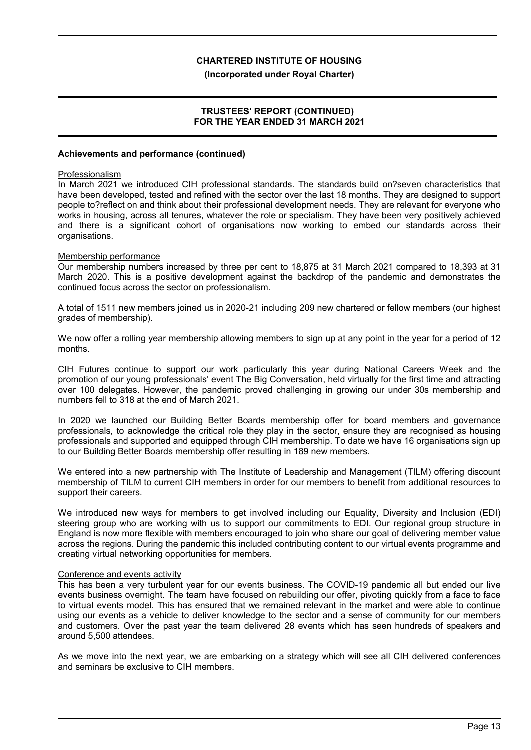**CHARTERED INSTITUTE OF HOUSING**

**(Incorporated under Royal Charter)**

**TRUSTEES' REPORT (CONTINUED)**
**FOR THE YEAR ENDED 31 MARCH 2021**

**Achievements and performance (continued)**

Professionalism

In March 2021 we introduced CIH professional standards. The standards build on?seven characteristics that have been developed, tested and refined with the sector over the last 18 months. They are designed to support people to?reflect on and think about their professional development needs. They are relevant for everyone who works in housing, across all tenures, whatever the role or specialism. They have been very positively achieved and there is a significant cohort of organisations now working to embed our standards across their organisations.

Membership performance

Our membership numbers increased by three per cent to 18,875 at 31 March 2021 compared to 18,393 at 31 March 2020. This is a positive development against the backdrop of the pandemic and demonstrates the continued focus across the sector on professionalism.

A total of 1511 new members joined us in 2020-21 including 209 new chartered or fellow members (our highest grades of membership).

We now offer a rolling year membership allowing members to sign up at any point in the year for a period of 12 months.

CIH Futures continue to support our work particularly this year during National Careers Week and the promotion of our young professionals' event The Big Conversation, held virtually for the first time and attracting over 100 delegates. However, the pandemic proved challenging in growing our under 30s membership and numbers fell to 318 at the end of March 2021.

In 2020 we launched our Building Better Boards membership offer for board members and governance professionals, to acknowledge the critical role they play in the sector, ensure they are recognised as housing professionals and supported and equipped through CIH membership. To date we have 16 organisations sign up to our Building Better Boards membership offer resulting in 189 new members.

We entered into a new partnership with The Institute of Leadership and Management (TILM) offering discount membership of TILM to current CIH members in order for our members to benefit from additional resources to support their careers.

We introduced new ways for members to get involved including our Equality, Diversity and Inclusion (EDI) steering group who are working with us to support our commitments to EDI. Our regional group structure in England is now more flexible with members encouraged to join who share our goal of delivering member value across the regions. During the pandemic this included contributing content to our virtual events programme and creating virtual networking opportunities for members.

Conference and events activity

This has been a very turbulent year for our events business. The COVID-19 pandemic all but ended our live events business overnight. The team have focused on rebuilding our offer, pivoting quickly from a face to face to virtual events model. This has ensured that we remained relevant in the market and were able to continue using our events as a vehicle to deliver knowledge to the sector and a sense of community for our members and customers. Over the past year the team delivered 28 events which has seen hundreds of speakers and around 5,500 attendees.

As we move into the next year, we are embarking on a strategy which will see all CIH delivered conferences and seminars be exclusive to CIH members.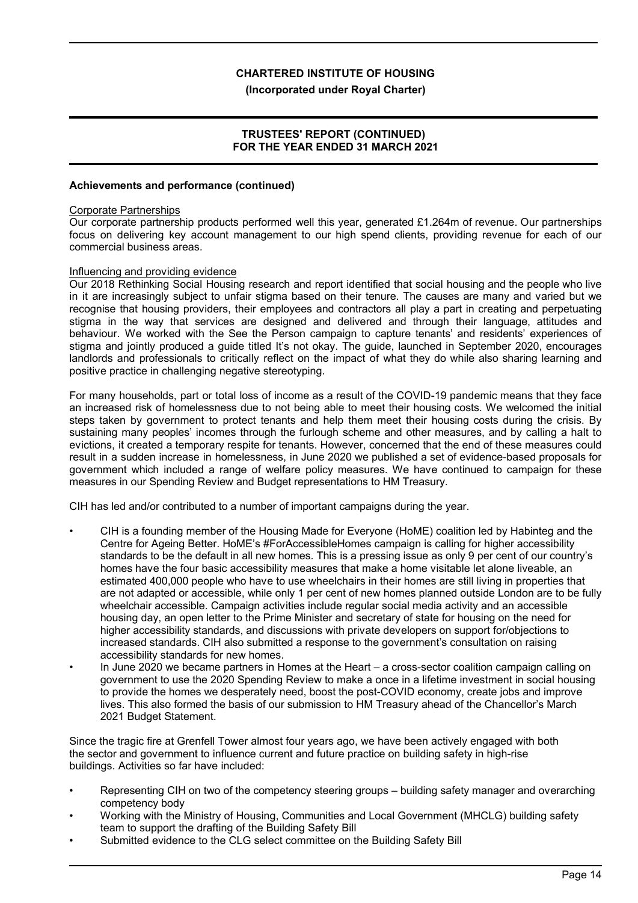**Achievements and performance (continued)**

Corporate Partnerships

Our corporate partnership products performed well this year, generated £1.264m of revenue. Our partnerships focus on delivering key account management to our high spend clients, providing revenue for each of our commercial business areas.

Influencing and providing evidence

Our 2018 Rethinking Social Housing research and report identified that social housing and the people who live in it are increasingly subject to unfair stigma based on their tenure. The causes are many and varied but we recognise that housing providers, their employees and contractors all play a part in creating and perpetuating stigma in the way that services are designed and delivered and through their language, attitudes and behaviour. We worked with the See the Person campaign to capture tenants' and residents' experiences of stigma and jointly produced a guide titled It's not okay. The guide, launched in September 2020, encourages landlords and professionals to critically reflect on the impact of what they do while also sharing learning and positive practice in challenging negative stereotyping.

For many households, part or total loss of income as a result of the COVID-19 pandemic means that they face an increased risk of homelessness due to not being able to meet their housing costs. We welcomed the initial steps taken by government to protect tenants and help them meet their housing costs during the crisis. By sustaining many peoples' incomes through the furlough scheme and other measures, and by calling a halt to evictions, it created a temporary respite for tenants. However, concerned that the end of these measures could result in a sudden increase in homelessness, in June 2020 we published a set of evidence-based proposals for government which included a range of welfare policy measures. We have continued to campaign for these measures in our Spending Review and Budget representations to HM Treasury.

CIH has led and/or contributed to a number of important campaigns during the year.

- CIH is a founding member of the Housing Made for Everyone (HoME) coalition led by Habinteg and the Centre for Ageing Better. HoME's #ForAccessibleHomes campaign is calling for higher accessibility standards to be the default in all new homes. This is a pressing issue as only 9 per cent of our country's homes have the four basic accessibility measures that make a home visitable let alone liveable, an estimated 400,000 people who have to use wheelchairs in their homes are still living in properties that are not adapted or accessible, while only 1 per cent of new homes planned outside London are to be fully wheelchair accessible. Campaign activities include regular social media activity and an accessible housing day, an open letter to the Prime Minister and secretary of state for housing on the need for higher accessibility standards, and discussions with private developers on support for/objections to increased standards. CIH also submitted a response to the government's consultation on raising accessibility standards for new homes.
- In June 2020 we became partners in Homes at the Heart – a cross-sector coalition campaign calling on government to use the 2020 Spending Review to make a once in a lifetime investment in social housing to provide the homes we desperately need, boost the post-COVID economy, create jobs and improve lives. This also formed the basis of our submission to HM Treasury ahead of the Chancellor's March 2021 Budget Statement.

Since the tragic fire at Grenfell Tower almost four years ago, we have been actively engaged with both the sector and government to influence current and future practice on building safety in high-rise buildings. Activities so far have included:

- Representing CIH on two of the competency steering groups – building safety manager and overarching competency body
- Working with the Ministry of Housing, Communities and Local Government (MHCLG) building safety team to support the drafting of the Building Safety Bill
- Submitted evidence to the CLG select committee on the Building Safety Bill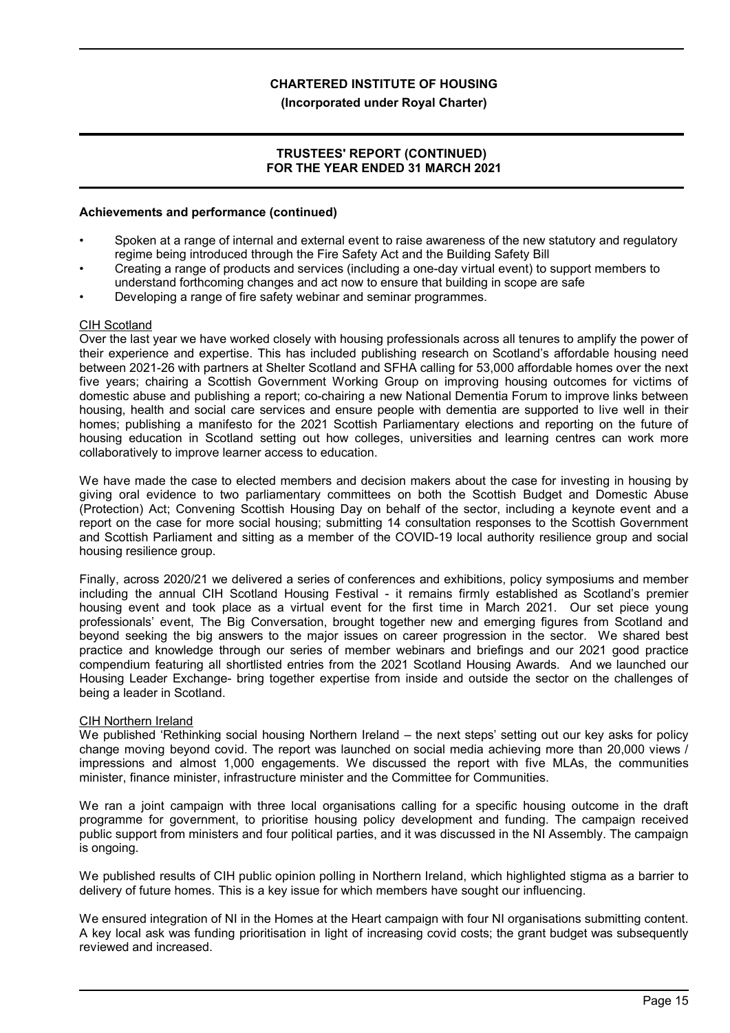**CHARTERED INSTITUTE OF HOUSING**

**(Incorporated under Royal Charter)**

**TRUSTEES' REPORT (CONTINUED)**
**FOR THE YEAR ENDED 31 MARCH 2021**

**Achievements and performance (continued)**

- Spoken at a range of internal and external event to raise awareness of the new statutory and regulatory regime being introduced through the Fire Safety Act and the Building Safety Bill
- Creating a range of products and services (including a one-day virtual event) to support members to understand forthcoming changes and act now to ensure that building in scope are safe
- Developing a range of fire safety webinar and seminar programmes.

CIH Scotland

Over the last year we have worked closely with housing professionals across all tenures to amplify the power of their experience and expertise. This has included publishing research on Scotland's affordable housing need between 2021-26 with partners at Shelter Scotland and SFHA calling for 53,000 affordable homes over the next five years; chairing a Scottish Government Working Group on improving housing outcomes for victims of domestic abuse and publishing a report; co-chairing a new National Dementia Forum to improve links between housing, health and social care services and ensure people with dementia are supported to live well in their homes; publishing a manifesto for the 2021 Scottish Parliamentary elections and reporting on the future of housing education in Scotland setting out how colleges, universities and learning centres can work more collaboratively to improve learner access to education.

We have made the case to elected members and decision makers about the case for investing in housing by giving oral evidence to two parliamentary committees on both the Scottish Budget and Domestic Abuse (Protection) Act; Convening Scottish Housing Day on behalf of the sector, including a keynote event and a report on the case for more social housing; submitting 14 consultation responses to the Scottish Government and Scottish Parliament and sitting as a member of the COVID-19 local authority resilience group and social housing resilience group.

Finally, across 2020/21 we delivered a series of conferences and exhibitions, policy symposiums and member including the annual CIH Scotland Housing Festival - it remains firmly established as Scotland's premier housing event and took place as a virtual event for the first time in March 2021. Our set piece young professionals' event, The Big Conversation, brought together new and emerging figures from Scotland and beyond seeking the big answers to the major issues on career progression in the sector. We shared best practice and knowledge through our series of member webinars and briefings and our 2021 good practice compendium featuring all shortlisted entries from the 2021 Scotland Housing Awards. And we launched our Housing Leader Exchange- bring together expertise from inside and outside the sector on the challenges of being a leader in Scotland.

CIH Northern Ireland

We published 'Rethinking social housing Northern Ireland – the next steps' setting out our key asks for policy change moving beyond covid. The report was launched on social media achieving more than 20,000 views / impressions and almost 1,000 engagements. We discussed the report with five MLAs, the communities minister, finance minister, infrastructure minister and the Committee for Communities.

We ran a joint campaign with three local organisations calling for a specific housing outcome in the draft programme for government, to prioritise housing policy development and funding. The campaign received public support from ministers and four political parties, and it was discussed in the NI Assembly. The campaign is ongoing.

We published results of CIH public opinion polling in Northern Ireland, which highlighted stigma as a barrier to delivery of future homes. This is a key issue for which members have sought our influencing.

We ensured integration of NI in the Homes at the Heart campaign with four NI organisations submitting content. A key local ask was funding prioritisation in light of increasing covid costs; the grant budget was subsequently reviewed and increased.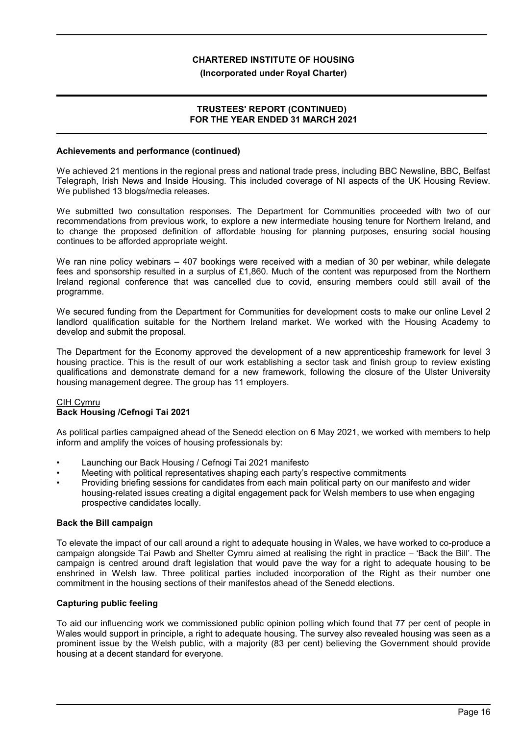**Achievements and performance (continued)**

We achieved 21 mentions in the regional press and national trade press, including BBC Newsline, BBC, Belfast Telegraph, Irish News and Inside Housing. This included coverage of NI aspects of the UK Housing Review. We published 13 blogs/media releases.

We submitted two consultation responses. The Department for Communities proceeded with two of our recommendations from previous work, to explore a new intermediate housing tenure for Northern Ireland, and to change the proposed definition of affordable housing for planning purposes, ensuring social housing continues to be afforded appropriate weight.

We ran nine policy webinars – 407 bookings were received with a median of 30 per webinar, while delegate fees and sponsorship resulted in a surplus of £1,860. Much of the content was repurposed from the Northern Ireland regional conference that was cancelled due to covid, ensuring members could still avail of the programme.

We secured funding from the Department for Communities for development costs to make our online Level 2 landlord qualification suitable for the Northern Ireland market. We worked with the Housing Academy to develop and submit the proposal.

The Department for the Economy approved the development of a new apprenticeship framework for level 3 housing practice. This is the result of our work establishing a sector task and finish group to review existing qualifications and demonstrate demand for a new framework, following the closure of the Ulster University housing management degree. The group has 11 employers.

CIH Cymru

**Back Housing /Cefnogi Tai 2021**

As political parties campaigned ahead of the Senedd election on 6 May 2021, we worked with members to help inform and amplify the voices of housing professionals by:

- Launching our Back Housing / Cefnogi Tai 2021 manifesto
- Meeting with political representatives shaping each party's respective commitments
- Providing briefing sessions for candidates from each main political party on our manifesto and wider housing-related issues creating a digital engagement pack for Welsh members to use when engaging prospective candidates locally.

**Back the Bill campaign**

To elevate the impact of our call around a right to adequate housing in Wales, we have worked to co-produce a campaign alongside Tai Pawb and Shelter Cymru aimed at realising the right in practice – 'Back the Bill'. The campaign is centred around draft legislation that would pave the way for a right to adequate housing to be enshrined in Welsh law. Three political parties included incorporation of the Right as their number one commitment in the housing sections of their manifestos ahead of the Senedd elections.

**Capturing public feeling**

To aid our influencing work we commissioned public opinion polling which found that 77 per cent of people in Wales would support in principle, a right to adequate housing. The survey also revealed housing was seen as a prominent issue by the Welsh public, with a majority (83 per cent) believing the Government should provide housing at a decent standard for everyone.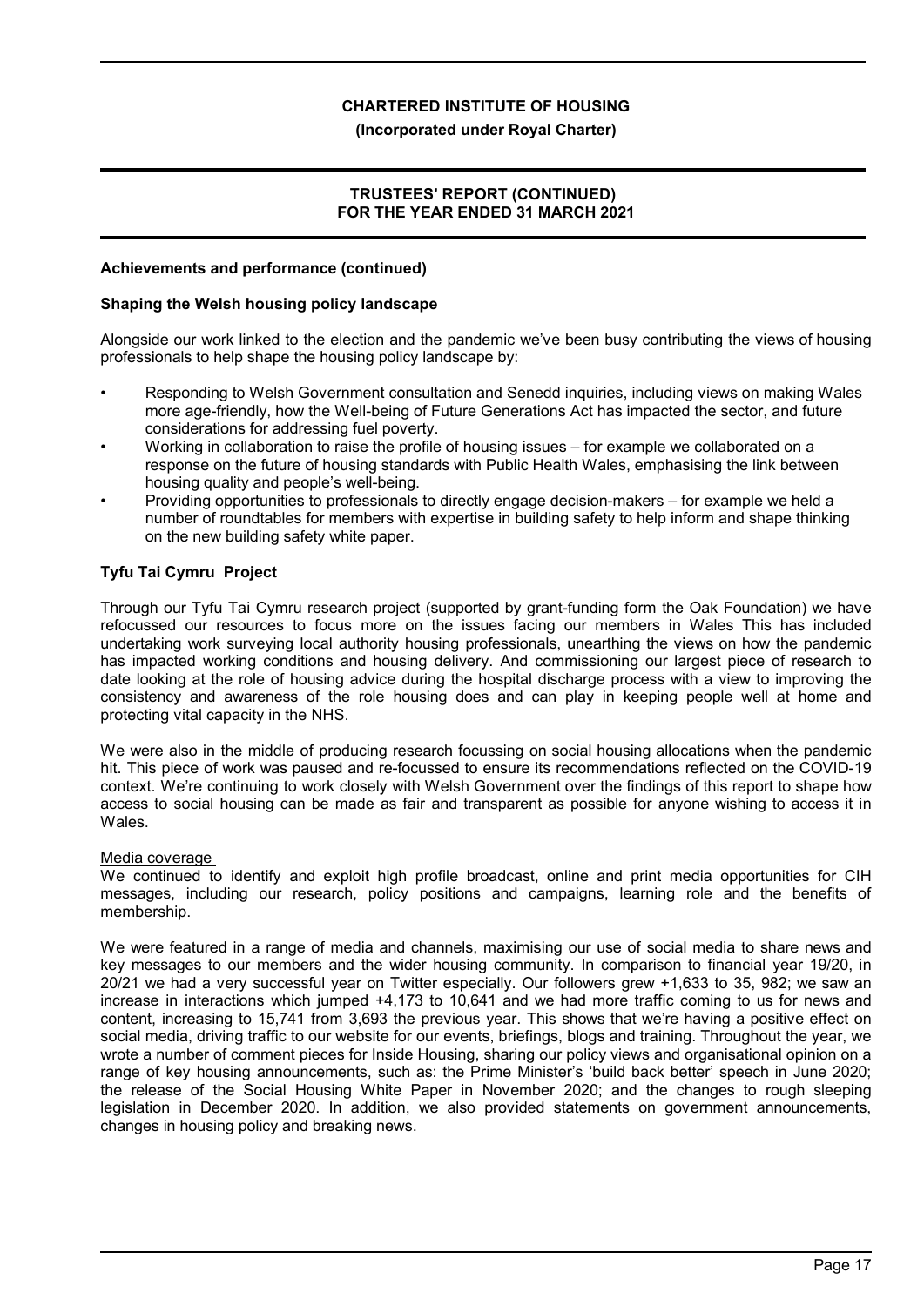## Achievements and performance (continued)

### Shaping the Welsh housing policy landscape

Alongside our work linked to the election and the pandemic we've been busy contributing the views of housing professionals to help shape the housing policy landscape by:

- Responding to Welsh Government consultation and Senedd inquiries, including views on making Wales more age-friendly, how the Well-being of Future Generations Act has impacted the sector, and future considerations for addressing fuel poverty.
- Working in collaboration to raise the profile of housing issues – for example we collaborated on a response on the future of housing standards with Public Health Wales, emphasising the link between housing quality and people's well-being.
- Providing opportunities to professionals to directly engage decision-makers – for example we held a number of roundtables for members with expertise in building safety to help inform and shape thinking on the new building safety white paper.

### Tyfu Tai Cymru Project

Through our Tyfu Tai Cymru research project (supported by grant-funding form the Oak Foundation) we have refocussed our resources to focus more on the issues facing our members in Wales This has included undertaking work surveying local authority housing professionals, unearthing the views on how the pandemic has impacted working conditions and housing delivery. And commissioning our largest piece of research to date looking at the role of housing advice during the hospital discharge process with a view to improving the consistency and awareness of the role housing does and can play in keeping people well at home and protecting vital capacity in the NHS.

We were also in the middle of producing research focussing on social housing allocations when the pandemic hit. This piece of work was paused and re-focussed to ensure its recommendations reflected on the COVID-19 context. We're continuing to work closely with Welsh Government over the findings of this report to shape how access to social housing can be made as fair and transparent as possible for anyone wishing to access it in Wales.

Media coverage

We continued to identify and exploit high profile broadcast, online and print media opportunities for CIH messages, including our research, policy positions and campaigns, learning role and the benefits of membership.

We were featured in a range of media and channels, maximising our use of social media to share news and key messages to our members and the wider housing community. In comparison to financial year 19/20, in 20/21 we had a very successful year on Twitter especially. Our followers grew +1,633 to 35, 982; we saw an increase in interactions which jumped +4,173 to 10,641 and we had more traffic coming to us for news and content, increasing to 15,741 from 3,693 the previous year. This shows that we're having a positive effect on social media, driving traffic to our website for our events, briefings, blogs and training. Throughout the year, we wrote a number of comment pieces for Inside Housing, sharing our policy views and organisational opinion on a range of key housing announcements, such as: the Prime Minister's 'build back better' speech in June 2020; the release of the Social Housing White Paper in November 2020; and the changes to rough sleeping legislation in December 2020. In addition, we also provided statements on government announcements, changes in housing policy and breaking news.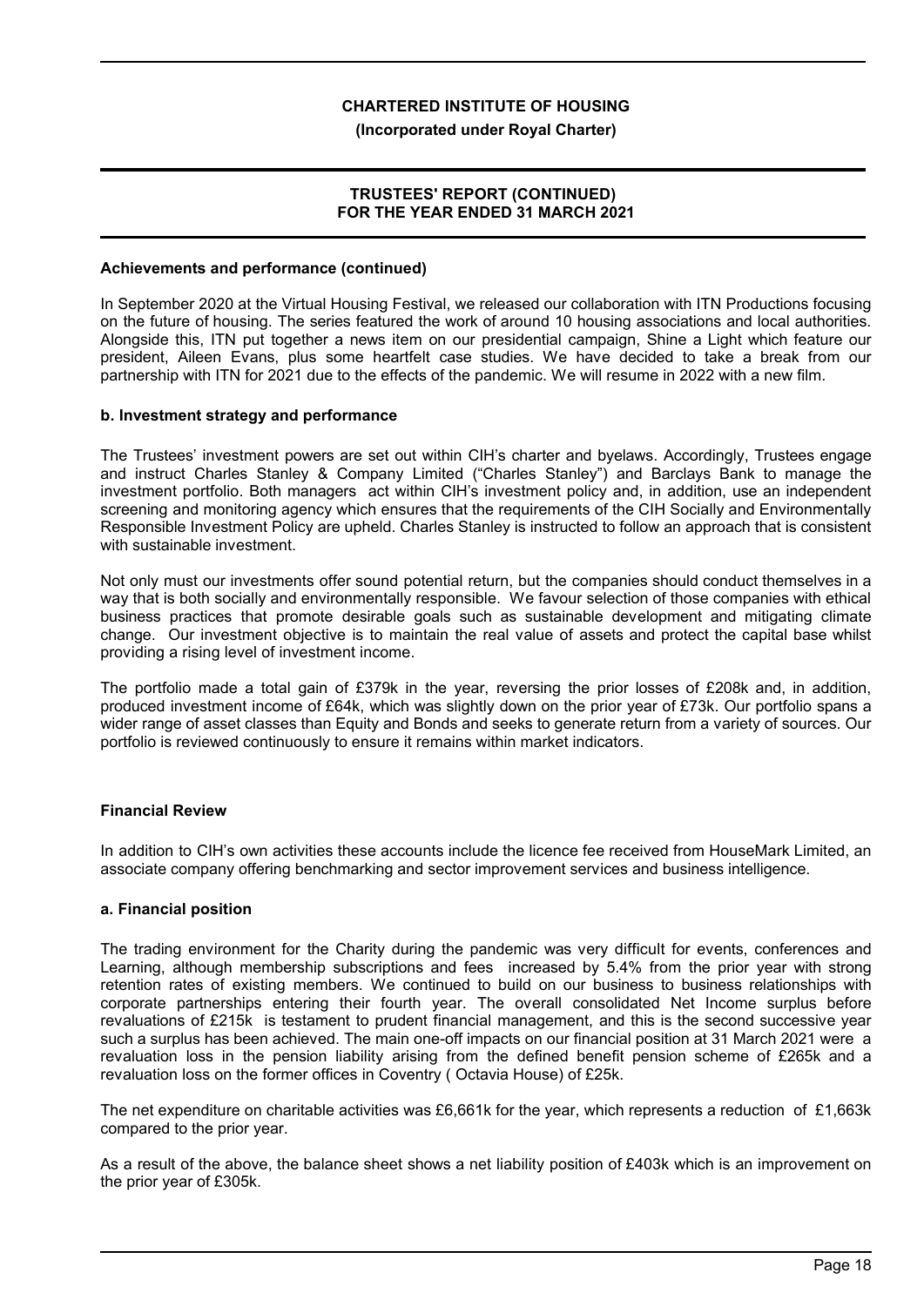### Achievements and performance (continued)

In September 2020 at the Virtual Housing Festival, we released our collaboration with ITN Productions focusing on the future of housing. The series featured the work of around 10 housing associations and local authorities. Alongside this, ITN put together a news item on our presidential campaign, Shine a Light which feature our president, Aileen Evans, plus some heartfelt case studies. We have decided to take a break from our partnership with ITN for 2021 due to the effects of the pandemic. We will resume in 2022 with a new film.

### b. Investment strategy and performance

The Trustees' investment powers are set out within CIH's charter and byelaws. Accordingly, Trustees engage and instruct Charles Stanley & Company Limited ("Charles Stanley") and Barclays Bank to manage the investment portfolio. Both managers act within CIH's investment policy and, in addition, use an independent screening and monitoring agency which ensures that the requirements of the CIH Socially and Environmentally Responsible Investment Policy are upheld. Charles Stanley is instructed to follow an approach that is consistent with sustainable investment.

Not only must our investments offer sound potential return, but the companies should conduct themselves in a way that is both socially and environmentally responsible. We favour selection of those companies with ethical business practices that promote desirable goals such as sustainable development and mitigating climate change. Our investment objective is to maintain the real value of assets and protect the capital base whilst providing a rising level of investment income.

The portfolio made a total gain of £379k in the year, reversing the prior losses of £208k and, in addition, produced investment income of £64k, which was slightly down on the prior year of £73k. Our portfolio spans a wider range of asset classes than Equity and Bonds and seeks to generate return from a variety of sources. Our portfolio is reviewed continuously to ensure it remains within market indicators.

## Financial Review

In addition to CIH's own activities these accounts include the licence fee received from HouseMark Limited, an associate company offering benchmarking and sector improvement services and business intelligence.

### a. Financial position

The trading environment for the Charity during the pandemic was very difficult for events, conferences and Learning, although membership subscriptions and fees increased by 5.4% from the prior year with strong retention rates of existing members. We continued to build on our business to business relationships with corporate partnerships entering their fourth year. The overall consolidated Net Income surplus before revaluations of £215k is testament to prudent financial management, and this is the second successive year such a surplus has been achieved. The main one-off impacts on our financial position at 31 March 2021 were a revaluation loss in the pension liability arising from the defined benefit pension scheme of £265k and a revaluation loss on the former offices in Coventry ( Octavia House) of £25k.

The net expenditure on charitable activities was £6,661k for the year, which represents a reduction of £1,663k compared to the prior year.

As a result of the above, the balance sheet shows a net liability position of £403k which is an improvement on the prior year of £305k.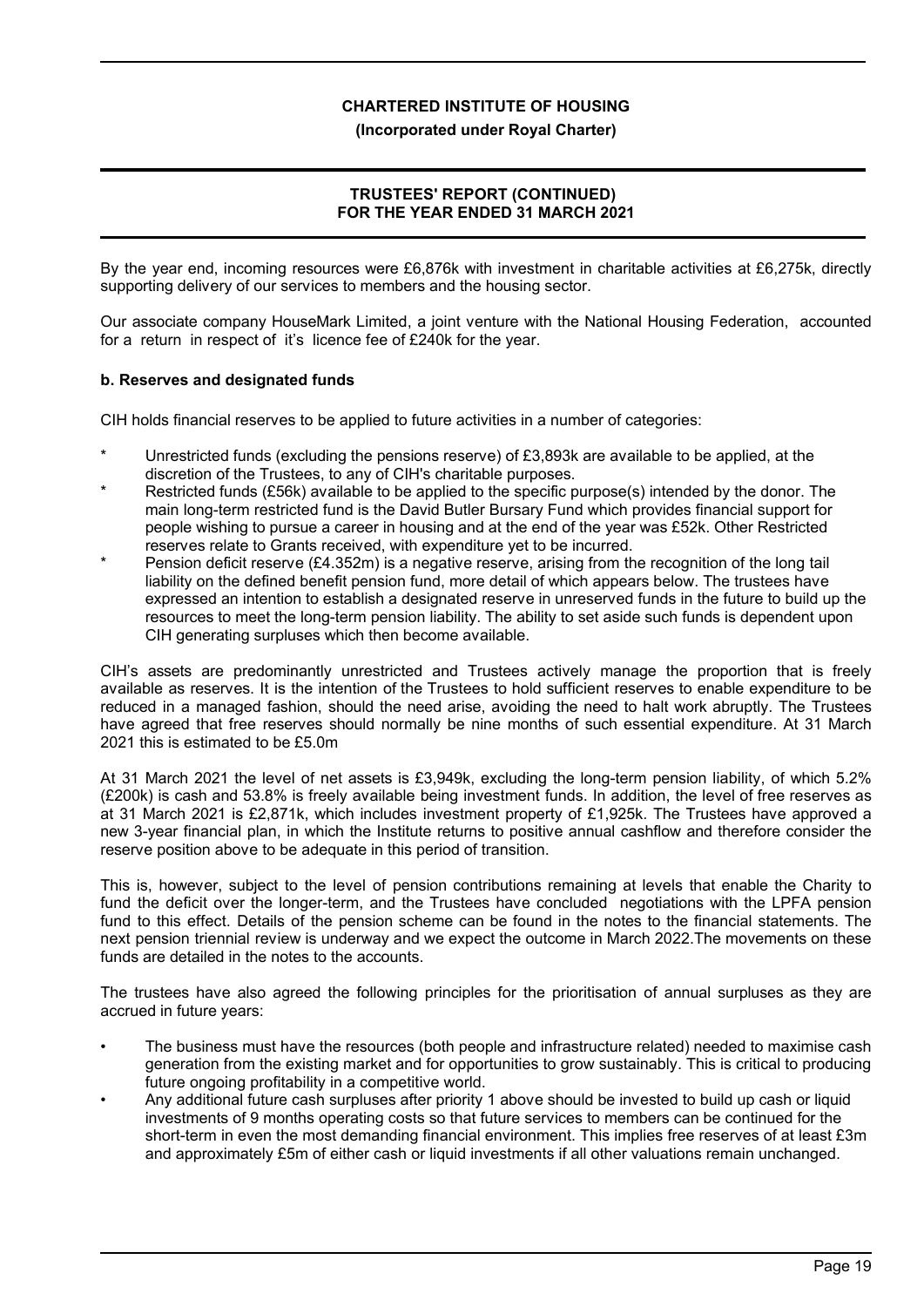By the year end, incoming resources were £6,876k with investment in charitable activities at £6,275k, directly supporting delivery of our services to members and the housing sector.

Our associate company HouseMark Limited, a joint venture with the National Housing Federation, accounted for a return in respect of it's licence fee of £240k for the year.

**b. Reserves and designated funds**

CIH holds financial reserves to be applied to future activities in a number of categories:

* Unrestricted funds (excluding the pensions reserve) of £3,893k are available to be applied, at the discretion of the Trustees, to any of CIH's charitable purposes.
* Restricted funds (£56k) available to be applied to the specific purpose(s) intended by the donor. The main long-term restricted fund is the David Butler Bursary Fund which provides financial support for people wishing to pursue a career in housing and at the end of the year was £52k. Other Restricted reserves relate to Grants received, with expenditure yet to be incurred.
* Pension deficit reserve (£4.352m) is a negative reserve, arising from the recognition of the long tail liability on the defined benefit pension fund, more detail of which appears below. The trustees have expressed an intention to establish a designated reserve in unreserved funds in the future to build up the resources to meet the long-term pension liability. The ability to set aside such funds is dependent upon CIH generating surpluses which then become available.

CIH's assets are predominantly unrestricted and Trustees actively manage the proportion that is freely available as reserves. It is the intention of the Trustees to hold sufficient reserves to enable expenditure to be reduced in a managed fashion, should the need arise, avoiding the need to halt work abruptly. The Trustees have agreed that free reserves should normally be nine months of such essential expenditure. At 31 March 2021 this is estimated to be £5.0m

At 31 March 2021 the level of net assets is £3,949k, excluding the long-term pension liability, of which 5.2% (£200k) is cash and 53.8% is freely available being investment funds. In addition, the level of free reserves as at 31 March 2021 is £2,871k, which includes investment property of £1,925k. The Trustees have approved a new 3-year financial plan, in which the Institute returns to positive annual cashflow and therefore consider the reserve position above to be adequate in this period of transition.

This is, however, subject to the level of pension contributions remaining at levels that enable the Charity to fund the deficit over the longer-term, and the Trustees have concluded negotiations with the LPFA pension fund to this effect. Details of the pension scheme can be found in the notes to the financial statements. The next pension triennial review is underway and we expect the outcome in March 2022.The movements on these funds are detailed in the notes to the accounts.

The trustees have also agreed the following principles for the prioritisation of annual surpluses as they are accrued in future years:

- The business must have the resources (both people and infrastructure related) needed to maximise cash generation from the existing market and for opportunities to grow sustainably. This is critical to producing future ongoing profitability in a competitive world.
- Any additional future cash surpluses after priority 1 above should be invested to build up cash or liquid investments of 9 months operating costs so that future services to members can be continued for the short-term in even the most demanding financial environment. This implies free reserves of at least £3m and approximately £5m of either cash or liquid investments if all other valuations remain unchanged.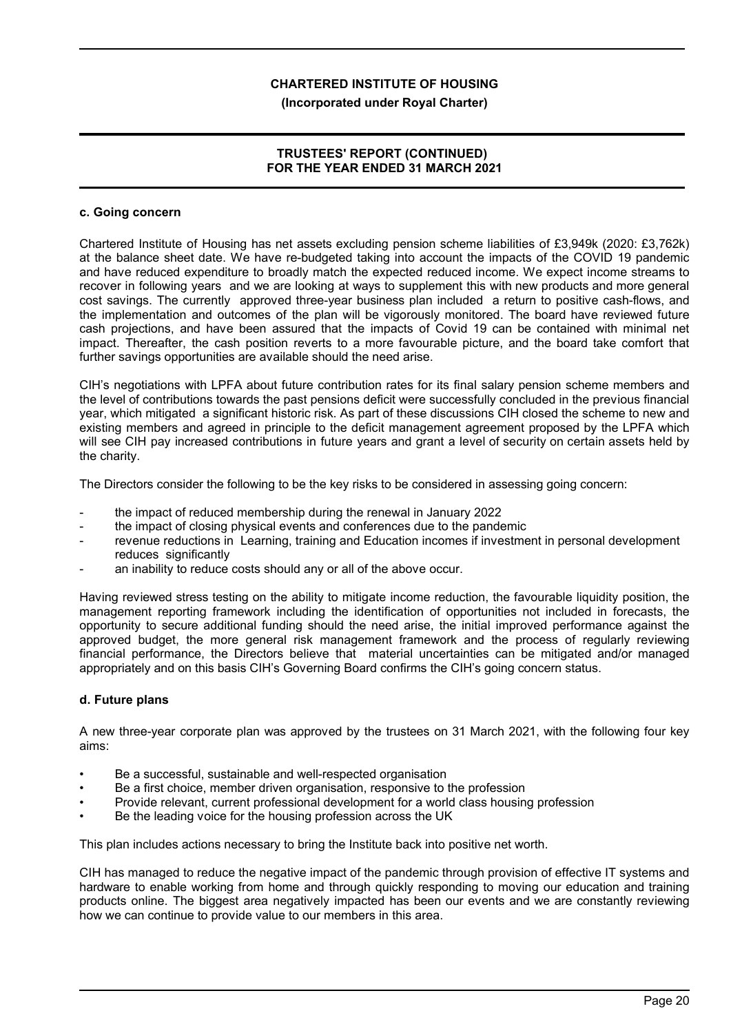**c. Going concern**

Chartered Institute of Housing has net assets excluding pension scheme liabilities of £3,949k (2020: £3,762k) at the balance sheet date. We have re-budgeted taking into account the impacts of the COVID 19 pandemic and have reduced expenditure to broadly match the expected reduced income. We expect income streams to recover in following years and we are looking at ways to supplement this with new products and more general cost savings. The currently approved three-year business plan included a return to positive cash-flows, and the implementation and outcomes of the plan will be vigorously monitored. The board have reviewed future cash projections, and have been assured that the impacts of Covid 19 can be contained with minimal net impact. Thereafter, the cash position reverts to a more favourable picture, and the board take comfort that further savings opportunities are available should the need arise.

CIH's negotiations with LPFA about future contribution rates for its final salary pension scheme members and the level of contributions towards the past pensions deficit were successfully concluded in the previous financial year, which mitigated a significant historic risk. As part of these discussions CIH closed the scheme to new and existing members and agreed in principle to the deficit management agreement proposed by the LPFA which will see CIH pay increased contributions in future years and grant a level of security on certain assets held by the charity.

The Directors consider the following to be the key risks to be considered in assessing going concern:

- the impact of reduced membership during the renewal in January 2022
- the impact of closing physical events and conferences due to the pandemic
- revenue reductions in Learning, training and Education incomes if investment in personal development reduces significantly
- an inability to reduce costs should any or all of the above occur.

Having reviewed stress testing on the ability to mitigate income reduction, the favourable liquidity position, the management reporting framework including the identification of opportunities not included in forecasts, the opportunity to secure additional funding should the need arise, the initial improved performance against the approved budget, the more general risk management framework and the process of regularly reviewing financial performance, the Directors believe that material uncertainties can be mitigated and/or managed appropriately and on this basis CIH's Governing Board confirms the CIH's going concern status.

**d. Future plans**

A new three-year corporate plan was approved by the trustees on 31 March 2021, with the following four key aims:

- Be a successful, sustainable and well-respected organisation
- Be a first choice, member driven organisation, responsive to the profession
- Provide relevant, current professional development for a world class housing profession
- Be the leading voice for the housing profession across the UK

This plan includes actions necessary to bring the Institute back into positive net worth.

CIH has managed to reduce the negative impact of the pandemic through provision of effective IT systems and hardware to enable working from home and through quickly responding to moving our education and training products online. The biggest area negatively impacted has been our events and we are constantly reviewing how we can continue to provide value to our members in this area.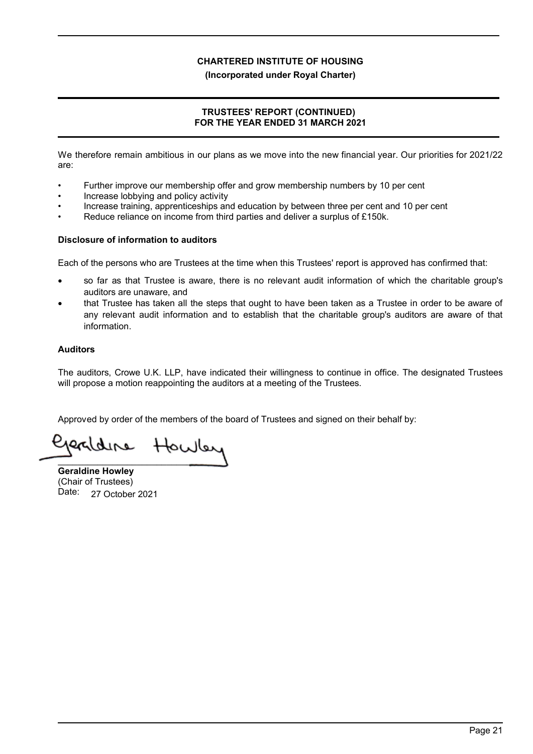We therefore remain ambitious in our plans as we move into the new financial year. Our priorities for 2021/22 are:

- Further improve our membership offer and grow membership numbers by 10 per cent
- Increase lobbying and policy activity
- Increase training, apprenticeships and education by between three per cent and 10 per cent
- Reduce reliance on income from third parties and deliver a surplus of £150k.

### Disclosure of information to auditors

Each of the persons who are Trustees at the time when this Trustees' report is approved has confirmed that:

- so far as that Trustee is aware, there is no relevant audit information of which the charitable group's auditors are unaware, and
- that Trustee has taken all the steps that ought to have been taken as a Trustee in order to be aware of any relevant audit information and to establish that the charitable group's auditors are aware of that information.

### Auditors

The auditors, Crowe U.K. LLP, have indicated their willingness to continue in office. The designated Trustees will propose a motion reappointing the auditors at a meeting of the Trustees.

Approved by order of the members of the board of Trustees and signed on their behalf by:

**Geraldine Howley**
(Chair of Trustees)
Date: 27 October 2021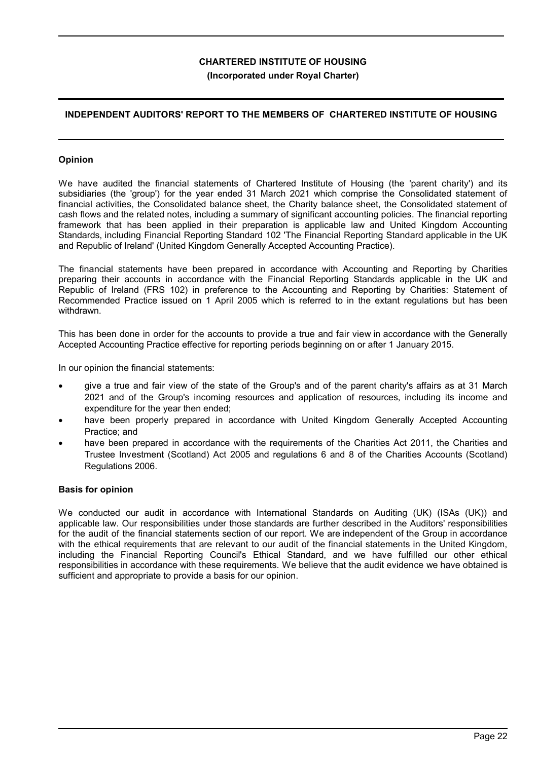**CHARTERED INSTITUTE OF HOUSING**

**(Incorporated under Royal Charter)**

## INDEPENDENT AUDITORS' REPORT TO THE MEMBERS OF CHARTERED INSTITUTE OF HOUSING

### Opinion

We have audited the financial statements of Chartered Institute of Housing (the 'parent charity') and its subsidiaries (the 'group') for the year ended 31 March 2021 which comprise the Consolidated statement of financial activities, the Consolidated balance sheet, the Charity balance sheet, the Consolidated statement of cash flows and the related notes, including a summary of significant accounting policies. The financial reporting framework that has been applied in their preparation is applicable law and United Kingdom Accounting Standards, including Financial Reporting Standard 102 'The Financial Reporting Standard applicable in the UK and Republic of Ireland' (United Kingdom Generally Accepted Accounting Practice).

The financial statements have been prepared in accordance with Accounting and Reporting by Charities preparing their accounts in accordance with the Financial Reporting Standards applicable in the UK and Republic of Ireland (FRS 102) in preference to the Accounting and Reporting by Charities: Statement of Recommended Practice issued on 1 April 2005 which is referred to in the extant regulations but has been withdrawn.

This has been done in order for the accounts to provide a true and fair view in accordance with the Generally Accepted Accounting Practice effective for reporting periods beginning on or after 1 January 2015.

In our opinion the financial statements:

- give a true and fair view of the state of the Group's and of the parent charity's affairs as at 31 March 2021 and of the Group's incoming resources and application of resources, including its income and expenditure for the year then ended;
- have been properly prepared in accordance with United Kingdom Generally Accepted Accounting Practice; and
- have been prepared in accordance with the requirements of the Charities Act 2011, the Charities and Trustee Investment (Scotland) Act 2005 and regulations 6 and 8 of the Charities Accounts (Scotland) Regulations 2006.

### Basis for opinion

We conducted our audit in accordance with International Standards on Auditing (UK) (ISAs (UK)) and applicable law. Our responsibilities under those standards are further described in the Auditors' responsibilities for the audit of the financial statements section of our report. We are independent of the Group in accordance with the ethical requirements that are relevant to our audit of the financial statements in the United Kingdom, including the Financial Reporting Council's Ethical Standard, and we have fulfilled our other ethical responsibilities in accordance with these requirements. We believe that the audit evidence we have obtained is sufficient and appropriate to provide a basis for our opinion.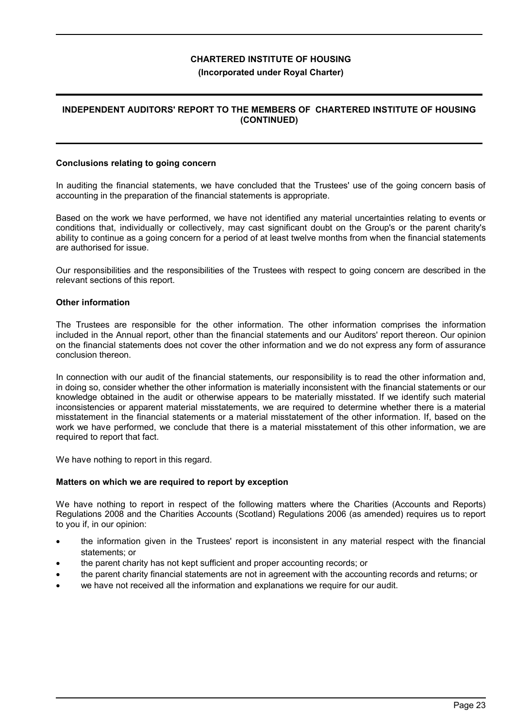## Conclusions relating to going concern

In auditing the financial statements, we have concluded that the Trustees' use of the going concern basis of accounting in the preparation of the financial statements is appropriate.

Based on the work we have performed, we have not identified any material uncertainties relating to events or conditions that, individually or collectively, may cast significant doubt on the Group's or the parent charity's ability to continue as a going concern for a period of at least twelve months from when the financial statements are authorised for issue.

Our responsibilities and the responsibilities of the Trustees with respect to going concern are described in the relevant sections of this report.

## Other information

The Trustees are responsible for the other information. The other information comprises the information included in the Annual report, other than the financial statements and our Auditors' report thereon. Our opinion on the financial statements does not cover the other information and we do not express any form of assurance conclusion thereon.

In connection with our audit of the financial statements, our responsibility is to read the other information and, in doing so, consider whether the other information is materially inconsistent with the financial statements or our knowledge obtained in the audit or otherwise appears to be materially misstated. If we identify such material inconsistencies or apparent material misstatements, we are required to determine whether there is a material misstatement in the financial statements or a material misstatement of the other information. If, based on the work we have performed, we conclude that there is a material misstatement of this other information, we are required to report that fact.

We have nothing to report in this regard.

## Matters on which we are required to report by exception

We have nothing to report in respect of the following matters where the Charities (Accounts and Reports) Regulations 2008 and the Charities Accounts (Scotland) Regulations 2006 (as amended) requires us to report to you if, in our opinion:

- the information given in the Trustees' report is inconsistent in any material respect with the financial statements; or
- the parent charity has not kept sufficient and proper accounting records; or
- the parent charity financial statements are not in agreement with the accounting records and returns; or
- we have not received all the information and explanations we require for our audit.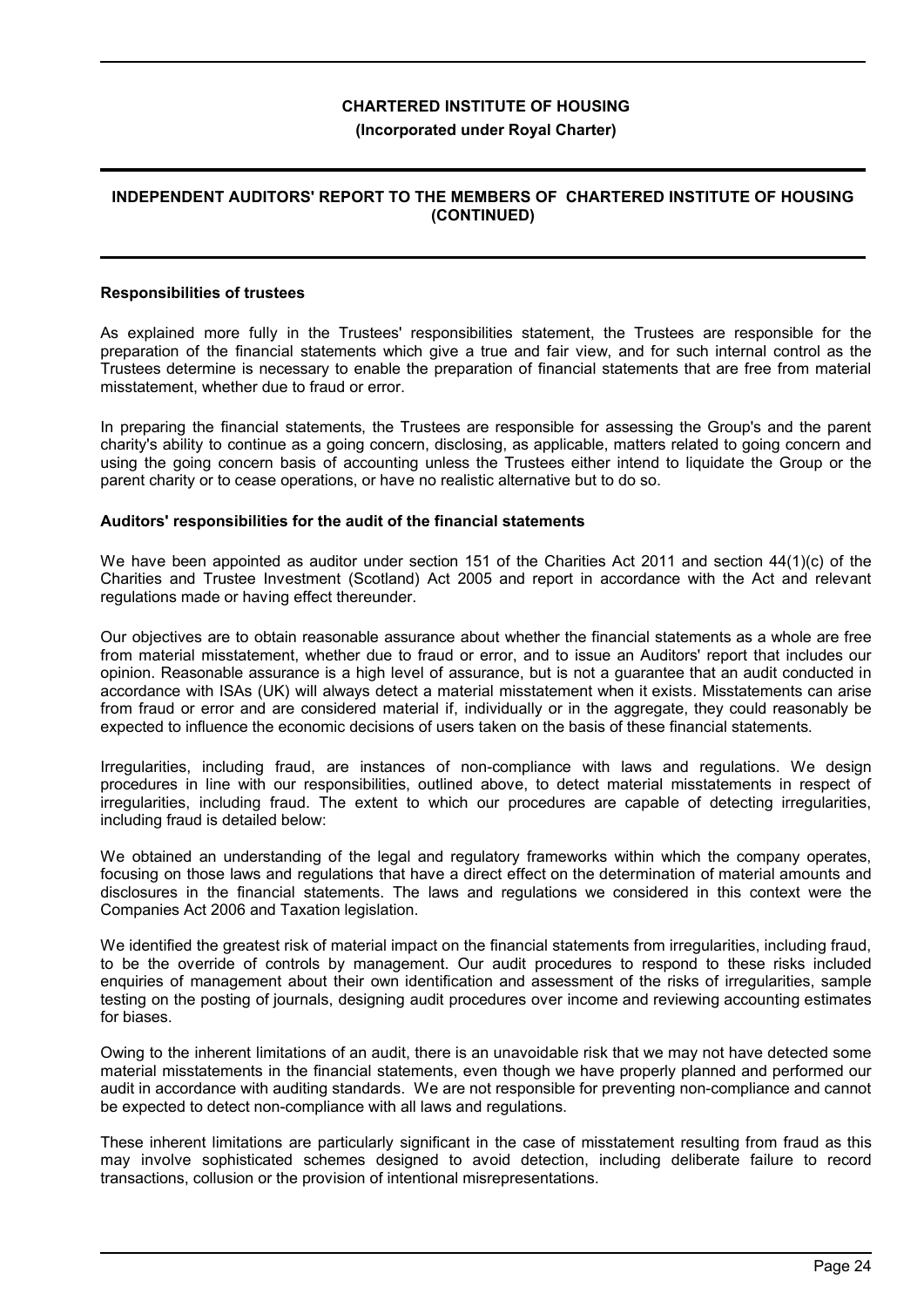## INDEPENDENT AUDITORS' REPORT TO THE MEMBERS OF CHARTERED INSTITUTE OF HOUSING (CONTINUED)

### Responsibilities of trustees

As explained more fully in the Trustees' responsibilities statement, the Trustees are responsible for the preparation of the financial statements which give a true and fair view, and for such internal control as the Trustees determine is necessary to enable the preparation of financial statements that are free from material misstatement, whether due to fraud or error.

In preparing the financial statements, the Trustees are responsible for assessing the Group's and the parent charity's ability to continue as a going concern, disclosing, as applicable, matters related to going concern and using the going concern basis of accounting unless the Trustees either intend to liquidate the Group or the parent charity or to cease operations, or have no realistic alternative but to do so.

### Auditors' responsibilities for the audit of the financial statements

We have been appointed as auditor under section 151 of the Charities Act 2011 and section 44(1)(c) of the Charities and Trustee Investment (Scotland) Act 2005 and report in accordance with the Act and relevant regulations made or having effect thereunder.

Our objectives are to obtain reasonable assurance about whether the financial statements as a whole are free from material misstatement, whether due to fraud or error, and to issue an Auditors' report that includes our opinion. Reasonable assurance is a high level of assurance, but is not a guarantee that an audit conducted in accordance with ISAs (UK) will always detect a material misstatement when it exists. Misstatements can arise from fraud or error and are considered material if, individually or in the aggregate, they could reasonably be expected to influence the economic decisions of users taken on the basis of these financial statements.

Irregularities, including fraud, are instances of non-compliance with laws and regulations. We design procedures in line with our responsibilities, outlined above, to detect material misstatements in respect of irregularities, including fraud. The extent to which our procedures are capable of detecting irregularities, including fraud is detailed below:

We obtained an understanding of the legal and regulatory frameworks within which the company operates, focusing on those laws and regulations that have a direct effect on the determination of material amounts and disclosures in the financial statements. The laws and regulations we considered in this context were the Companies Act 2006 and Taxation legislation.

We identified the greatest risk of material impact on the financial statements from irregularities, including fraud, to be the override of controls by management. Our audit procedures to respond to these risks included enquiries of management about their own identification and assessment of the risks of irregularities, sample testing on the posting of journals, designing audit procedures over income and reviewing accounting estimates for biases.

Owing to the inherent limitations of an audit, there is an unavoidable risk that we may not have detected some material misstatements in the financial statements, even though we have properly planned and performed our audit in accordance with auditing standards. We are not responsible for preventing non-compliance and cannot be expected to detect non-compliance with all laws and regulations.

These inherent limitations are particularly significant in the case of misstatement resulting from fraud as this may involve sophisticated schemes designed to avoid detection, including deliberate failure to record transactions, collusion or the provision of intentional misrepresentations.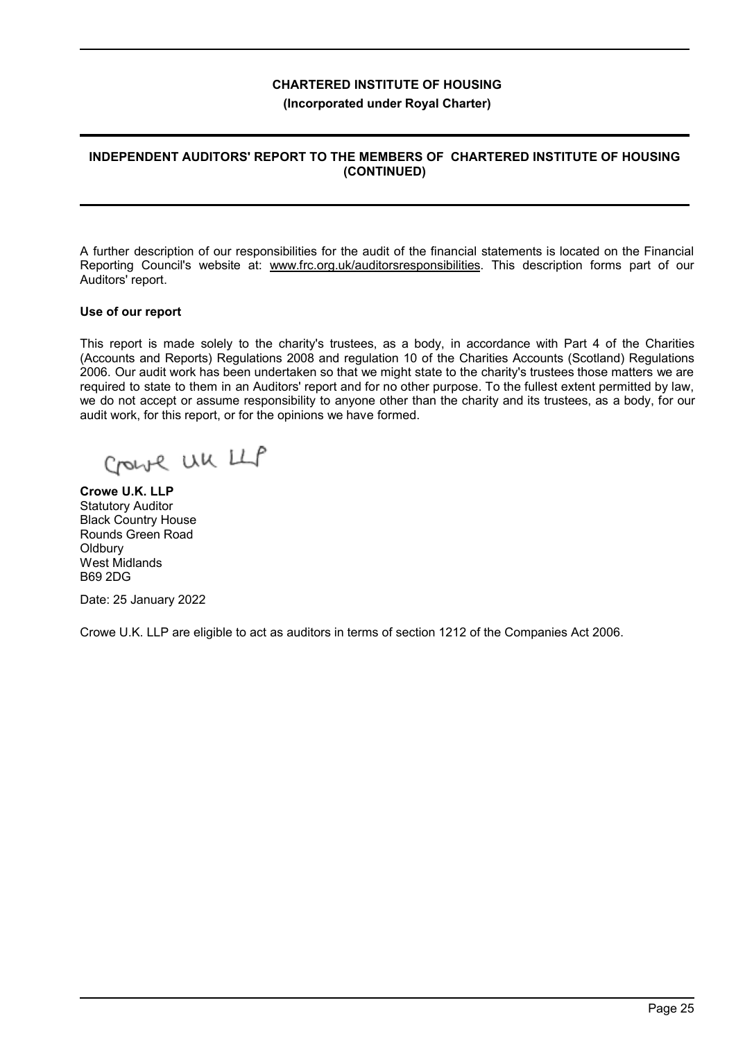## INDEPENDENT AUDITORS' REPORT TO THE MEMBERS OF CHARTERED INSTITUTE OF HOUSING (CONTINUED)

A further description of our responsibilities for the audit of the financial statements is located on the Financial Reporting Council's website at: www.frc.org.uk/auditorsresponsibilities. This description forms part of our Auditors' report.

**Use of our report**

This report is made solely to the charity's trustees, as a body, in accordance with Part 4 of the Charities (Accounts and Reports) Regulations 2008 and regulation 10 of the Charities Accounts (Scotland) Regulations 2006. Our audit work has been undertaken so that we might state to the charity's trustees those matters we are required to state to them in an Auditors' report and for no other purpose. To the fullest extent permitted by law, we do not accept or assume responsibility to anyone other than the charity and its trustees, as a body, for our audit work, for this report, or for the opinions we have formed.

Crowe UK LLP

**Crowe U.K. LLP**
Statutory Auditor
Black Country House
Rounds Green Road
Oldbury
West Midlands
B69 2DG

Date: 25 January 2022

Crowe U.K. LLP are eligible to act as auditors in terms of section 1212 of the Companies Act 2006.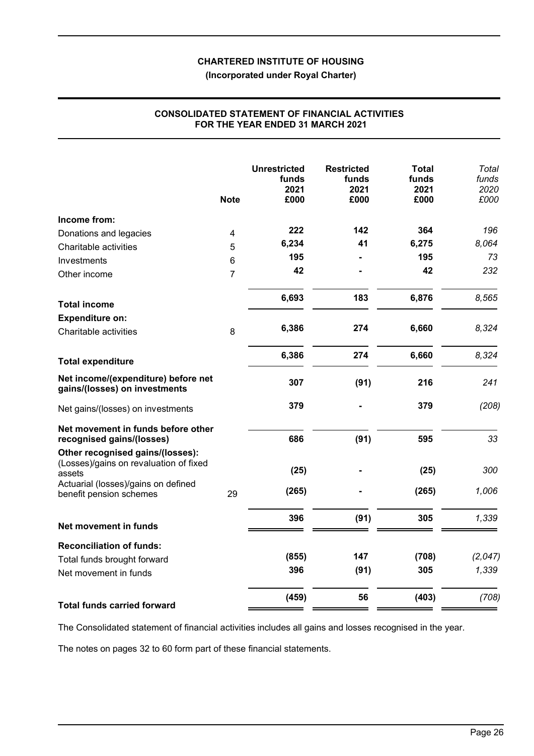**CHARTERED INSTITUTE OF HOUSING**

**(Incorporated under Royal Charter)**

## CONSOLIDATED STATEMENT OF FINANCIAL ACTIVITIES FOR THE YEAR ENDED 31 MARCH 2021

| | Note | Unrestricted funds 2021 £000 | Restricted funds 2021 £000 | Total funds 2021 £000 | *Total funds 2020 £000* |
|---|---|---|---|---|---|
| **Income from:** | | | | | |
| Donations and legacies | 4 | 222 | 142 | 364 | *196* |
| Charitable activities | 5 | 6,234 | 41 | 6,275 | *8,064* |
| Investments | 6 | 195 | - | 195 | *73* |
| Other income | 7 | 42 | - | 42 | *232* |
| **Total income** | | 6,693 | 183 | 6,876 | *8,565* |
| **Expenditure on:** | | | | | |
| Charitable activities | 8 | 6,386 | 274 | 6,660 | *8,324* |
| **Total expenditure** | | 6,386 | 274 | 6,660 | *8,324* |
| **Net income/(expenditure) before net gains/(losses) on investments** | | 307 | (91) | 216 | *241* |
| Net gains/(losses) on investments | | 379 | - | 379 | *(208)* |
| **Net movement in funds before other recognised gains/(losses)** | | 686 | (91) | 595 | *33* |
| **Other recognised gains/(losses):** | | | | | |
| (Losses)/gains on revaluation of fixed assets | | (25) | - | (25) | *300* |
| Actuarial (losses)/gains on defined benefit pension schemes | 29 | (265) | - | (265) | *1,006* |
| **Net movement in funds** | | 396 | (91) | 305 | *1,339* |
| **Reconciliation of funds:** | | | | | |
| Total funds brought forward | | (855) | 147 | (708) | *(2,047)* |
| Net movement in funds | | 396 | (91) | 305 | *1,339* |
| **Total funds carried forward** | | (459) | 56 | (403) | *(708)* |

The Consolidated statement of financial activities includes all gains and losses recognised in the year.

The notes on pages 32 to 60 form part of these financial statements.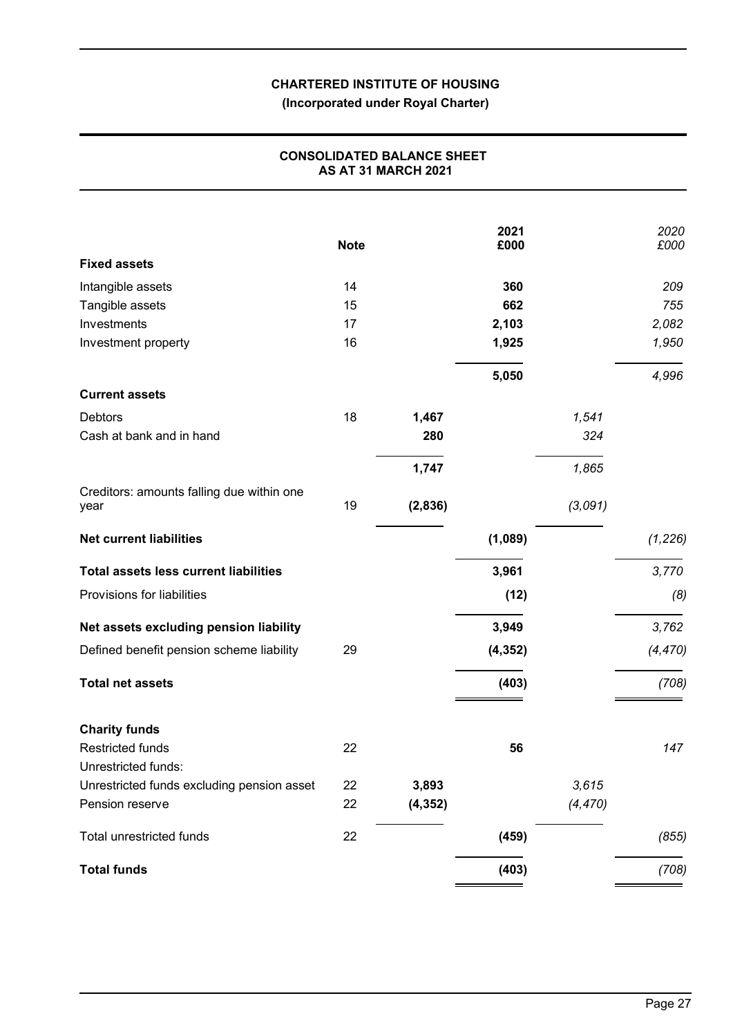**CHARTERED INSTITUTE OF HOUSING**

**(Incorporated under Royal Charter)**

## CONSOLIDATED BALANCE SHEET
## AS AT 31 MARCH 2021

| | Note | | 2021 £000 | | 2020 £000 |
|---|---|---|---|---|---|
| **Fixed assets** | | | | | |
| Intangible assets | 14 | | 360 | | 209 |
| Tangible assets | 15 | | 662 | | 755 |
| Investments | 17 | | 2,103 | | 2,082 |
| Investment property | 16 | | 1,925 | | 1,950 |
| | | | 5,050 | | 4,996 |
| **Current assets** | | | | | |
| Debtors | 18 | 1,467 | | 1,541 | |
| Cash at bank and in hand | | 280 | | 324 | |
| | | 1,747 | | 1,865 | |
| Creditors: amounts falling due within one year | 19 | (2,836) | | (3,091) | |
| **Net current liabilities** | | | (1,089) | | (1,226) |
| **Total assets less current liabilities** | | | 3,961 | | 3,770 |
| Provisions for liabilities | | | (12) | | (8) |
| **Net assets excluding pension liability** | | | 3,949 | | 3,762 |
| Defined benefit pension scheme liability | 29 | | (4,352) | | (4,470) |
| **Total net assets** | | | (403) | | (708) |
| **Charity funds** | | | | | |
| Restricted funds | 22 | | 56 | | 147 |
| Unrestricted funds: | | | | | |
| Unrestricted funds excluding pension asset | 22 | 3,893 | | 3,615 | |
| Pension reserve | 22 | (4,352) | | (4,470) | |
| Total unrestricted funds | 22 | | (459) | | (855) |
| **Total funds** | | | (403) | | (708) |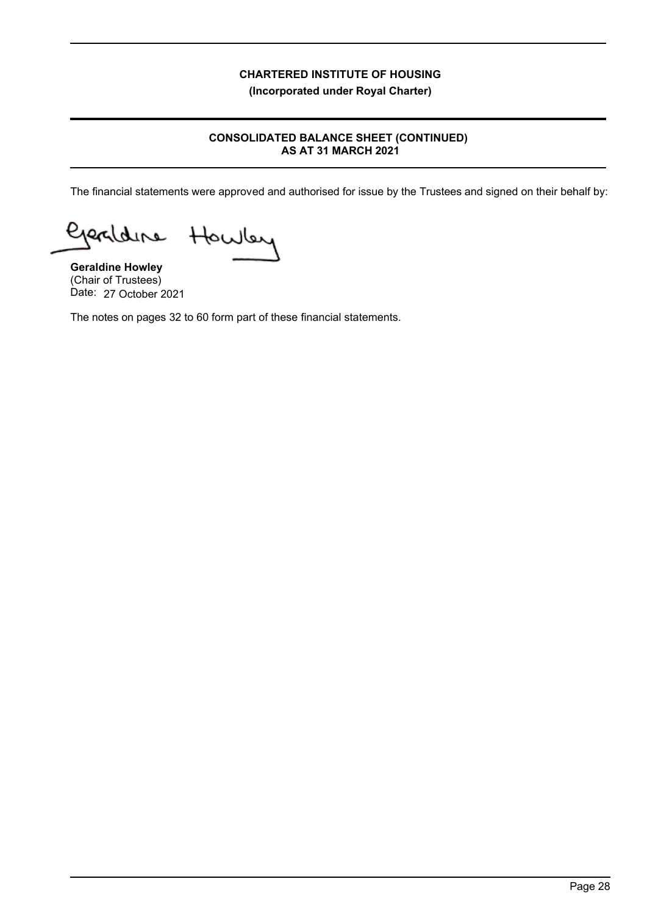**CHARTERED INSTITUTE OF HOUSING**
**(Incorporated under Royal Charter)**

## CONSOLIDATED BALANCE SHEET (CONTINUED)
## AS AT 31 MARCH 2021

The financial statements were approved and authorised for issue by the Trustees and signed on their behalf by:

Geraldine Howley

**Geraldine Howley**
(Chair of Trustees)
Date: 27 October 2021

The notes on pages 32 to 60 form part of these financial statements.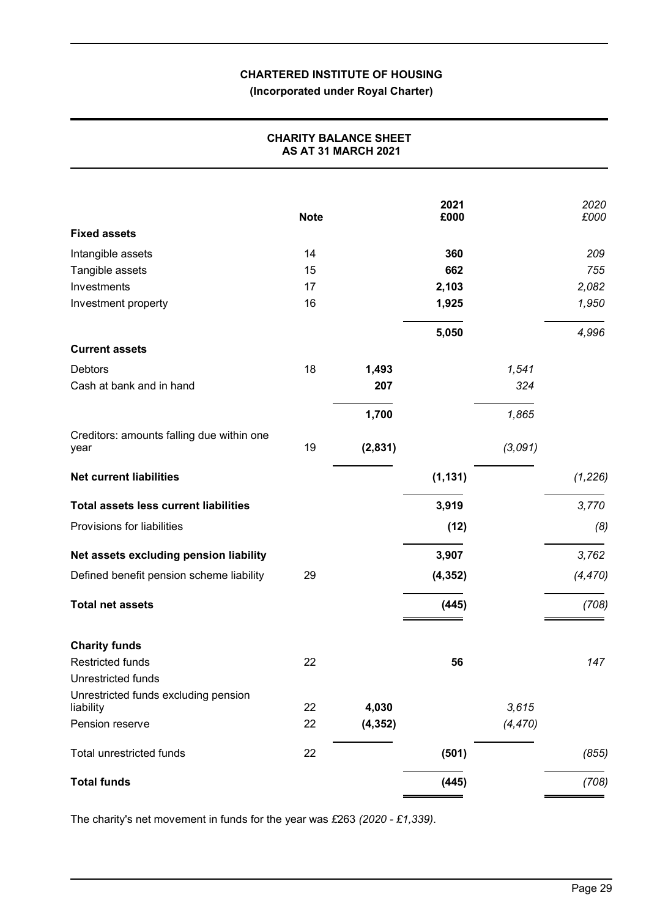# CHARTERED INSTITUTE OF HOUSING

**(Incorporated under Royal Charter)**

## CHARITY BALANCE SHEET AS AT 31 MARCH 2021

| | Note | | 2021 £000 | | *2020 £000* |
|---|---|---|---|---|---|
| **Fixed assets** | | | | | |
| Intangible assets | 14 | | **360** | | *209* |
| Tangible assets | 15 | | **662** | | *755* |
| Investments | 17 | | **2,103** | | *2,082* |
| Investment property | 16 | | **1,925** | | *1,950* |
| | | | **5,050** | | *4,996* |
| **Current assets** | | | | | |
| Debtors | 18 | **1,493** | | *1,541* | |
| Cash at bank and in hand | | **207** | | *324* | |
| | | **1,700** | | *1,865* | |
| Creditors: amounts falling due within one year | 19 | **(2,831)** | | *(3,091)* | |
| **Net current liabilities** | | | **(1,131)** | | *(1,226)* |
| **Total assets less current liabilities** | | | **3,919** | | *3,770* |
| Provisions for liabilities | | | **(12)** | | *(8)* |
| **Net assets excluding pension liability** | | | **3,907** | | *3,762* |
| Defined benefit pension scheme liability | 29 | | **(4,352)** | | *(4,470)* |
| **Total net assets** | | | **(445)** | | *(708)* |
| **Charity funds** | | | | | |
| Restricted funds | 22 | | **56** | | *147* |
| Unrestricted funds | | | | | |
| Unrestricted funds excluding pension liability | 22 | **4,030** | | *3,615* | |
| Pension reserve | 22 | **(4,352)** | | *(4,470)* | |
| Total unrestricted funds | 22 | | **(501)** | | *(855)* |
| **Total funds** | | | **(445)** | | *(708)* |

The charity's net movement in funds for the year was £263 *(2020 - £1,339)*.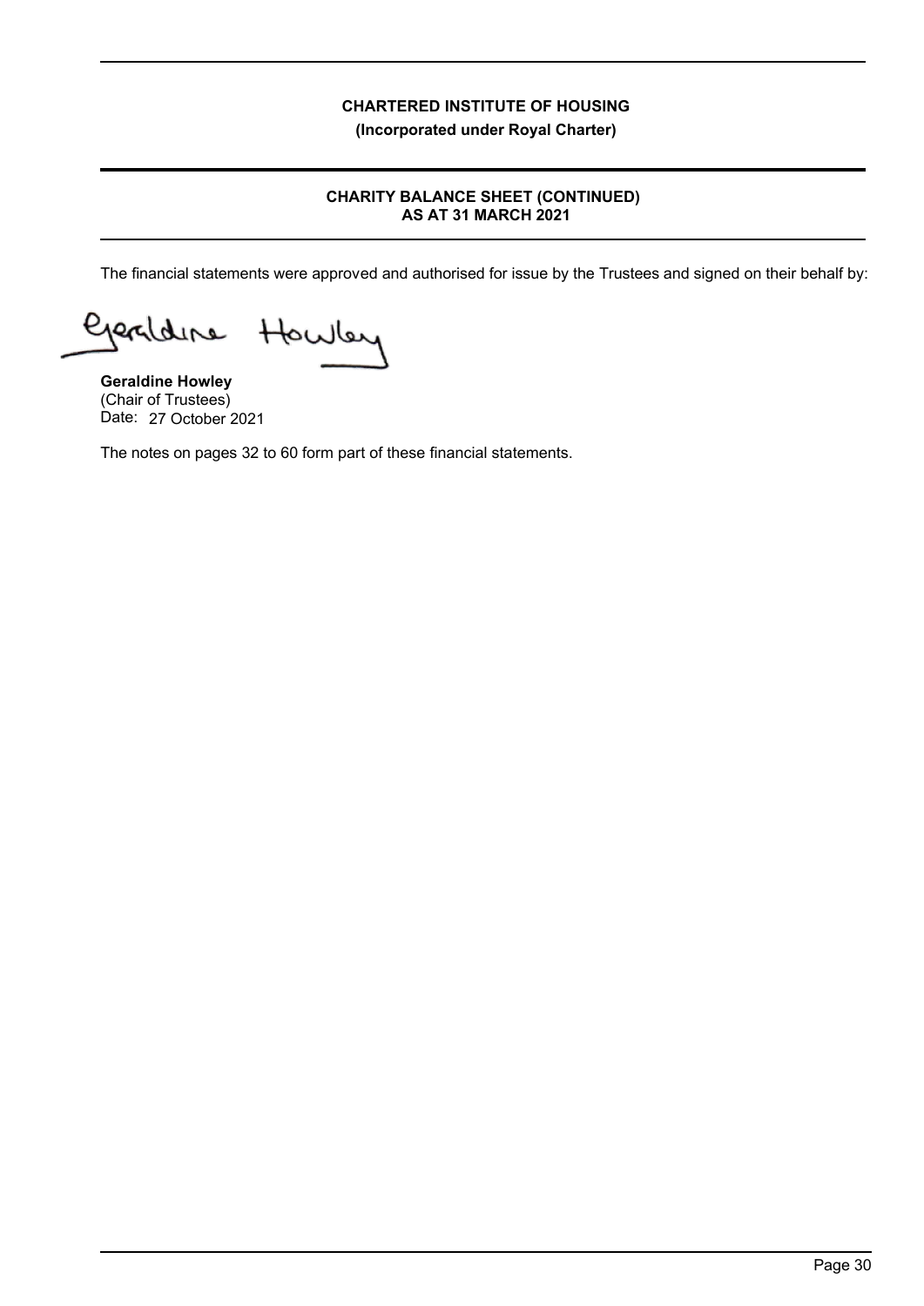**CHARTERED INSTITUTE OF HOUSING**

**(Incorporated under Royal Charter)**

**CHARITY BALANCE SHEET (CONTINUED)**
**AS AT 31 MARCH 2021**

The financial statements were approved and authorised for issue by the Trustees and signed on their behalf by:

**Geraldine Howley**
(Chair of Trustees)
Date: 27 October 2021

The notes on pages 32 to 60 form part of these financial statements.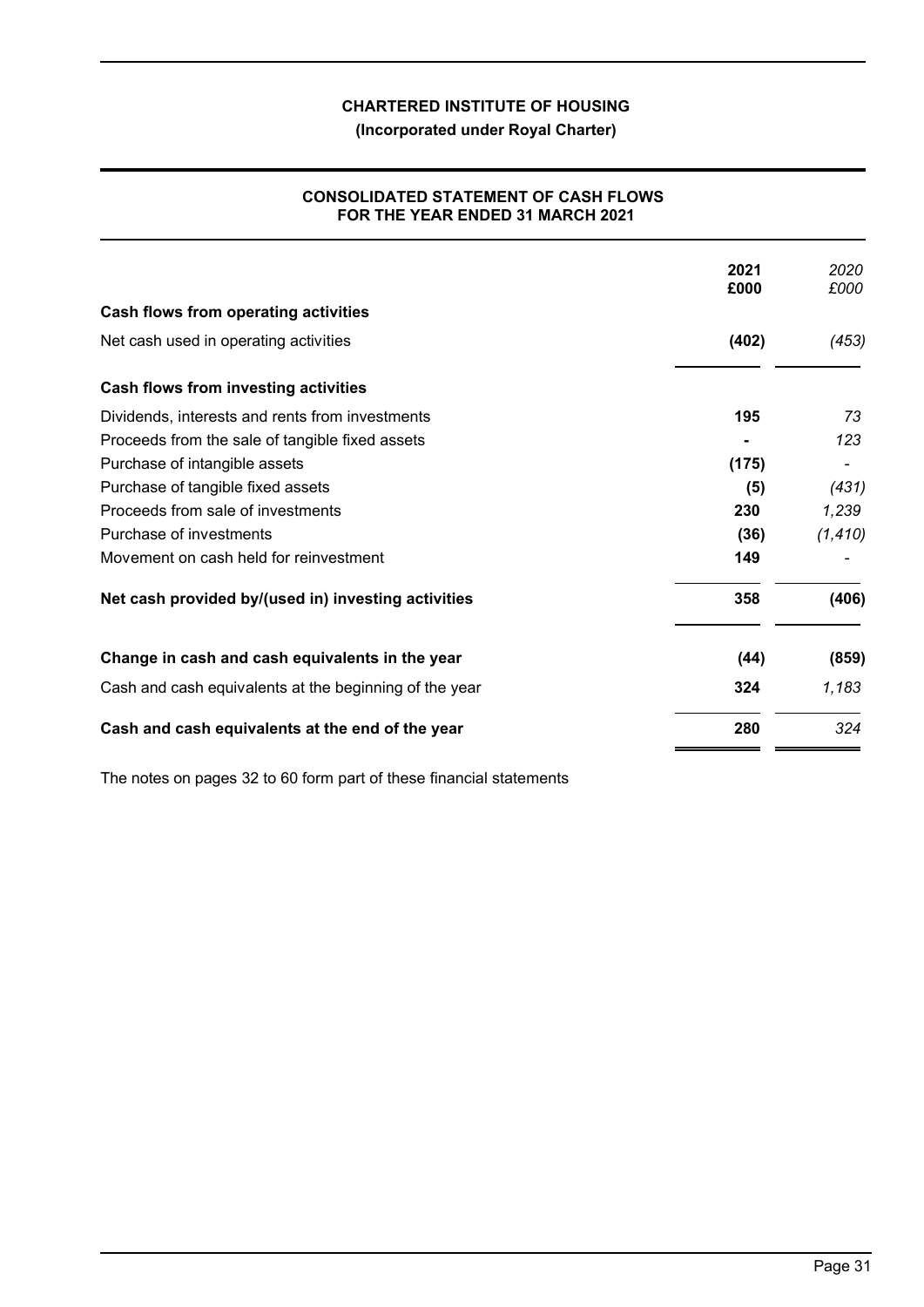**CHARTERED INSTITUTE OF HOUSING**

**(Incorporated under Royal Charter)**

## CONSOLIDATED STATEMENT OF CASH FLOWS FOR THE YEAR ENDED 31 MARCH 2021

| | 2021 £000 | 2020 £000 |
|---|---|---|
| **Cash flows from operating activities** | | |
| Net cash used in operating activities | **(402)** | *(453)* |
| **Cash flows from investing activities** | | |
| Dividends, interests and rents from investments | **195** | *73* |
| Proceeds from the sale of tangible fixed assets | **-** | *123* |
| Purchase of intangible assets | **(175)** | *-* |
| Purchase of tangible fixed assets | **(5)** | *(431)* |
| Proceeds from sale of investments | **230** | *1,239* |
| Purchase of investments | **(36)** | *(1,410)* |
| Movement on cash held for reinvestment | **149** | *-* |
| **Net cash provided by/(used in) investing activities** | **358** | **(406)** |
| **Change in cash and cash equivalents in the year** | **(44)** | **(859)** |
| Cash and cash equivalents at the beginning of the year | **324** | *1,183* |
| **Cash and cash equivalents at the end of the year** | **280** | *324* |

The notes on pages 32 to 60 form part of these financial statements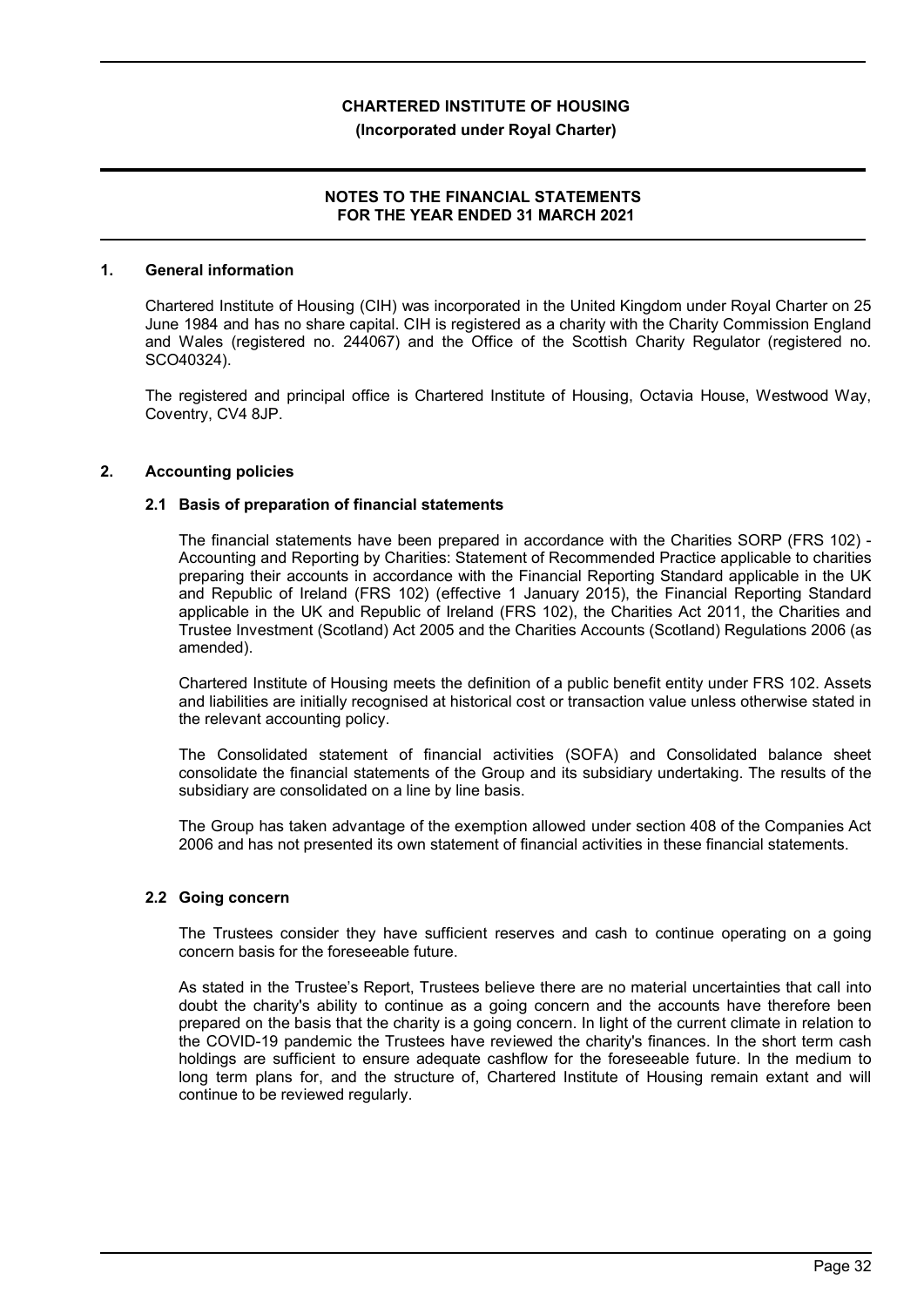**CHARTERED INSTITUTE OF HOUSING**

**(Incorporated under Royal Charter)**

**NOTES TO THE FINANCIAL STATEMENTS FOR THE YEAR ENDED 31 MARCH 2021**

## 1. General information

Chartered Institute of Housing (CIH) was incorporated in the United Kingdom under Royal Charter on 25 June 1984 and has no share capital. CIH is registered as a charity with the Charity Commission England and Wales (registered no. 244067) and the Office of the Scottish Charity Regulator (registered no. SCO40324).

The registered and principal office is Chartered Institute of Housing, Octavia House, Westwood Way, Coventry, CV4 8JP.

## 2. Accounting policies

### 2.1 Basis of preparation of financial statements

The financial statements have been prepared in accordance with the Charities SORP (FRS 102) - Accounting and Reporting by Charities: Statement of Recommended Practice applicable to charities preparing their accounts in accordance with the Financial Reporting Standard applicable in the UK and Republic of Ireland (FRS 102) (effective 1 January 2015), the Financial Reporting Standard applicable in the UK and Republic of Ireland (FRS 102), the Charities Act 2011, the Charities and Trustee Investment (Scotland) Act 2005 and the Charities Accounts (Scotland) Regulations 2006 (as amended).

Chartered Institute of Housing meets the definition of a public benefit entity under FRS 102. Assets and liabilities are initially recognised at historical cost or transaction value unless otherwise stated in the relevant accounting policy.

The Consolidated statement of financial activities (SOFA) and Consolidated balance sheet consolidate the financial statements of the Group and its subsidiary undertaking. The results of the subsidiary are consolidated on a line by line basis.

The Group has taken advantage of the exemption allowed under section 408 of the Companies Act 2006 and has not presented its own statement of financial activities in these financial statements.

### 2.2 Going concern

The Trustees consider they have sufficient reserves and cash to continue operating on a going concern basis for the foreseeable future.

As stated in the Trustee's Report, Trustees believe there are no material uncertainties that call into doubt the charity's ability to continue as a going concern and the accounts have therefore been prepared on the basis that the charity is a going concern. In light of the current climate in relation to the COVID-19 pandemic the Trustees have reviewed the charity's finances. In the short term cash holdings are sufficient to ensure adequate cashflow for the foreseeable future. In the medium to long term plans for, and the structure of, Chartered Institute of Housing remain extant and will continue to be reviewed regularly.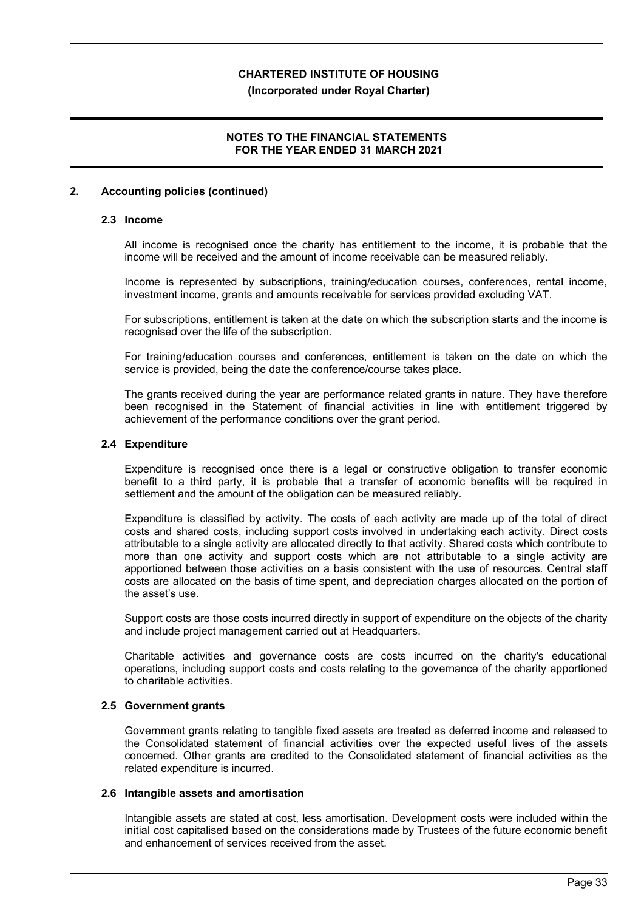## 2. Accounting policies (continued)

### 2.3 Income

All income is recognised once the charity has entitlement to the income, it is probable that the income will be received and the amount of income receivable can be measured reliably.

Income is represented by subscriptions, training/education courses, conferences, rental income, investment income, grants and amounts receivable for services provided excluding VAT.

For subscriptions, entitlement is taken at the date on which the subscription starts and the income is recognised over the life of the subscription.

For training/education courses and conferences, entitlement is taken on the date on which the service is provided, being the date the conference/course takes place.

The grants received during the year are performance related grants in nature. They have therefore been recognised in the Statement of financial activities in line with entitlement triggered by achievement of the performance conditions over the grant period.

### 2.4 Expenditure

Expenditure is recognised once there is a legal or constructive obligation to transfer economic benefit to a third party, it is probable that a transfer of economic benefits will be required in settlement and the amount of the obligation can be measured reliably.

Expenditure is classified by activity. The costs of each activity are made up of the total of direct costs and shared costs, including support costs involved in undertaking each activity. Direct costs attributable to a single activity are allocated directly to that activity. Shared costs which contribute to more than one activity and support costs which are not attributable to a single activity are apportioned between those activities on a basis consistent with the use of resources. Central staff costs are allocated on the basis of time spent, and depreciation charges allocated on the portion of the asset's use.

Support costs are those costs incurred directly in support of expenditure on the objects of the charity and include project management carried out at Headquarters.

Charitable activities and governance costs are costs incurred on the charity's educational operations, including support costs and costs relating to the governance of the charity apportioned to charitable activities.

### 2.5 Government grants

Government grants relating to tangible fixed assets are treated as deferred income and released to the Consolidated statement of financial activities over the expected useful lives of the assets concerned. Other grants are credited to the Consolidated statement of financial activities as the related expenditure is incurred.

### 2.6 Intangible assets and amortisation

Intangible assets are stated at cost, less amortisation. Development costs were included within the initial cost capitalised based on the considerations made by Trustees of the future economic benefit and enhancement of services received from the asset.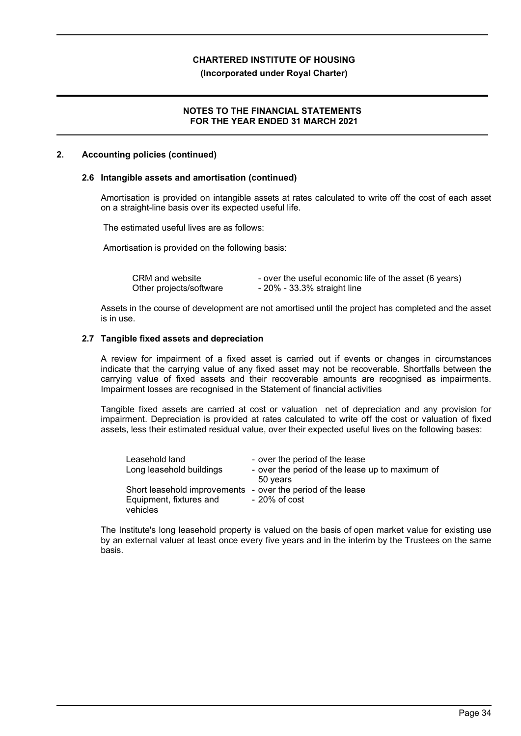## 2. Accounting policies (continued)

### 2.6 Intangible assets and amortisation (continued)

Amortisation is provided on intangible assets at rates calculated to write off the cost of each asset on a straight-line basis over its expected useful life.

The estimated useful lives are as follows:

Amortisation is provided on the following basis:

| | |
|---|---|
| CRM and website | - over the useful economic life of the asset (6 years) |
| Other projects/software | - 20% - 33.3% straight line |

Assets in the course of development are not amortised until the project has completed and the asset is in use.

### 2.7 Tangible fixed assets and depreciation

A review for impairment of a fixed asset is carried out if events or changes in circumstances indicate that the carrying value of any fixed asset may not be recoverable. Shortfalls between the carrying value of fixed assets and their recoverable amounts are recognised as impairments. Impairment losses are recognised in the Statement of financial activities

Tangible fixed assets are carried at cost or valuation net of depreciation and any provision for impairment. Depreciation is provided at rates calculated to write off the cost or valuation of fixed assets, less their estimated residual value, over their expected useful lives on the following bases:

| | |
|---|---|
| Leasehold land | - over the period of the lease |
| Long leasehold buildings | - over the period of the lease up to maximum of 50 years |
| Short leasehold improvements | - over the period of the lease |
| Equipment, fixtures and vehicles | - 20% of cost |

The Institute's long leasehold property is valued on the basis of open market value for existing use by an external valuer at least once every five years and in the interim by the Trustees on the same basis.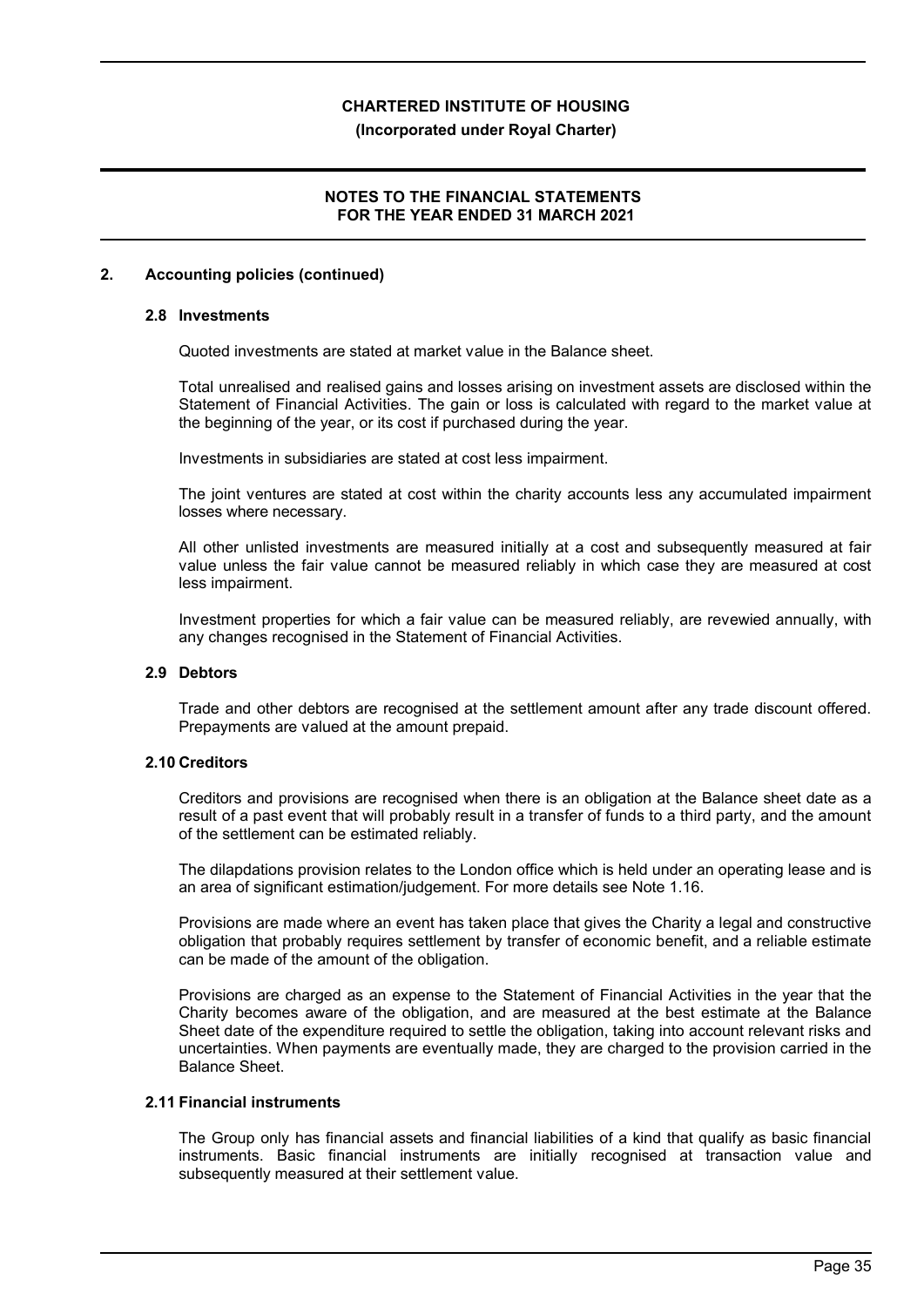# CHARTERED INSTITUTE OF HOUSING

**(Incorporated under Royal Charter)**

**NOTES TO THE FINANCIAL STATEMENTS FOR THE YEAR ENDED 31 MARCH 2021**

## 2. Accounting policies (continued)

### 2.8 Investments

Quoted investments are stated at market value in the Balance sheet.

Total unrealised and realised gains and losses arising on investment assets are disclosed within the Statement of Financial Activities. The gain or loss is calculated with regard to the market value at the beginning of the year, or its cost if purchased during the year.

Investments in subsidiaries are stated at cost less impairment.

The joint ventures are stated at cost within the charity accounts less any accumulated impairment losses where necessary.

All other unlisted investments are measured initially at a cost and subsequently measured at fair value unless the fair value cannot be measured reliably in which case they are measured at cost less impairment.

Investment properties for which a fair value can be measured reliably, are revewied annually, with any changes recognised in the Statement of Financial Activities.

### 2.9 Debtors

Trade and other debtors are recognised at the settlement amount after any trade discount offered. Prepayments are valued at the amount prepaid.

### 2.10 Creditors

Creditors and provisions are recognised when there is an obligation at the Balance sheet date as a result of a past event that will probably result in a transfer of funds to a third party, and the amount of the settlement can be estimated reliably.

The dilapdations provision relates to the London office which is held under an operating lease and is an area of significant estimation/judgement. For more details see Note 1.16.

Provisions are made where an event has taken place that gives the Charity a legal and constructive obligation that probably requires settlement by transfer of economic benefit, and a reliable estimate can be made of the amount of the obligation.

Provisions are charged as an expense to the Statement of Financial Activities in the year that the Charity becomes aware of the obligation, and are measured at the best estimate at the Balance Sheet date of the expenditure required to settle the obligation, taking into account relevant risks and uncertainties. When payments are eventually made, they are charged to the provision carried in the Balance Sheet.

### 2.11 Financial instruments

The Group only has financial assets and financial liabilities of a kind that qualify as basic financial instruments. Basic financial instruments are initially recognised at transaction value and subsequently measured at their settlement value.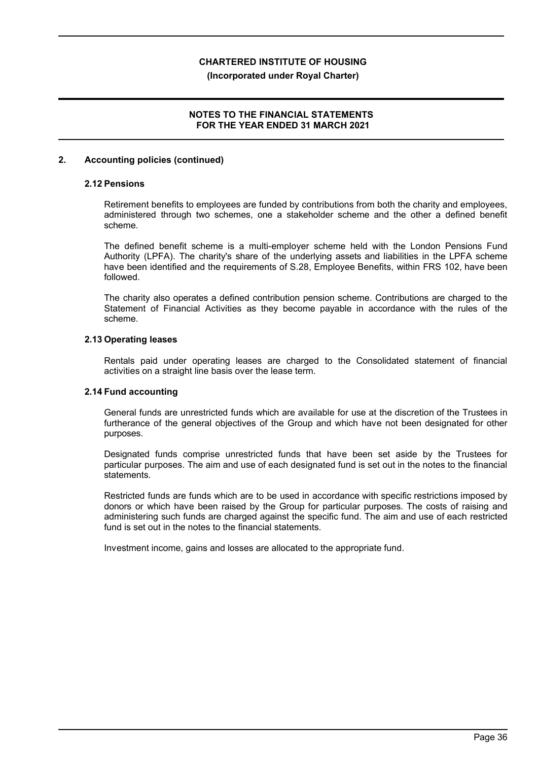## 2. Accounting policies (continued)

### 2.12 Pensions

Retirement benefits to employees are funded by contributions from both the charity and employees, administered through two schemes, one a stakeholder scheme and the other a defined benefit scheme.

The defined benefit scheme is a multi-employer scheme held with the London Pensions Fund Authority (LPFA). The charity's share of the underlying assets and liabilities in the LPFA scheme have been identified and the requirements of S.28, Employee Benefits, within FRS 102, have been followed.

The charity also operates a defined contribution pension scheme. Contributions are charged to the Statement of Financial Activities as they become payable in accordance with the rules of the scheme.

### 2.13 Operating leases

Rentals paid under operating leases are charged to the Consolidated statement of financial activities on a straight line basis over the lease term.

### 2.14 Fund accounting

General funds are unrestricted funds which are available for use at the discretion of the Trustees in furtherance of the general objectives of the Group and which have not been designated for other purposes.

Designated funds comprise unrestricted funds that have been set aside by the Trustees for particular purposes. The aim and use of each designated fund is set out in the notes to the financial statements.

Restricted funds are funds which are to be used in accordance with specific restrictions imposed by donors or which have been raised by the Group for particular purposes. The costs of raising and administering such funds are charged against the specific fund. The aim and use of each restricted fund is set out in the notes to the financial statements.

Investment income, gains and losses are allocated to the appropriate fund.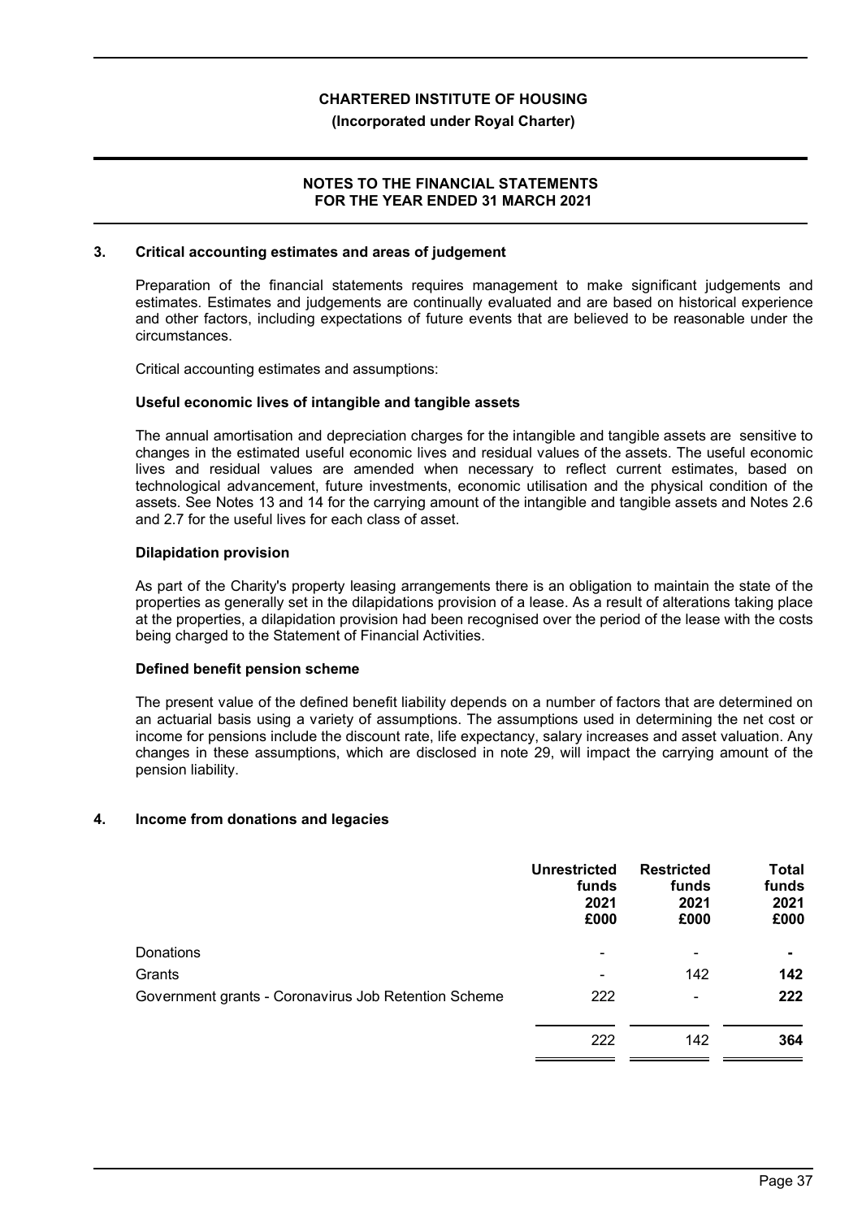## 3. Critical accounting estimates and areas of judgement

Preparation of the financial statements requires management to make significant judgements and estimates. Estimates and judgements are continually evaluated and are based on historical experience and other factors, including expectations of future events that are believed to be reasonable under the circumstances.

Critical accounting estimates and assumptions:

**Useful economic lives of intangible and tangible assets**

The annual amortisation and depreciation charges for the intangible and tangible assets are sensitive to changes in the estimated useful economic lives and residual values of the assets. The useful economic lives and residual values are amended when necessary to reflect current estimates, based on technological advancement, future investments, economic utilisation and the physical condition of the assets. See Notes 13 and 14 for the carrying amount of the intangible and tangible assets and Notes 2.6 and 2.7 for the useful lives for each class of asset.

**Dilapidation provision**

As part of the Charity's property leasing arrangements there is an obligation to maintain the state of the properties as generally set in the dilapidations provision of a lease. As a result of alterations taking place at the properties, a dilapidation provision had been recognised over the period of the lease with the costs being charged to the Statement of Financial Activities.

**Defined benefit pension scheme**

The present value of the defined benefit liability depends on a number of factors that are determined on an actuarial basis using a variety of assumptions. The assumptions used in determining the net cost or income for pensions include the discount rate, life expectancy, salary increases and asset valuation. Any changes in these assumptions, which are disclosed in note 29, will impact the carrying amount of the pension liability.

## 4. Income from donations and legacies

| | Unrestricted funds 2021 £000 | Restricted funds 2021 £000 | Total funds 2021 £000 |
|---|---|---|---|
| Donations | - | - | **-** |
| Grants | - | 142 | **142** |
| Government grants - Coronavirus Job Retention Scheme | 222 | - | **222** |
| | 222 | 142 | **364** |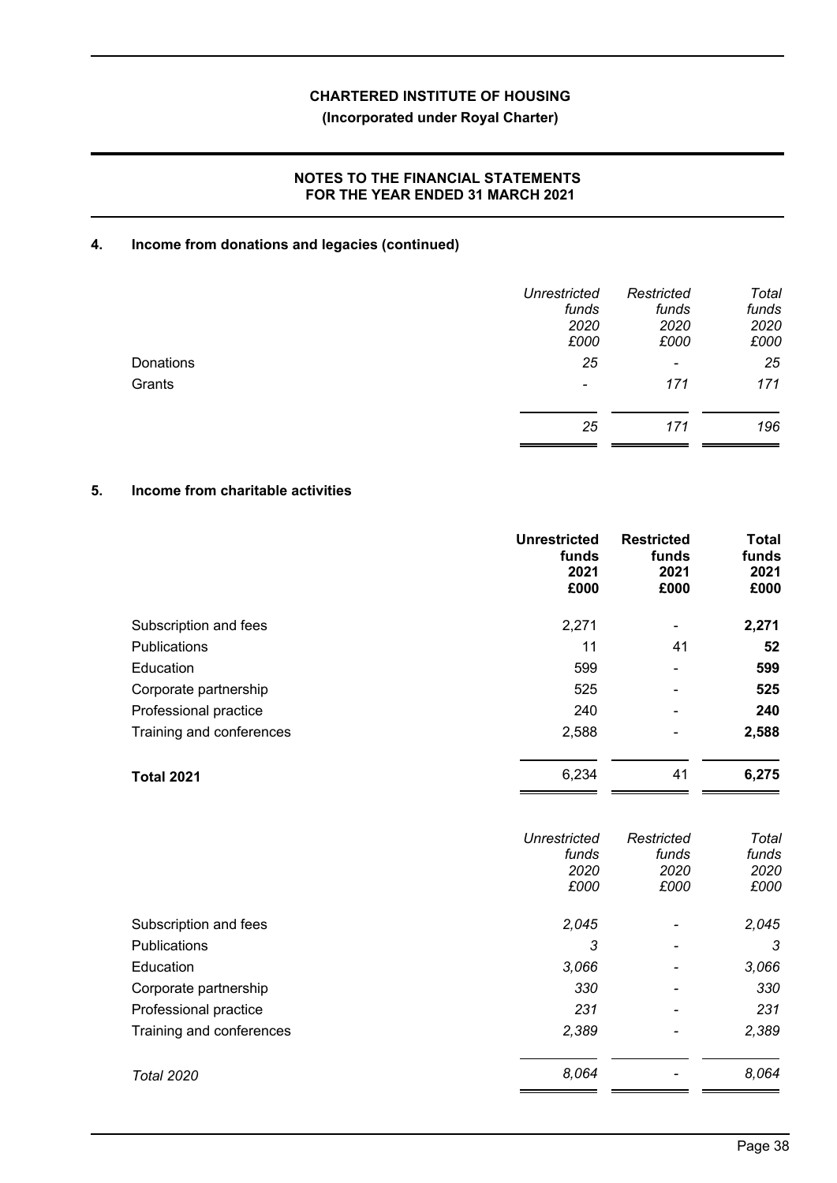## 4. Income from donations and legacies (continued)

| | *Unrestricted funds 2020 £000* | *Restricted funds 2020 £000* | *Total funds 2020 £000* |
|---|---|---|---|
| Donations | *25* | *-* | *25* |
| Grants | *-* | *171* | *171* |
| | *25* | *171* | *196* |

## 5. Income from charitable activities

| | **Unrestricted funds 2021 £000** | **Restricted funds 2021 £000** | **Total funds 2021 £000** |
|---|---|---|---|
| Subscription and fees | 2,271 | - | **2,271** |
| Publications | 11 | 41 | **52** |
| Education | 599 | - | **599** |
| Corporate partnership | 525 | - | **525** |
| Professional practice | 240 | - | **240** |
| Training and conferences | 2,588 | - | **2,588** |
| **Total 2021** | 6,234 | 41 | **6,275** |

| | *Unrestricted funds 2020 £000* | *Restricted funds 2020 £000* | *Total funds 2020 £000* |
|---|---|---|---|
| Subscription and fees | *2,045* | *-* | *2,045* |
| Publications | *3* | *-* | *3* |
| Education | *3,066* | *-* | *3,066* |
| Corporate partnership | *330* | *-* | *330* |
| Professional practice | *231* | *-* | *231* |
| Training and conferences | *2,389* | *-* | *2,389* |
| *Total 2020* | *8,064* | *-* | *8,064* |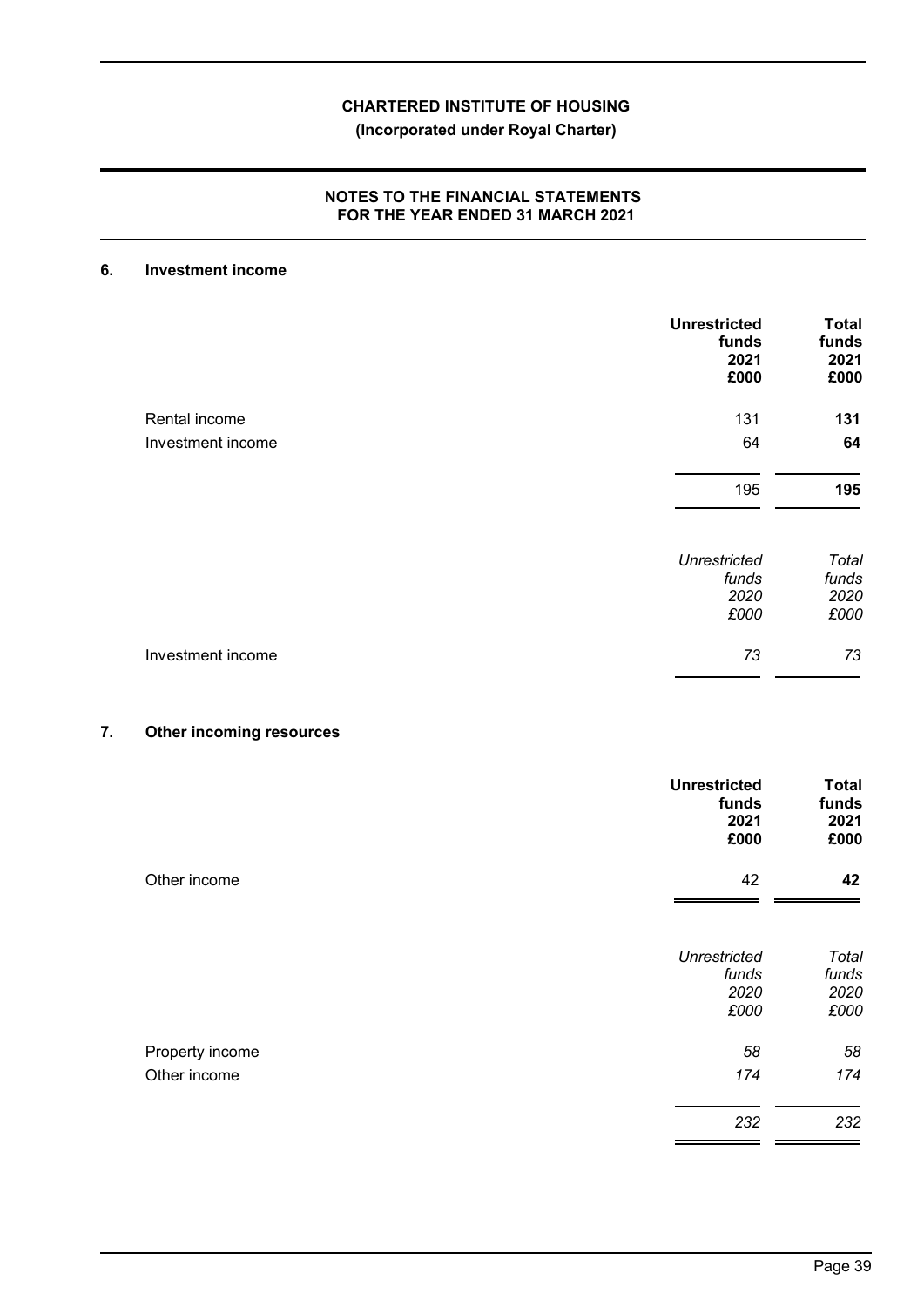## 6. Investment income

| | Unrestricted funds 2021 £000 | Total funds 2021 £000 |
|---|---|---|
| Rental income | 131 | **131** |
| Investment income | 64 | **64** |
| | 195 | **195** |

| | *Unrestricted funds 2020 £000* | *Total funds 2020 £000* |
|---|---|---|
| Investment income | *73* | *73* |

## 7. Other incoming resources

| | Unrestricted funds 2021 £000 | Total funds 2021 £000 |
|---|---|---|
| Other income | 42 | **42** |

| | *Unrestricted funds 2020 £000* | *Total funds 2020 £000* |
|---|---|---|
| Property income | *58* | *58* |
| Other income | *174* | *174* |
| | *232* | *232* |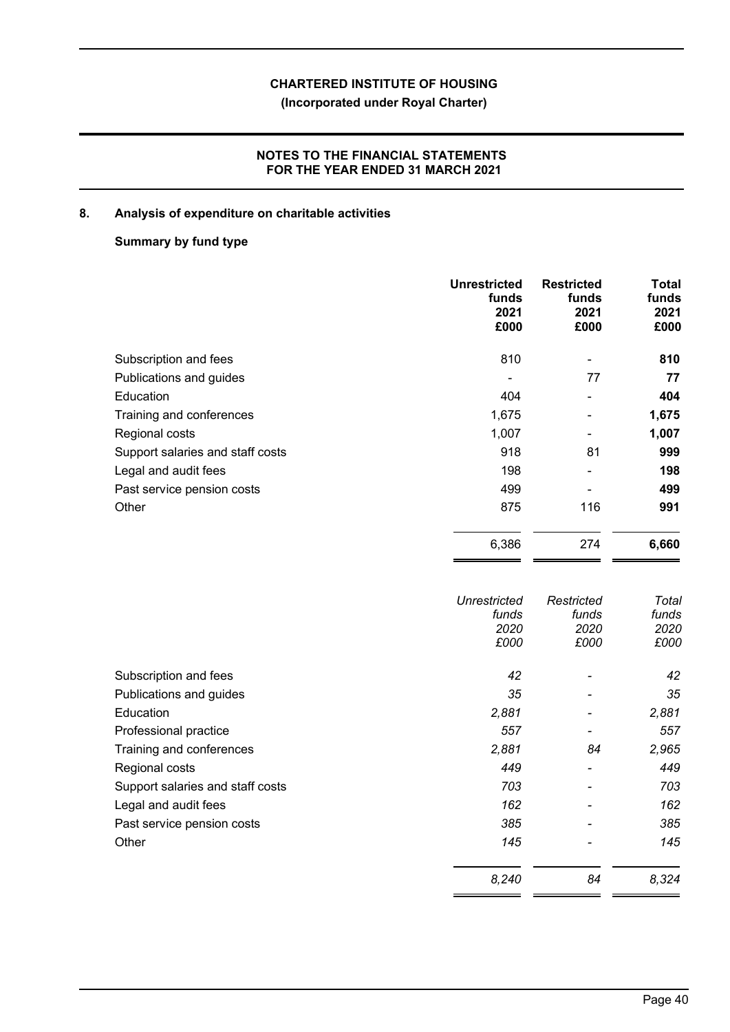## 8. Analysis of expenditure on charitable activities

**Summary by fund type**

| | Unrestricted funds 2021 £000 | Restricted funds 2021 £000 | Total funds 2021 £000 |
|---|---|---|---|
| Subscription and fees | 810 | - | **810** |
| Publications and guides | - | 77 | **77** |
| Education | 404 | - | **404** |
| Training and conferences | 1,675 | - | **1,675** |
| Regional costs | 1,007 | - | **1,007** |
| Support salaries and staff costs | 918 | 81 | **999** |
| Legal and audit fees | 198 | - | **198** |
| Past service pension costs | 499 | - | **499** |
| Other | 875 | 116 | **991** |
| | 6,386 | 274 | **6,660** |

| | *Unrestricted funds 2020 £000* | *Restricted funds 2020 £000* | *Total funds 2020 £000* |
|---|---|---|---|
| Subscription and fees | *42* | - | *42* |
| Publications and guides | *35* | - | *35* |
| Education | *2,881* | - | *2,881* |
| Professional practice | *557* | - | *557* |
| Training and conferences | *2,881* | *84* | *2,965* |
| Regional costs | *449* | - | *449* |
| Support salaries and staff costs | *703* | - | *703* |
| Legal and audit fees | *162* | - | *162* |
| Past service pension costs | *385* | - | *385* |
| Other | *145* | - | *145* |
| | *8,240* | *84* | *8,324* |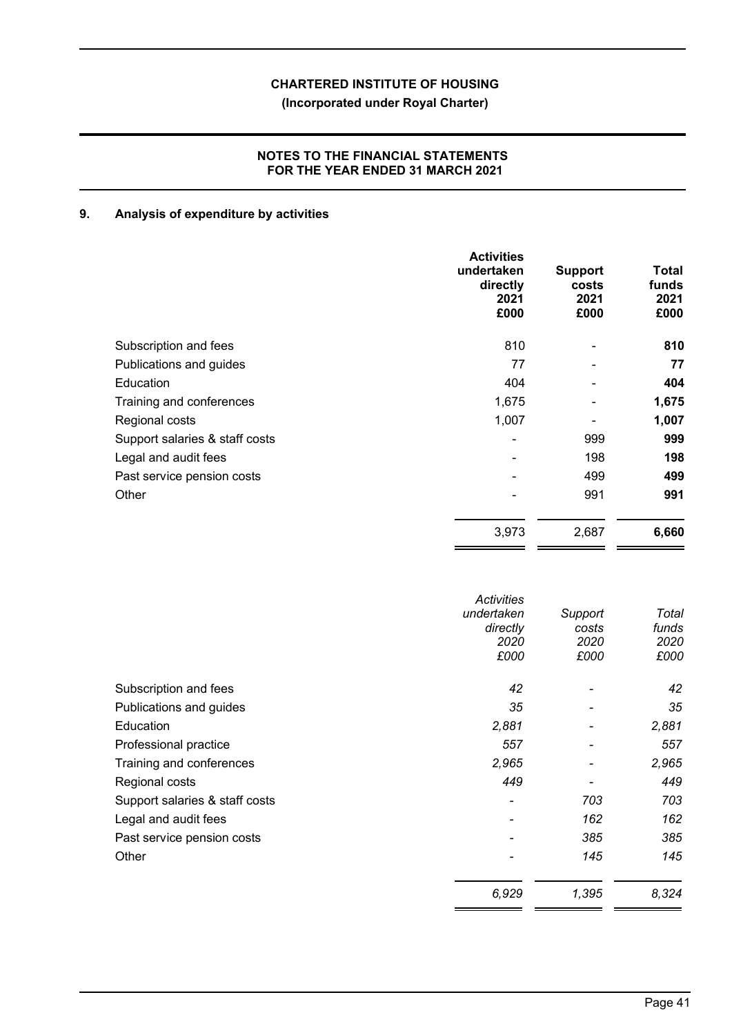**CHARTERED INSTITUTE OF HOUSING**
**(Incorporated under Royal Charter)**

**NOTES TO THE FINANCIAL STATEMENTS**
**FOR THE YEAR ENDED 31 MARCH 2021**

## 9. Analysis of expenditure by activities

| | **Activities undertaken directly 2021 £000** | **Support costs 2021 £000** | **Total funds 2021 £000** |
|---|---|---|---|
| Subscription and fees | 810 | - | **810** |
| Publications and guides | 77 | - | **77** |
| Education | 404 | - | **404** |
| Training and conferences | 1,675 | - | **1,675** |
| Regional costs | 1,007 | - | **1,007** |
| Support salaries & staff costs | - | 999 | **999** |
| Legal and audit fees | - | 198 | **198** |
| Past service pension costs | - | 499 | **499** |
| Other | - | 991 | **991** |
| | 3,973 | 2,687 | **6,660** |

| | *Activities undertaken directly 2020 £000* | *Support costs 2020 £000* | *Total funds 2020 £000* |
|---|---|---|---|
| Subscription and fees | *42* | - | *42* |
| Publications and guides | *35* | - | *35* |
| Education | *2,881* | - | *2,881* |
| Professional practice | *557* | - | *557* |
| Training and conferences | *2,965* | - | *2,965* |
| Regional costs | *449* | - | *449* |
| Support salaries & staff costs | - | *703* | *703* |
| Legal and audit fees | - | *162* | *162* |
| Past service pension costs | - | *385* | *385* |
| Other | - | *145* | *145* |
| | *6,929* | *1,395* | *8,324* |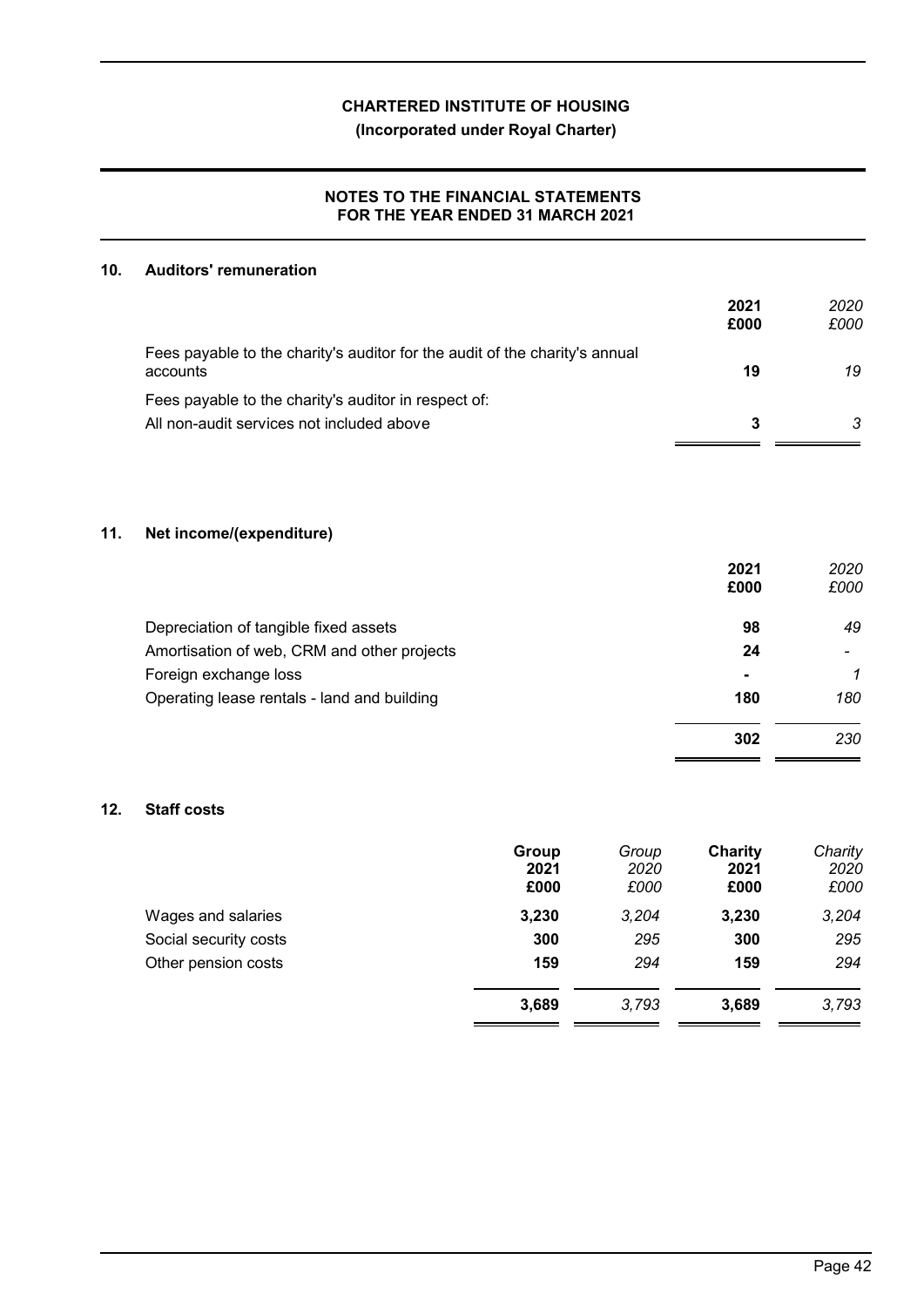**CHARTERED INSTITUTE OF HOUSING**

**(Incorporated under Royal Charter)**

**NOTES TO THE FINANCIAL STATEMENTS FOR THE YEAR ENDED 31 MARCH 2021**

## 10. Auditors' remuneration

| | 2021 £000 | *2020 £000* |
|---|---|---|
| Fees payable to the charity's auditor for the audit of the charity's annual accounts | **19** | *19* |
| Fees payable to the charity's auditor in respect of: | | |
| All non-audit services not included above | **3** | *3* |

## 11. Net income/(expenditure)

| | 2021 £000 | *2020 £000* |
|---|---|---|
| Depreciation of tangible fixed assets | **98** | *49* |
| Amortisation of web, CRM and other projects | **24** | *-* |
| Foreign exchange loss | **-** | *1* |
| Operating lease rentals - land and building | **180** | *180* |
| | **302** | *230* |

## 12. Staff costs

| | Group 2021 £000 | *Group 2020 £000* | Charity 2021 £000 | *Charity 2020 £000* |
|---|---|---|---|---|
| Wages and salaries | **3,230** | *3,204* | **3,230** | *3,204* |
| Social security costs | **300** | *295* | **300** | *295* |
| Other pension costs | **159** | *294* | **159** | *294* |
| | **3,689** | *3,793* | **3,689** | *3,793* |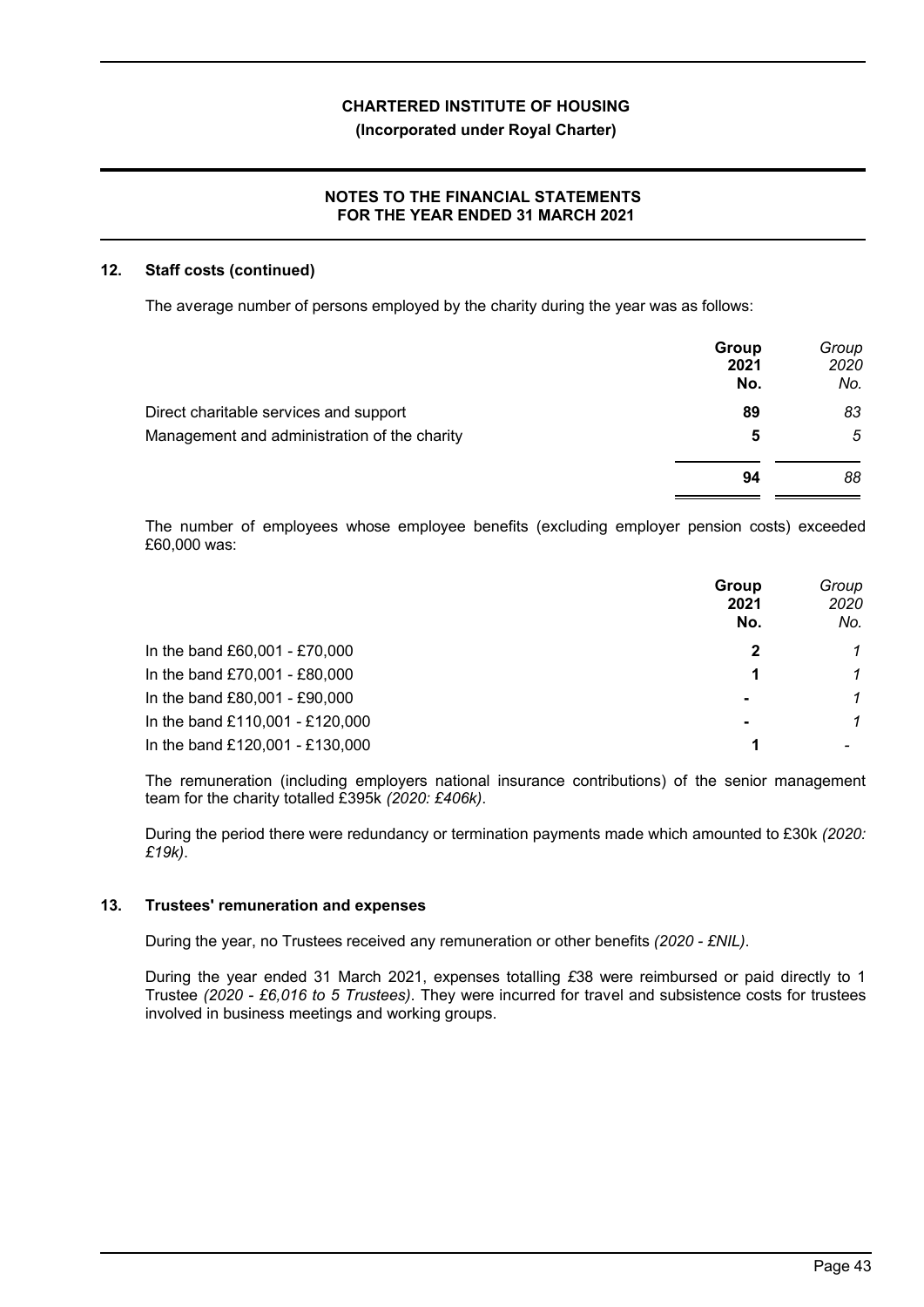## 12. Staff costs (continued)

The average number of persons employed by the charity during the year was as follows:

| | **Group 2021 No.** | *Group 2020 No.* |
|---|---|---|
| Direct charitable services and support | **89** | *83* |
| Management and administration of the charity | **5** | *5* |
| | **94** | *88* |

The number of employees whose employee benefits (excluding employer pension costs) exceeded £60,000 was:

| | **Group 2021 No.** | *Group 2020 No.* |
|---|---|---|
| In the band £60,001 - £70,000 | **2** | *1* |
| In the band £70,001 - £80,000 | **1** | *1* |
| In the band £80,001 - £90,000 | **-** | *1* |
| In the band £110,001 - £120,000 | **-** | *1* |
| In the band £120,001 - £130,000 | **1** | *-* |

The remuneration (including employers national insurance contributions) of the senior management team for the charity totalled £395k *(2020: £406k)*.

During the period there were redundancy or termination payments made which amounted to £30k *(2020: £19k)*.

## 13. Trustees' remuneration and expenses

During the year, no Trustees received any remuneration or other benefits *(2020 - £NIL)*.

During the year ended 31 March 2021, expenses totalling £38 were reimbursed or paid directly to 1 Trustee *(2020 - £6,016 to 5 Trustees)*. They were incurred for travel and subsistence costs for trustees involved in business meetings and working groups.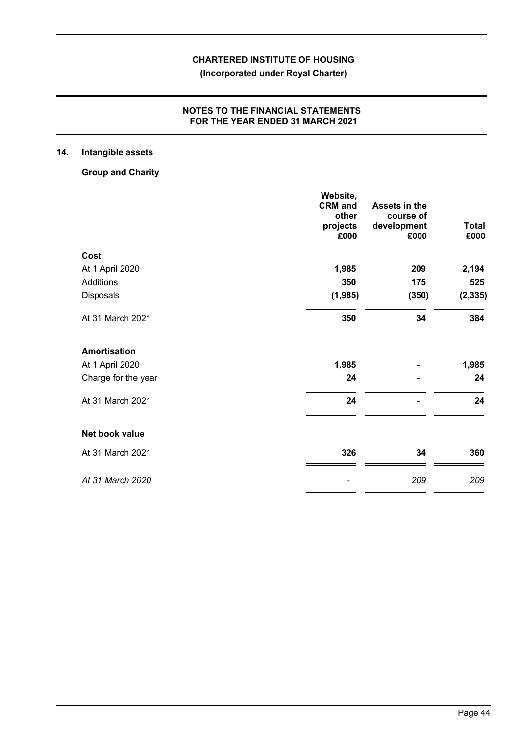## 14. Intangible assets

**Group and Charity**

| | Website, CRM and other projects £000 | Assets in the course of development £000 | Total £000 |
|---|---|---|---|
| **Cost** | | | |
| At 1 April 2020 | **1,985** | **209** | **2,194** |
| Additions | **350** | **175** | **525** |
| Disposals | **(1,985)** | **(350)** | **(2,335)** |
| At 31 March 2021 | **350** | **34** | **384** |
| **Amortisation** | | | |
| At 1 April 2020 | **1,985** | **-** | **1,985** |
| Charge for the year | **24** | **-** | **24** |
| At 31 March 2021 | **24** | **-** | **24** |
| **Net book value** | | | |
| At 31 March 2021 | **326** | **34** | **360** |
| *At 31 March 2020* | *-* | *209* | *209* |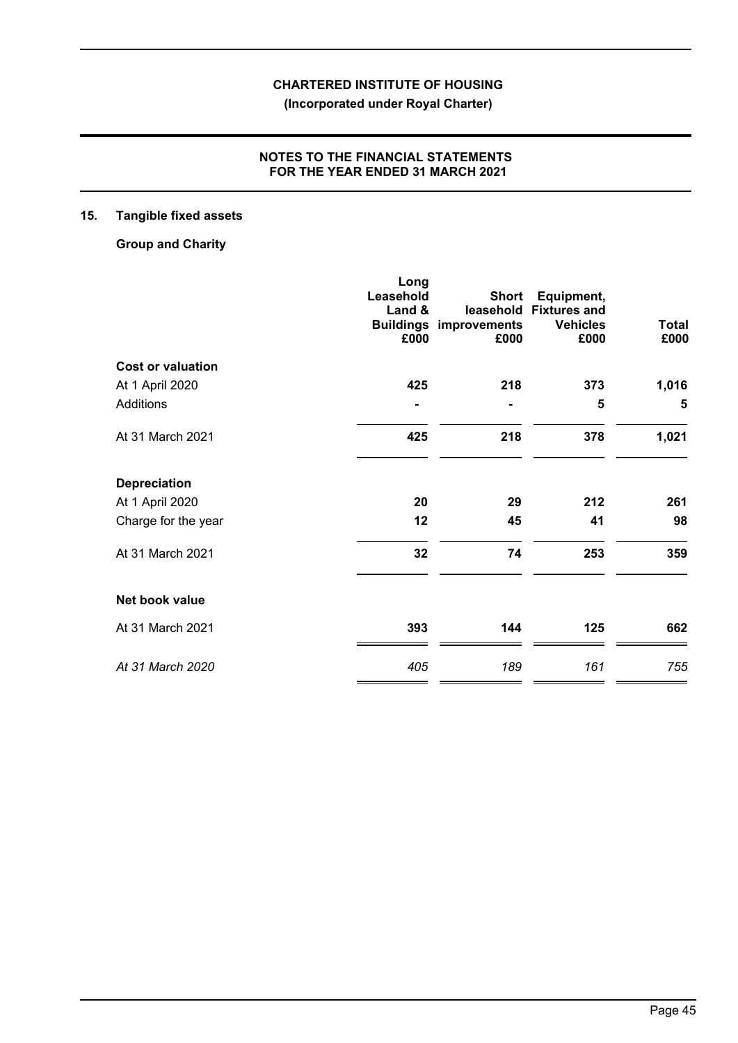# CHARTERED INSTITUTE OF HOUSING

**(Incorporated under Royal Charter)**

**NOTES TO THE FINANCIAL STATEMENTS FOR THE YEAR ENDED 31 MARCH 2021**

## 15. Tangible fixed assets

**Group and Charity**

| | Long Leasehold Land & Buildings £000 | Short leasehold improvements £000 | Equipment, Fixtures and Vehicles £000 | Total £000 |
|---|---|---|---|---|
| **Cost or valuation** | | | | |
| At 1 April 2020 | **425** | **218** | **373** | **1,016** |
| Additions | **-** | **-** | **5** | **5** |
| At 31 March 2021 | **425** | **218** | **378** | **1,021** |
| **Depreciation** | | | | |
| At 1 April 2020 | **20** | **29** | **212** | **261** |
| Charge for the year | **12** | **45** | **41** | **98** |
| At 31 March 2021 | **32** | **74** | **253** | **359** |
| **Net book value** | | | | |
| At 31 March 2021 | **393** | **144** | **125** | **662** |
| *At 31 March 2020* | *405* | *189* | *161* | *755* |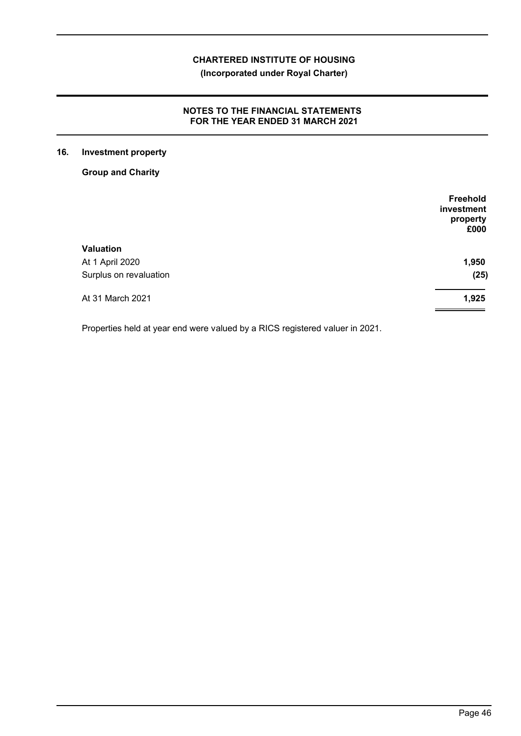**CHARTERED INSTITUTE OF HOUSING**

**(Incorporated under Royal Charter)**

**NOTES TO THE FINANCIAL STATEMENTS FOR THE YEAR ENDED 31 MARCH 2021**

## 16. Investment property

**Group and Charity**

| | Freehold investment property £000 |
|---|---|
| **Valuation** | |
| At 1 April 2020 | **1,950** |
| Surplus on revaluation | **(25)** |
| At 31 March 2021 | **1,925** |

Properties held at year end were valued by a RICS registered valuer in 2021.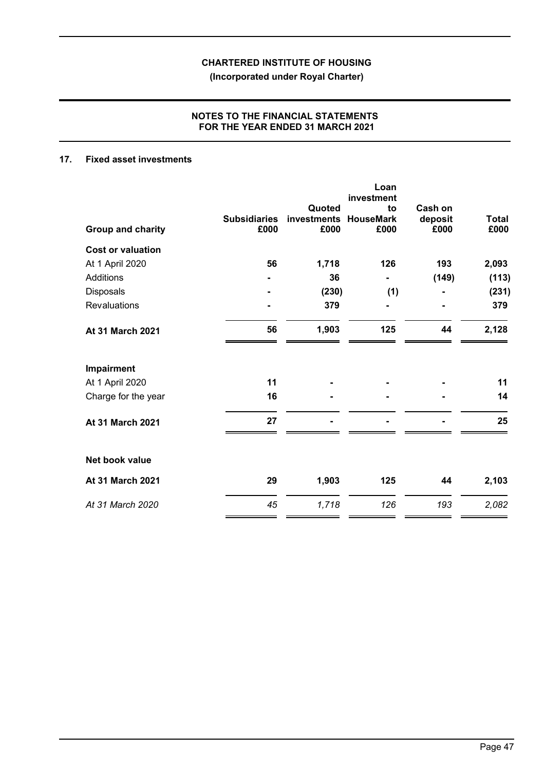## 17. Fixed asset investments

| Group and charity | Subsidiaries £000 | Quoted investments £000 | Loan investment to HouseMark £000 | Cash on deposit £000 | Total £000 |
|---|---|---|---|---|---|
| **Cost or valuation** | | | | | |
| At 1 April 2020 | **56** | **1,718** | **126** | **193** | **2,093** |
| Additions | **-** | **36** | **-** | **(149)** | **(113)** |
| Disposals | **-** | **(230)** | **(1)** | **-** | **(231)** |
| Revaluations | **-** | **379** | **-** | **-** | **379** |
| **At 31 March 2021** | **56** | **1,903** | **125** | **44** | **2,128** |
| **Impairment** | | | | | |
| At 1 April 2020 | **11** | **-** | **-** | **-** | **11** |
| Charge for the year | **16** | **-** | **-** | **-** | **14** |
| **At 31 March 2021** | **27** | **-** | **-** | **-** | **25** |
| **Net book value** | | | | | |
| **At 31 March 2021** | **29** | **1,903** | **125** | **44** | **2,103** |
| *At 31 March 2020* | *45* | *1,718* | *126* | *193* | *2,082* |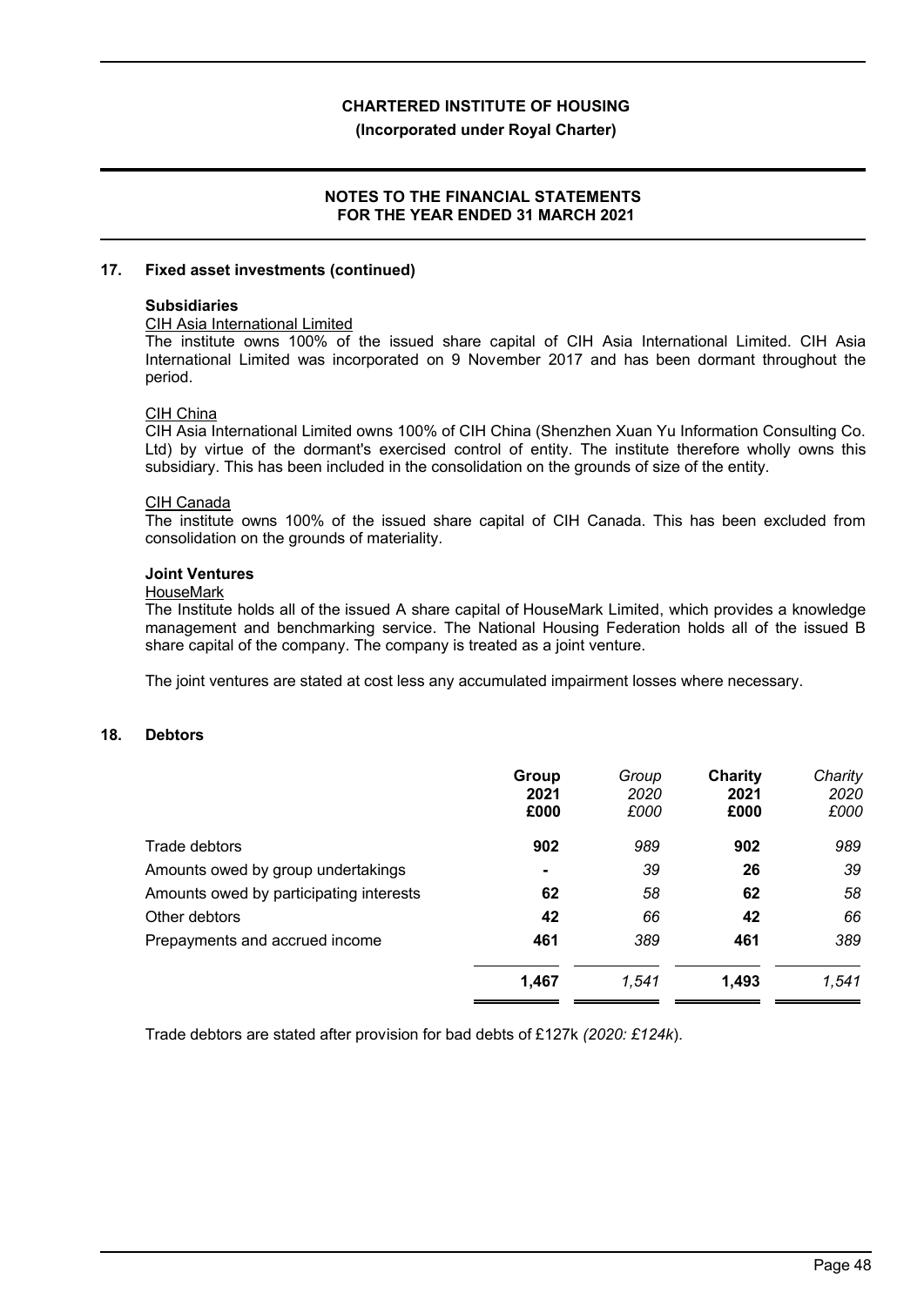### 17. Fixed asset investments (continued)

**Subsidiaries**

CIH Asia International Limited

The institute owns 100% of the issued share capital of CIH Asia International Limited. CIH Asia International Limited was incorporated on 9 November 2017 and has been dormant throughout the period.

CIH China

CIH Asia International Limited owns 100% of CIH China (Shenzhen Xuan Yu Information Consulting Co. Ltd) by virtue of the dormant's exercised control of entity. The institute therefore wholly owns this subsidiary. This has been included in the consolidation on the grounds of size of the entity.

CIH Canada

The institute owns 100% of the issued share capital of CIH Canada. This has been excluded from consolidation on the grounds of materiality.

**Joint Ventures**

HouseMark

The Institute holds all of the issued A share capital of HouseMark Limited, which provides a knowledge management and benchmarking service. The National Housing Federation holds all of the issued B share capital of the company. The company is treated as a joint venture.

The joint ventures are stated at cost less any accumulated impairment losses where necessary.

### 18. Debtors

| | **Group 2021 £000** | *Group 2020 £000* | **Charity 2021 £000** | *Charity 2020 £000* |
|---|---|---|---|---|
| Trade debtors | **902** | *989* | **902** | *989* |
| Amounts owed by group undertakings | **-** | *39* | **26** | *39* |
| Amounts owed by participating interests | **62** | *58* | **62** | *58* |
| Other debtors | **42** | *66* | **42** | *66* |
| Prepayments and accrued income | **461** | *389* | **461** | *389* |
| | **1,467** | *1,541* | **1,493** | *1,541* |

Trade debtors are stated after provision for bad debts of £127k *(2020: £124k*).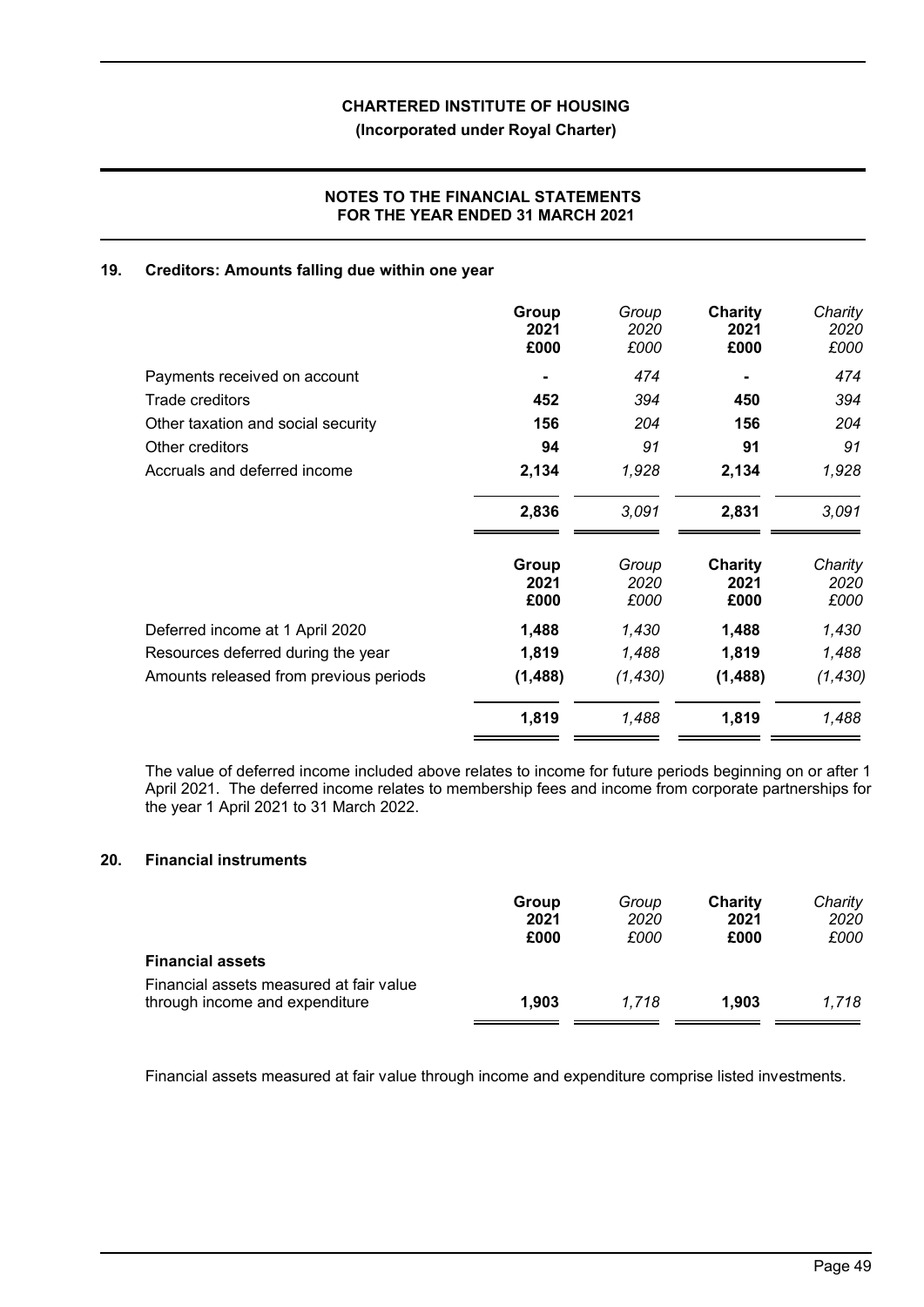## 19. Creditors: Amounts falling due within one year

| | Group 2021 £000 | Group 2020 £000 | Charity 2021 £000 | Charity 2020 £000 |
|---|---|---|---|---|
| Payments received on account | - | 474 | - | 474 |
| Trade creditors | 452 | 394 | 450 | 394 |
| Other taxation and social security | 156 | 204 | 156 | 204 |
| Other creditors | 94 | 91 | 91 | 91 |
| Accruals and deferred income | 2,134 | 1,928 | 2,134 | 1,928 |
| | **2,836** | *3,091* | **2,831** | *3,091* |

| | Group 2021 £000 | Group 2020 £000 | Charity 2021 £000 | Charity 2020 £000 |
|---|---|---|---|---|
| Deferred income at 1 April 2020 | 1,488 | 1,430 | 1,488 | 1,430 |
| Resources deferred during the year | 1,819 | 1,488 | 1,819 | 1,488 |
| Amounts released from previous periods | (1,488) | (1,430) | (1,488) | (1,430) |
| | **1,819** | *1,488* | **1,819** | *1,488* |

The value of deferred income included above relates to income for future periods beginning on or after 1 April 2021. The deferred income relates to membership fees and income from corporate partnerships for the year 1 April 2021 to 31 March 2022.

## 20. Financial instruments

| | Group 2021 £000 | Group 2020 £000 | Charity 2021 £000 | Charity 2020 £000 |
|---|---|---|---|---|
| **Financial assets** | | | | |
| Financial assets measured at fair value through income and expenditure | 1,903 | 1,718 | 1,903 | 1,718 |

Financial assets measured at fair value through income and expenditure comprise listed investments.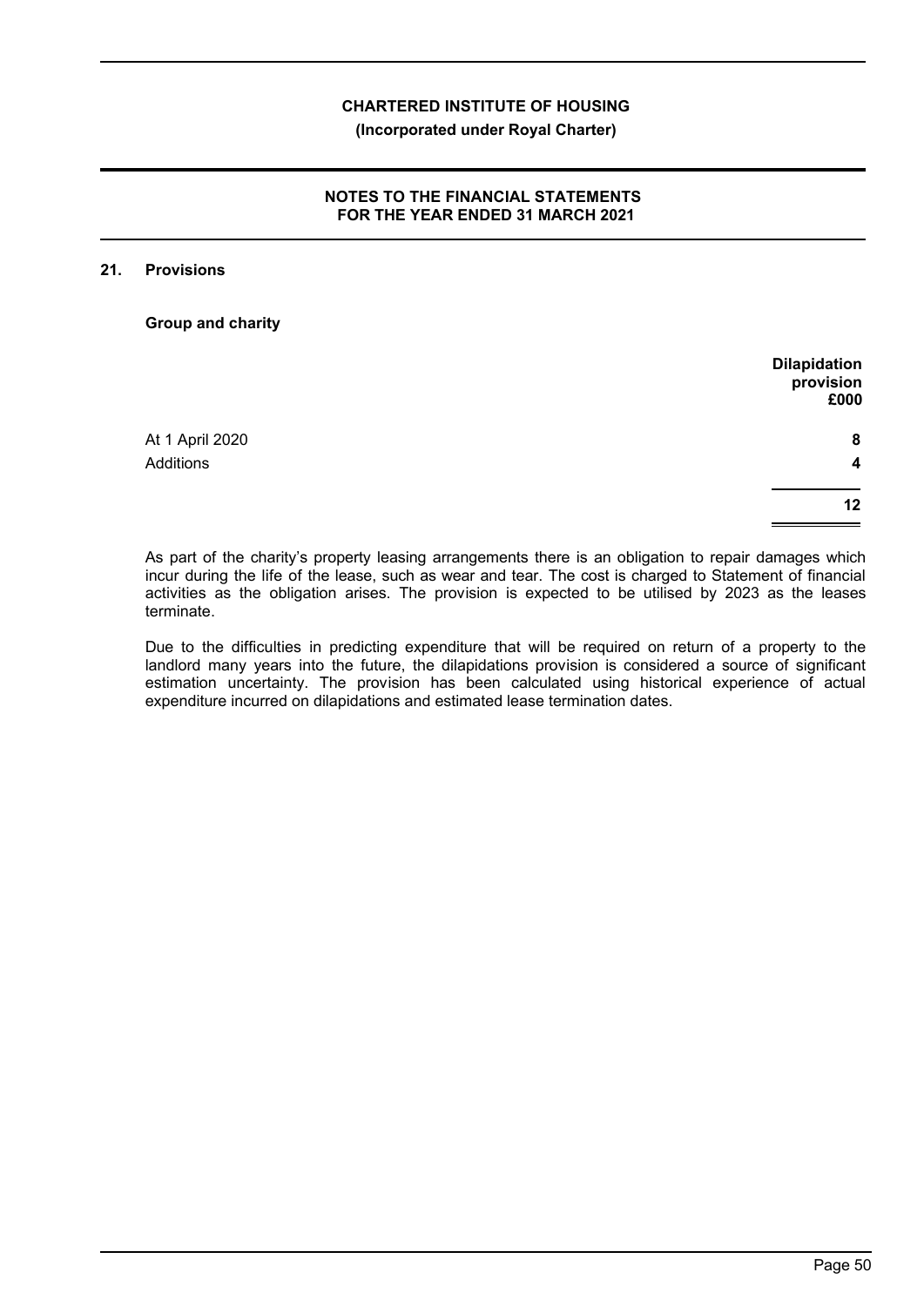## 21. Provisions

**Group and charity**

| | **Dilapidation provision £000** |
|---|---|
| At 1 April 2020 | **8** |
| Additions | **4** |
| | **12** |

As part of the charity's property leasing arrangements there is an obligation to repair damages which incur during the life of the lease, such as wear and tear. The cost is charged to Statement of financial activities as the obligation arises. The provision is expected to be utilised by 2023 as the leases terminate.

Due to the difficulties in predicting expenditure that will be required on return of a property to the landlord many years into the future, the dilapidations provision is considered a source of significant estimation uncertainty. The provision has been calculated using historical experience of actual expenditure incurred on dilapidations and estimated lease termination dates.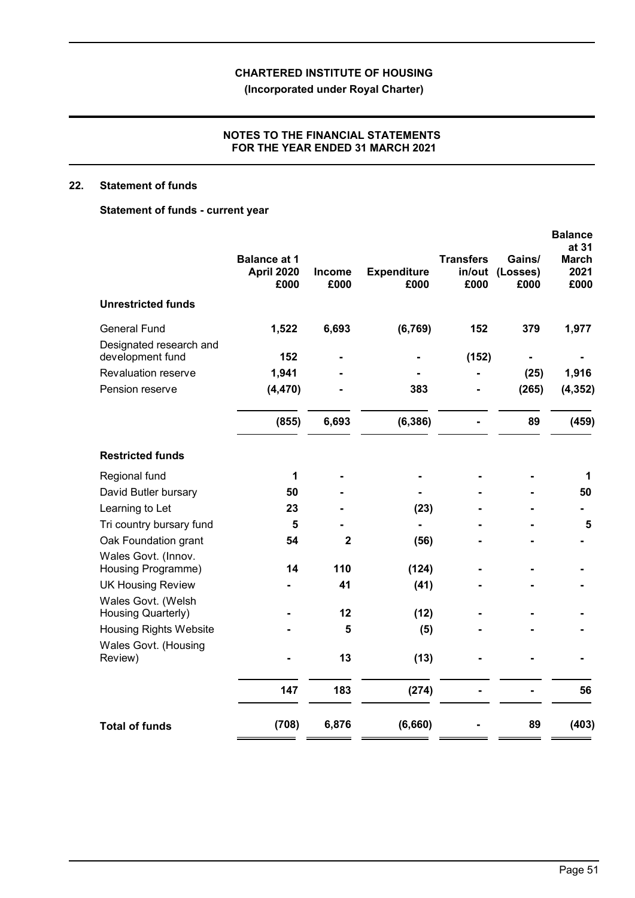**CHARTERED INSTITUTE OF HOUSING**

**(Incorporated under Royal Charter)**

**NOTES TO THE FINANCIAL STATEMENTS FOR THE YEAR ENDED 31 MARCH 2021**

## 22. Statement of funds

### Statement of funds - current year

| | Balance at 1 April 2020 £000 | Income £000 | Expenditure £000 | Transfers in/out £000 | Gains/ (Losses) £000 | Balance at 31 March 2021 £000 |
|---|---|---|---|---|---|---|
| **Unrestricted funds** | | | | | | |
| General Fund | **1,522** | **6,693** | **(6,769)** | **152** | **379** | **1,977** |
| Designated research and development fund | **152** | **-** | **-** | **(152)** | **-** | **-** |
| Revaluation reserve | **1,941** | **-** | **-** | **-** | **(25)** | **1,916** |
| Pension reserve | **(4,470)** | **-** | **383** | **-** | **(265)** | **(4,352)** |
| | **(855)** | **6,693** | **(6,386)** | **-** | **89** | **(459)** |
| **Restricted funds** | | | | | | |
| Regional fund | **1** | **-** | **-** | **-** | **-** | **1** |
| David Butler bursary | **50** | **-** | **-** | **-** | **-** | **50** |
| Learning to Let | **23** | **-** | **(23)** | **-** | **-** | **-** |
| Tri country bursary fund | **5** | **-** | **-** | **-** | **-** | **5** |
| Oak Foundation grant | **54** | **2** | **(56)** | **-** | **-** | **-** |
| Wales Govt. (Innov. Housing Programme) | **14** | **110** | **(124)** | **-** | **-** | **-** |
| UK Housing Review | **-** | **41** | **(41)** | **-** | **-** | **-** |
| Wales Govt. (Welsh Housing Quarterly) | **-** | **12** | **(12)** | **-** | **-** | **-** |
| Housing Rights Website | **-** | **5** | **(5)** | **-** | **-** | **-** |
| Wales Govt. (Housing Review) | **-** | **13** | **(13)** | **-** | **-** | **-** |
| | **147** | **183** | **(274)** | **-** | **-** | **56** |
| **Total of funds** | **(708)** | **6,876** | **(6,660)** | **-** | **89** | **(403)** |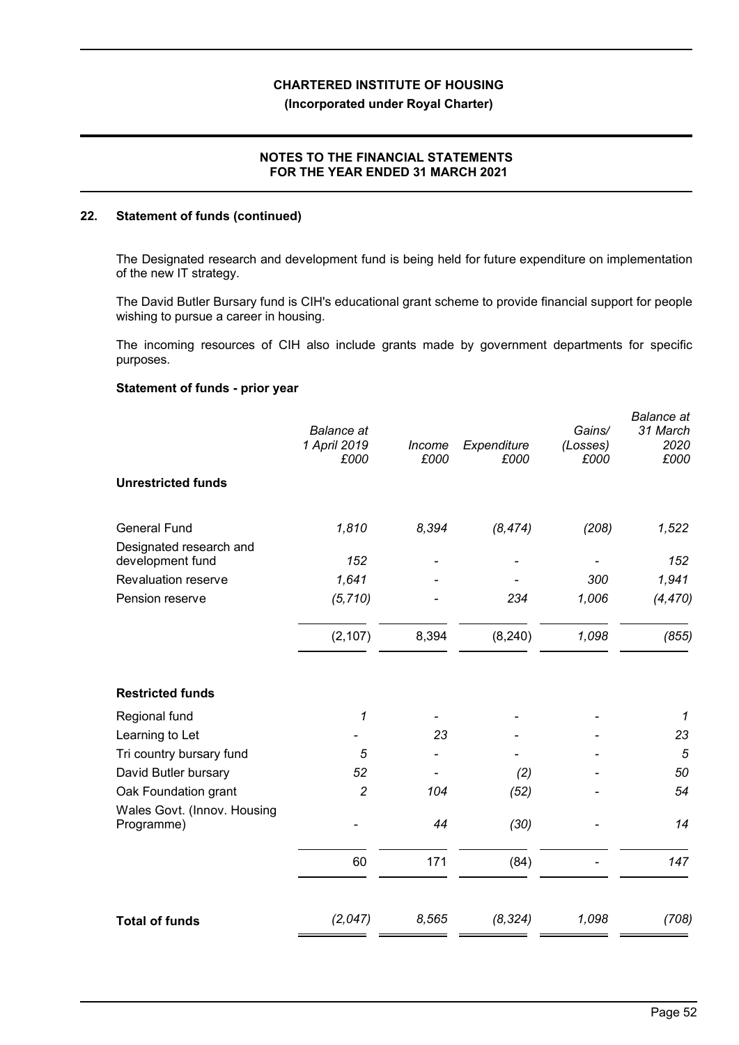## 22. Statement of funds (continued)

The Designated research and development fund is being held for future expenditure on implementation of the new IT strategy.

The David Butler Bursary fund is CIH's educational grant scheme to provide financial support for people wishing to pursue a career in housing.

The incoming resources of CIH also include grants made by government departments for specific purposes.

### Statement of funds - prior year

| | *Balance at 1 April 2019 £000* | *Income £000* | *Expenditure £000* | *Gains/ (Losses) £000* | *Balance at 31 March 2020 £000* |
|---|---|---|---|---|---|
| **Unrestricted funds** | | | | | |
| General Fund | *1,810* | *8,394* | *(8,474)* | *(208)* | *1,522* |
| Designated research and development fund | *152* | - | - | - | *152* |
| Revaluation reserve | *1,641* | - | - | *300* | *1,941* |
| Pension reserve | *(5,710)* | - | *234* | *1,006* | *(4,470)* |
| | (2,107) | 8,394 | (8,240) | *1,098* | *(855)* |
| **Restricted funds** | | | | | |
| Regional fund | *1* | - | - | - | *1* |
| Learning to Let | - | *23* | - | - | *23* |
| Tri country bursary fund | *5* | - | - | - | *5* |
| David Butler bursary | *52* | - | *(2)* | - | *50* |
| Oak Foundation grant | *2* | *104* | *(52)* | - | *54* |
| Wales Govt. (Innov. Housing Programme) | - | *44* | *(30)* | - | *14* |
| | 60 | 171 | (84) | - | *147* |
| **Total of funds** | *(2,047)* | *8,565* | *(8,324)* | *1,098* | *(708)* |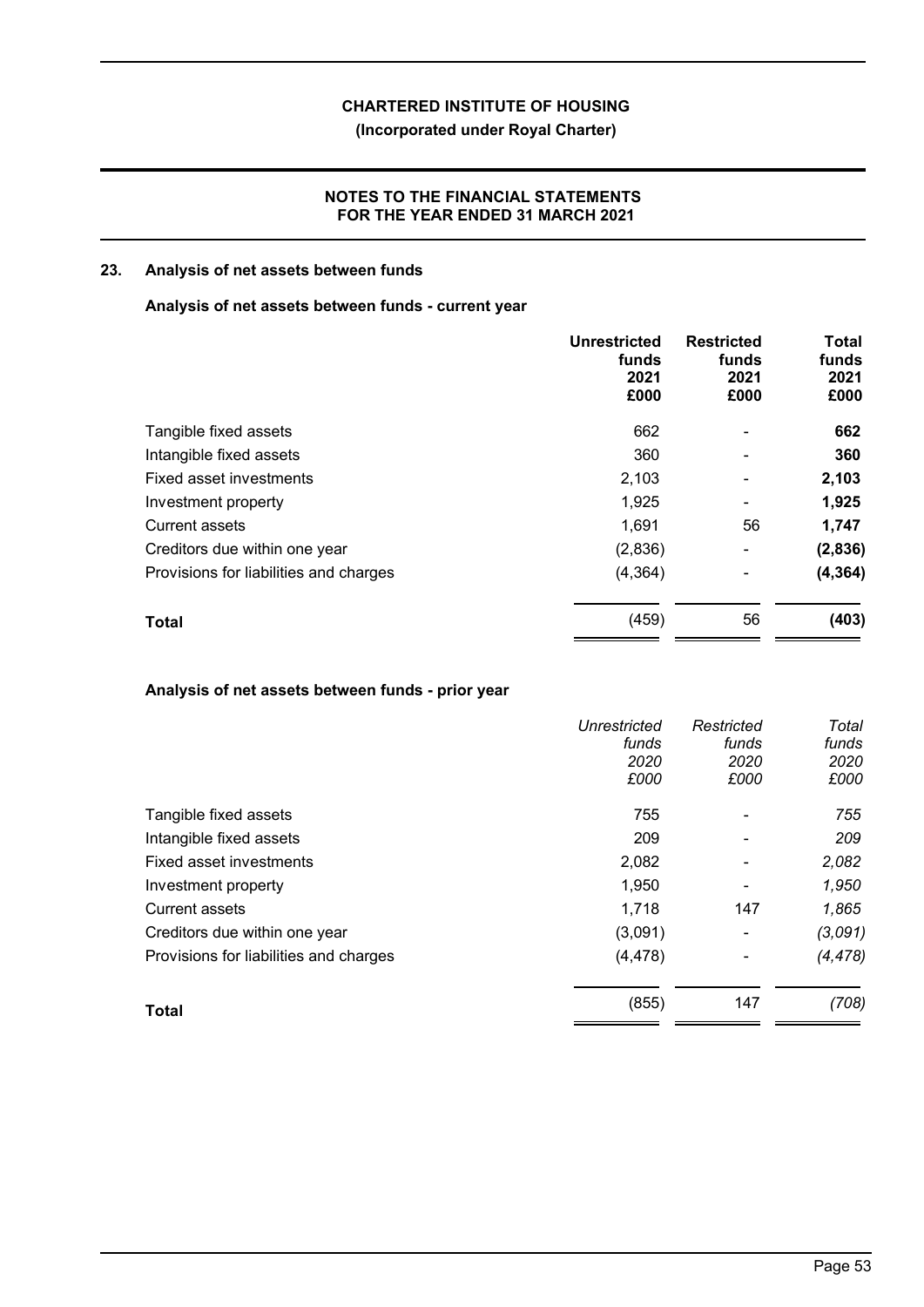## 23. Analysis of net assets between funds

### Analysis of net assets between funds - current year

| | Unrestricted funds 2021 £000 | Restricted funds 2021 £000 | Total funds 2021 £000 |
|---|---|---|---|
| Tangible fixed assets | 662 | - | **662** |
| Intangible fixed assets | 360 | - | **360** |
| Fixed asset investments | 2,103 | - | **2,103** |
| Investment property | 1,925 | - | **1,925** |
| Current assets | 1,691 | 56 | **1,747** |
| Creditors due within one year | (2,836) | - | **(2,836)** |
| Provisions for liabilities and charges | (4,364) | - | **(4,364)** |
| **Total** | (459) | 56 | **(403)** |

### Analysis of net assets between funds - prior year

| | *Unrestricted funds 2020 £000* | *Restricted funds 2020 £000* | *Total funds 2020 £000* |
|---|---|---|---|
| Tangible fixed assets | 755 | - | *755* |
| Intangible fixed assets | 209 | - | *209* |
| Fixed asset investments | 2,082 | - | *2,082* |
| Investment property | 1,950 | - | *1,950* |
| Current assets | 1,718 | 147 | *1,865* |
| Creditors due within one year | (3,091) | - | *(3,091)* |
| Provisions for liabilities and charges | (4,478) | - | *(4,478)* |
| **Total** | (855) | 147 | *(708)* |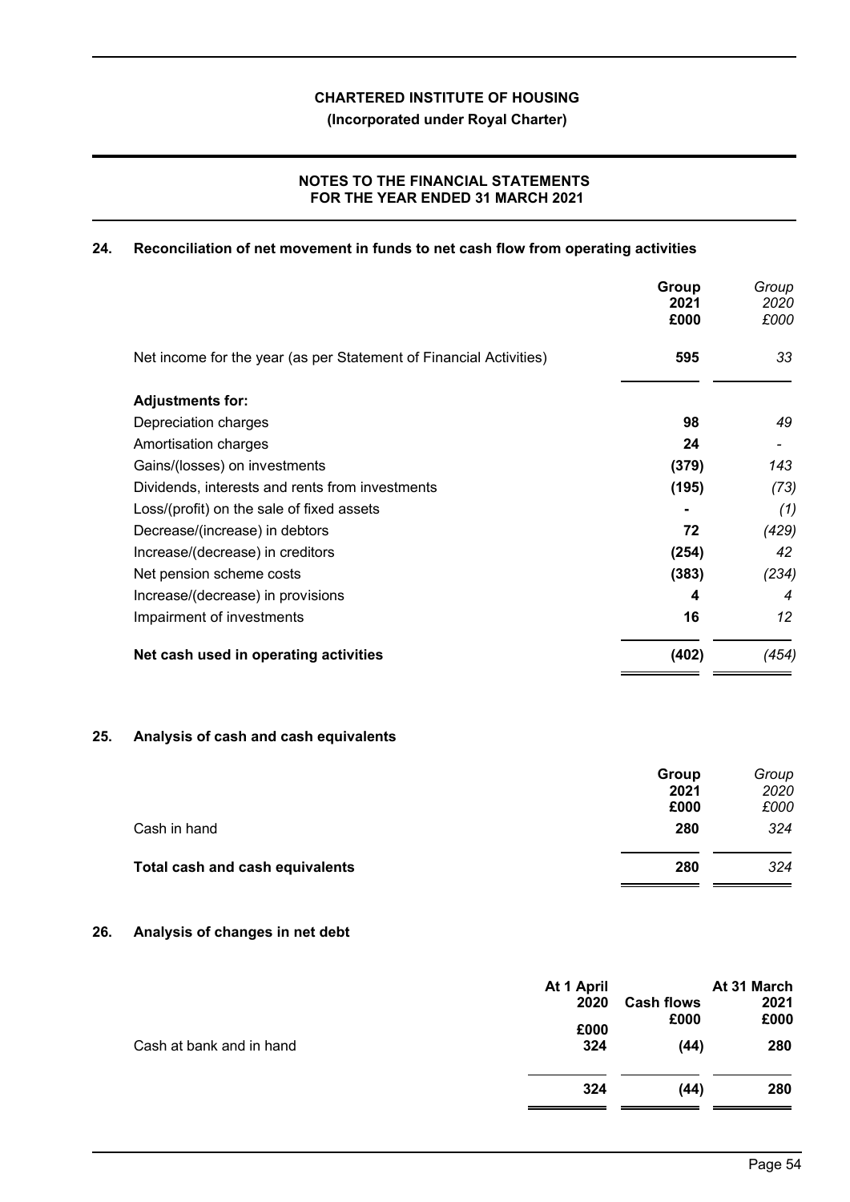**CHARTERED INSTITUTE OF HOUSING**

**(Incorporated under Royal Charter)**

**NOTES TO THE FINANCIAL STATEMENTS FOR THE YEAR ENDED 31 MARCH 2021**

## 24. Reconciliation of net movement in funds to net cash flow from operating activities

| | Group 2021 £000 | *Group 2020 £000* |
|---|---|---|
| Net income for the year (as per Statement of Financial Activities) | **595** | *33* |
| **Adjustments for:** | | |
| Depreciation charges | **98** | *49* |
| Amortisation charges | **24** | *-* |
| Gains/(losses) on investments | **(379)** | *143* |
| Dividends, interests and rents from investments | **(195)** | *(73)* |
| Loss/(profit) on the sale of fixed assets | **-** | *(1)* |
| Decrease/(increase) in debtors | **72** | *(429)* |
| Increase/(decrease) in creditors | **(254)** | *42* |
| Net pension scheme costs | **(383)** | *(234)* |
| Increase/(decrease) in provisions | **4** | *4* |
| Impairment of investments | **16** | *12* |
| **Net cash used in operating activities** | **(402)** | *(454)* |

## 25. Analysis of cash and cash equivalents

| | Group 2021 £000 | *Group 2020 £000* |
|---|---|---|
| Cash in hand | **280** | *324* |
| **Total cash and cash equivalents** | **280** | *324* |

## 26. Analysis of changes in net debt

| | At 1 April 2020 £000 | Cash flows £000 | At 31 March 2021 £000 |
|---|---|---|---|
| Cash at bank and in hand | **324** | **(44)** | **280** |
| | **324** | **(44)** | **280** |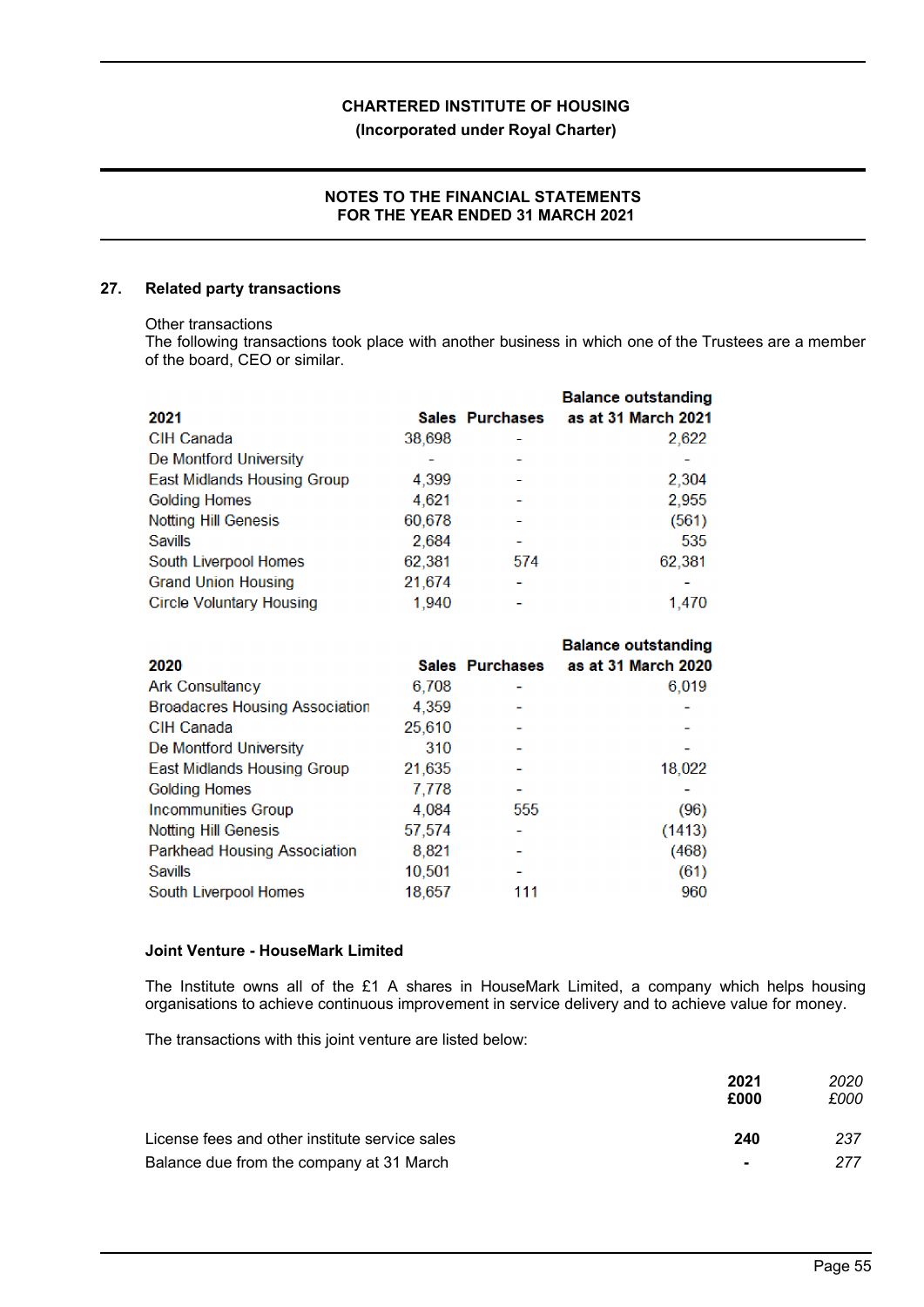**CHARTERED INSTITUTE OF HOUSING**
**(Incorporated under Royal Charter)**

**NOTES TO THE FINANCIAL STATEMENTS**
**FOR THE YEAR ENDED 31 MARCH 2021**

## 27. Related party transactions

Other transactions

The following transactions took place with another business in which one of the Trustees are a member of the board, CEO or similar.

| 2021 | Sales | Purchases | Balance outstanding as at 31 March 2021 |
|---|---|---|---|
| CIH Canada | 38,698 | - | 2,622 |
| De Montford University | - | - | - |
| East Midlands Housing Group | 4,399 | - | 2,304 |
| Golding Homes | 4,621 | - | 2,955 |
| Notting Hill Genesis | 60,678 | - | (561) |
| Savills | 2,684 | - | 535 |
| South Liverpool Homes | 62,381 | 574 | 62,381 |
| Grand Union Housing | 21,674 | - | - |
| Circle Voluntary Housing | 1,940 | - | 1,470 |

| 2020 | Sales | Purchases | Balance outstanding as at 31 March 2020 |
|---|---|---|---|
| Ark Consultancy | 6,708 | - | 6,019 |
| Broadacres Housing Association | 4,359 | - | - |
| CIH Canada | 25,610 | - | - |
| De Montford University | 310 | - | - |
| East Midlands Housing Group | 21,635 | - | 18,022 |
| Golding Homes | 7,778 | - | - |
| Incommunities Group | 4,084 | 555 | (96) |
| Notting Hill Genesis | 57,574 | - | (1413) |
| Parkhead Housing Association | 8,821 | - | (468) |
| Savills | 10,501 | - | (61) |
| South Liverpool Homes | 18,657 | 111 | 960 |

**Joint Venture - HouseMark Limited**

The Institute owns all of the £1 A shares in HouseMark Limited, a company which helps housing organisations to achieve continuous improvement in service delivery and to achieve value for money.

The transactions with this joint venture are listed below:

| | **2021** **£000** | *2020* *£000* |
|---|---|---|
| License fees and other institute service sales | **240** | *237* |
| Balance due from the company at 31 March | **-** | *277* |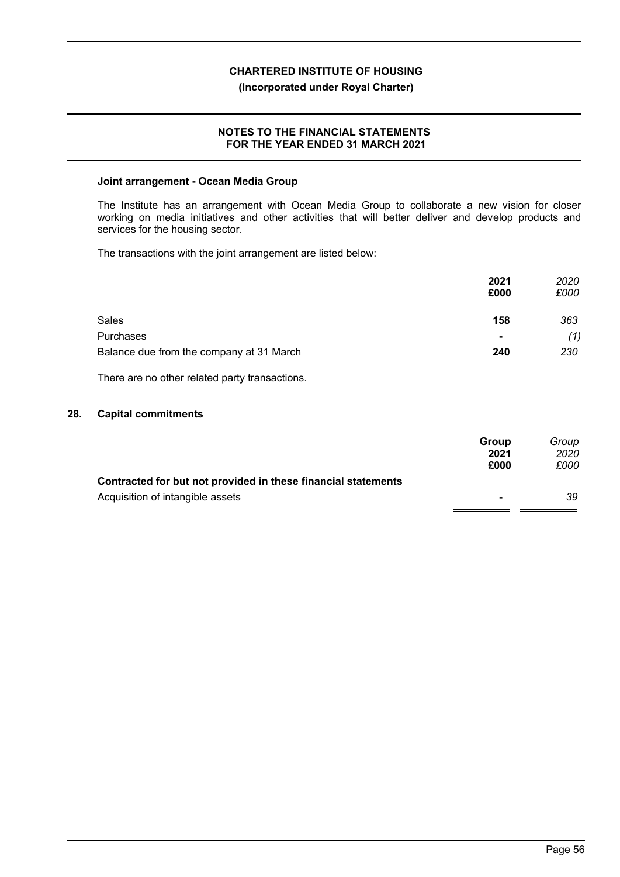### Joint arrangement - Ocean Media Group

The Institute has an arrangement with Ocean Media Group to collaborate a new vision for closer working on media initiatives and other activities that will better deliver and develop products and services for the housing sector.

The transactions with the joint arrangement are listed below:

| | **2021** **£000** | *2020* *£000* |
|---|---|---|
| Sales | **158** | *363* |
| Purchases | **-** | *(1)* |
| Balance due from the company at 31 March | **240** | *230* |

There are no other related party transactions.

## 28. Capital commitments

| | **Group** **2021** **£000** | *Group* *2020* *£000* |
|---|---|---|
| **Contracted for but not provided in these financial statements** | | |
| Acquisition of intangible assets | **-** | *39* |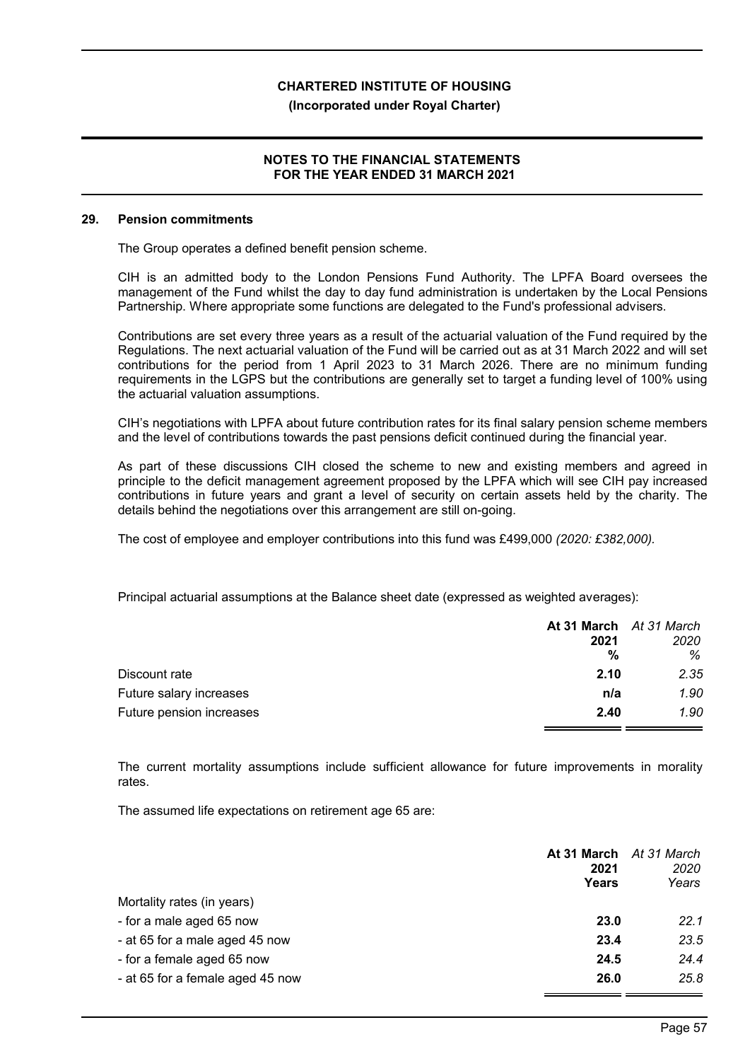## 29. Pension commitments

The Group operates a defined benefit pension scheme.

CIH is an admitted body to the London Pensions Fund Authority. The LPFA Board oversees the management of the Fund whilst the day to day fund administration is undertaken by the Local Pensions Partnership. Where appropriate some functions are delegated to the Fund's professional advisers.

Contributions are set every three years as a result of the actuarial valuation of the Fund required by the Regulations. The next actuarial valuation of the Fund will be carried out as at 31 March 2022 and will set contributions for the period from 1 April 2023 to 31 March 2026. There are no minimum funding requirements in the LGPS but the contributions are generally set to target a funding level of 100% using the actuarial valuation assumptions.

CIH's negotiations with LPFA about future contribution rates for its final salary pension scheme members and the level of contributions towards the past pensions deficit continued during the financial year.

As part of these discussions CIH closed the scheme to new and existing members and agreed in principle to the deficit management agreement proposed by the LPFA which will see CIH pay increased contributions in future years and grant a level of security on certain assets held by the charity. The details behind the negotiations over this arrangement are still on-going.

The cost of employee and employer contributions into this fund was £499,000 *(2020: £382,000).*

Principal actuarial assumptions at the Balance sheet date (expressed as weighted averages):

| | **At 31 March 2021 %** | *At 31 March 2020 %* |
|---|---|---|
| Discount rate | **2.10** | *2.35* |
| Future salary increases | **n/a** | *1.90* |
| Future pension increases | **2.40** | *1.90* |

The current mortality assumptions include sufficient allowance for future improvements in morality rates.

The assumed life expectations on retirement age 65 are:

| | **At 31 March 2021 Years** | *At 31 March 2020 Years* |
|---|---|---|
| Mortality rates (in years) | | |
| - for a male aged 65 now | **23.0** | *22.1* |
| - at 65 for a male aged 45 now | **23.4** | *23.5* |
| - for a female aged 65 now | **24.5** | *24.4* |
| - at 65 for a female aged 45 now | **26.0** | *25.8* |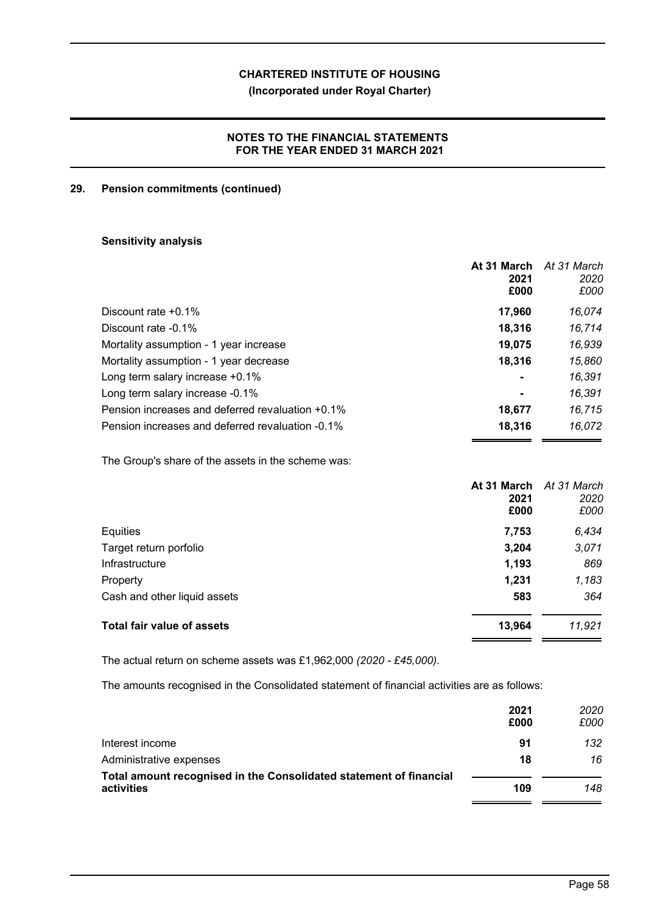## 29. Pension commitments (continued)

### Sensitivity analysis

| | At 31 March 2021 £000 | *At 31 March 2020 £000* |
|---|---|---|
| Discount rate +0.1% | **17,960** | *16,074* |
| Discount rate -0.1% | **18,316** | *16,714* |
| Mortality assumption - 1 year increase | **19,075** | *16,939* |
| Mortality assumption - 1 year decrease | **18,316** | *15,860* |
| Long term salary increase +0.1% | **-** | *16,391* |
| Long term salary increase -0.1% | **-** | *16,391* |
| Pension increases and deferred revaluation +0.1% | **18,677** | *16,715* |
| Pension increases and deferred revaluation -0.1% | **18,316** | *16,072* |

The Group's share of the assets in the scheme was:

| | At 31 March 2021 £000 | *At 31 March 2020 £000* |
|---|---|---|
| Equities | **7,753** | *6,434* |
| Target return porfolio | **3,204** | *3,071* |
| Infrastructure | **1,193** | *869* |
| Property | **1,231** | *1,183* |
| Cash and other liquid assets | **583** | *364* |
| **Total fair value of assets** | **13,964** | *11,921* |

The actual return on scheme assets was £1,962,000 *(2020 - £45,000)*.

The amounts recognised in the Consolidated statement of financial activities are as follows:

| | 2021 £000 | *2020 £000* |
|---|---|---|
| Interest income | **91** | *132* |
| Administrative expenses | **18** | *16* |
| **Total amount recognised in the Consolidated statement of financial activities** | **109** | *148* |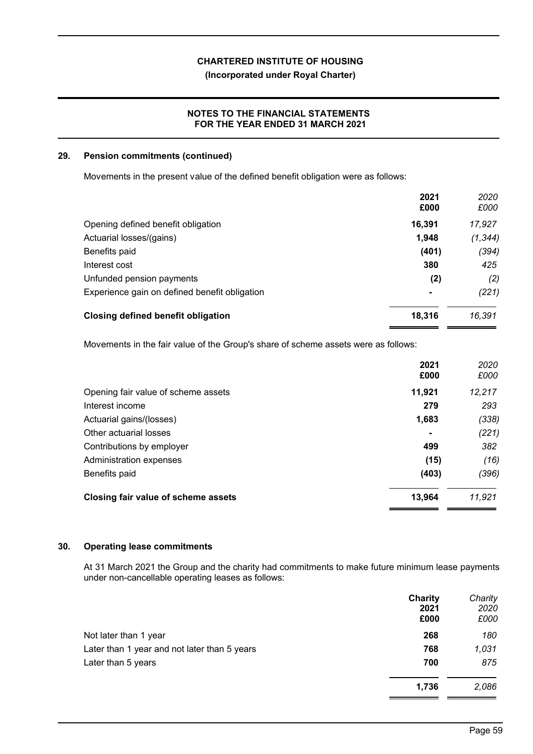## 29. Pension commitments (continued)

Movements in the present value of the defined benefit obligation were as follows:

| | 2021 £000 | 2020 £000 |
|---|---|---|
| Opening defined benefit obligation | **16,391** | *17,927* |
| Actuarial losses/(gains) | **1,948** | *(1,344)* |
| Benefits paid | **(401)** | *(394)* |
| Interest cost | **380** | *425* |
| Unfunded pension payments | **(2)** | *(2)* |
| Experience gain on defined benefit obligation | **-** | *(221)* |
| **Closing defined benefit obligation** | **18,316** | *16,391* |

Movements in the fair value of the Group's share of scheme assets were as follows:

| | 2021 £000 | 2020 £000 |
|---|---|---|
| Opening fair value of scheme assets | **11,921** | *12,217* |
| Interest income | **279** | *293* |
| Actuarial gains/(losses) | **1,683** | *(338)* |
| Other actuarial losses | **-** | *(221)* |
| Contributions by employer | **499** | *382* |
| Administration expenses | **(15)** | *(16)* |
| Benefits paid | **(403)** | *(396)* |
| **Closing fair value of scheme assets** | **13,964** | *11,921* |

## 30. Operating lease commitments

At 31 March 2021 the Group and the charity had commitments to make future minimum lease payments under non-cancellable operating leases as follows:

| | Charity 2021 £000 | Charity 2020 £000 |
|---|---|---|
| Not later than 1 year | **268** | *180* |
| Later than 1 year and not later than 5 years | **768** | *1,031* |
| Later than 5 years | **700** | *875* |
| | **1,736** | *2,086* |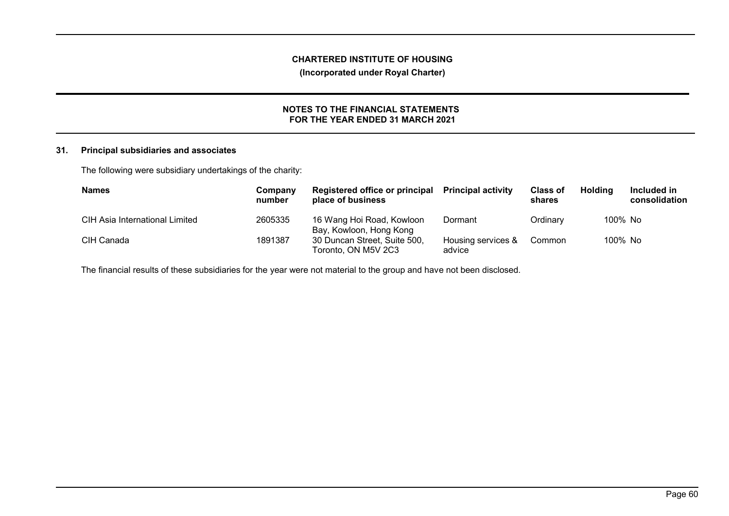# CHARTERED INSTITUTE OF HOUSING

**(Incorporated under Royal Charter)**

## NOTES TO THE FINANCIAL STATEMENTS FOR THE YEAR ENDED 31 MARCH 2021

### 31. Principal subsidiaries and associates

The following were subsidiary undertakings of the charity:

| Names | Company number | Registered office or principal place of business | Principal activity | Class of shares | Holding | Included in consolidation |
|---|---|---|---|---|---|---|
| CIH Asia International Limited | 2605335 | 16 Wang Hoi Road, Kowloon Bay, Kowloon, Hong Kong | Dormant | Ordinary | 100% | No |
| CIH Canada | 1891387 | 30 Duncan Street, Suite 500, Toronto, ON M5V 2C3 | Housing services & advice | Common | 100% | No |

The financial results of these subsidiaries for the year were not material to the group and have not been disclosed.